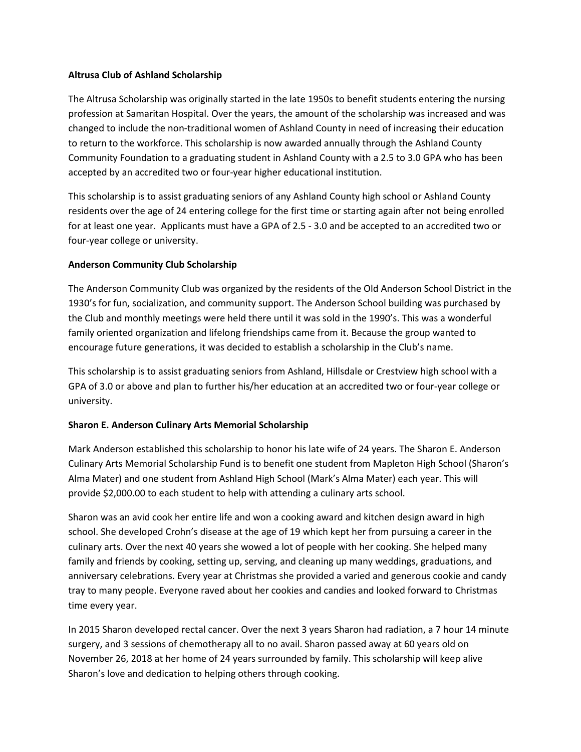**Altrusa Club of Ashland Scholarship**

The Altrusa Scholarship was originally started in the late 1950s to benefit students entering the nursing profession at Samaritan Hospital. Over the years, the amount of the scholarship was increased and was changed to include the non-traditional women of Ashland County in need of increasing their education to return to the workforce. This scholarship is now awarded annually through the Ashland County Community Foundation to a graduating student in Ashland County with a 2.5 to 3.0 GPA who has been accepted by an accredited two or four-year higher educational institution.

This scholarship is to assist graduating seniors of any Ashland County high school or Ashland County residents over the age of 24 entering college for the first time or starting again after not being enrolled for at least one year. Applicants must have a GPA of 2.5 - 3.0 and be accepted to an accredited two or four-year college or university.

**Anderson Community Club Scholarship**

The Anderson Community Club was organized by the residents of the Old Anderson School District in the 1930's for fun, socialization, and community support. The Anderson School building was purchased by the Club and monthly meetings were held there until it was sold in the 1990's. This was a wonderful family oriented organization and lifelong friendships came from it. Because the group wanted to encourage future generations, it was decided to establish a scholarship in the Club's name.

This scholarship is to assist graduating seniors from Ashland, Hillsdale or Crestview high school with a GPA of 3.0 or above and plan to further his/her education at an accredited two or four-year college or university.

**Sharon E. Anderson Culinary Arts Memorial Scholarship**

Mark Anderson established this scholarship to honor his late wife of 24 years. The Sharon E. Anderson Culinary Arts Memorial Scholarship Fund is to benefit one student from Mapleton High School (Sharon's Alma Mater) and one student from Ashland High School (Mark's Alma Mater) each year. This will provide $2,000.00 to each student to help with attending a culinary arts school.

Sharon was an avid cook her entire life and won a cooking award and kitchen design award in high school. She developed Crohn's disease at the age of 19 which kept her from pursuing a career in the culinary arts. Over the next 40 years she wowed a lot of people with her cooking. She helped many family and friends by cooking, setting up, serving, and cleaning up many weddings, graduations, and anniversary celebrations. Every year at Christmas she provided a varied and generous cookie and candy tray to many people. Everyone raved about her cookies and candies and looked forward to Christmas time every year.

In 2015 Sharon developed rectal cancer. Over the next 3 years Sharon had radiation, a 7 hour 14 minute surgery, and 3 sessions of chemotherapy all to no avail. Sharon passed away at 60 years old on November 26, 2018 at her home of 24 years surrounded by family. This scholarship will keep alive Sharon's love and dedication to helping others through cooking.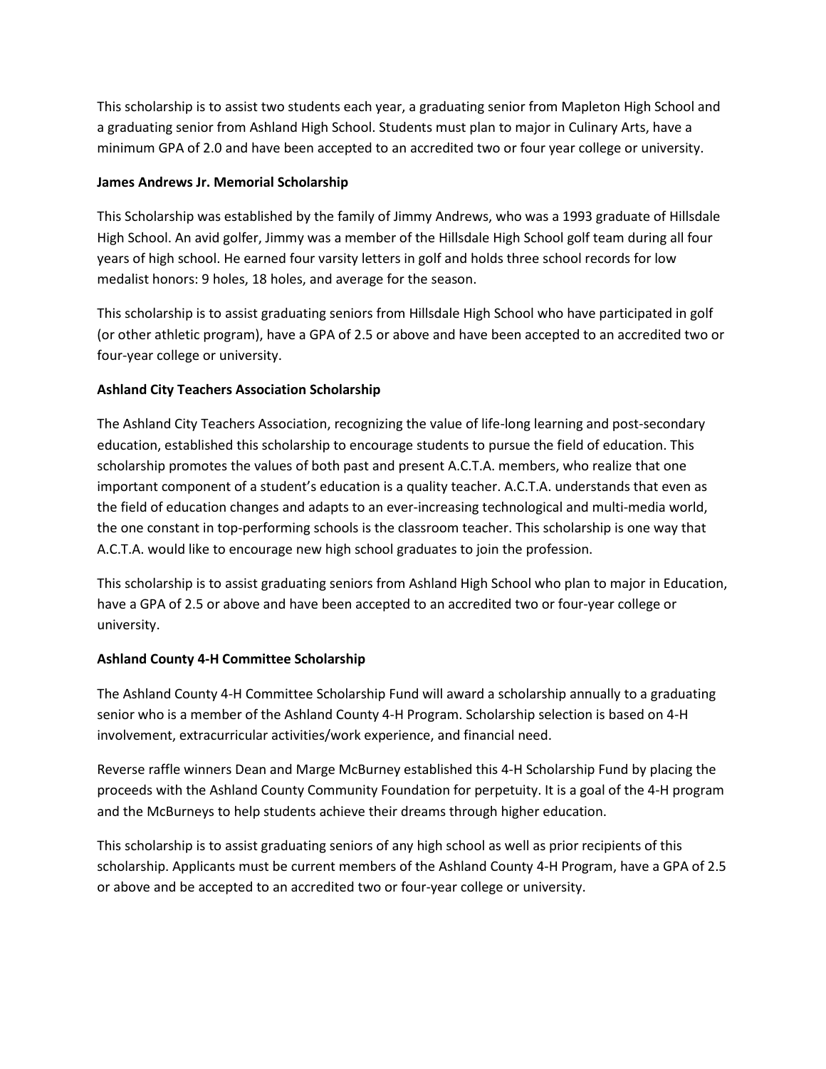This scholarship is to assist two students each year, a graduating senior from Mapleton High School and a graduating senior from Ashland High School. Students must plan to major in Culinary Arts, have a minimum GPA of 2.0 and have been accepted to an accredited two or four year college or university.

**James Andrews Jr. Memorial Scholarship**

This Scholarship was established by the family of Jimmy Andrews, who was a 1993 graduate of Hillsdale High School. An avid golfer, Jimmy was a member of the Hillsdale High School golf team during all four years of high school. He earned four varsity letters in golf and holds three school records for low medalist honors: 9 holes, 18 holes, and average for the season.

This scholarship is to assist graduating seniors from Hillsdale High School who have participated in golf (or other athletic program), have a GPA of 2.5 or above and have been accepted to an accredited two or four-year college or university.

**Ashland City Teachers Association Scholarship**

The Ashland City Teachers Association, recognizing the value of life-long learning and post-secondary education, established this scholarship to encourage students to pursue the field of education. This scholarship promotes the values of both past and present A.C.T.A. members, who realize that one important component of a student's education is a quality teacher. A.C.T.A. understands that even as the field of education changes and adapts to an ever-increasing technological and multi-media world, the one constant in top-performing schools is the classroom teacher. This scholarship is one way that A.C.T.A. would like to encourage new high school graduates to join the profession.

This scholarship is to assist graduating seniors from Ashland High School who plan to major in Education, have a GPA of 2.5 or above and have been accepted to an accredited two or four-year college or university.

**Ashland County 4-H Committee Scholarship**

The Ashland County 4-H Committee Scholarship Fund will award a scholarship annually to a graduating senior who is a member of the Ashland County 4-H Program. Scholarship selection is based on 4-H involvement, extracurricular activities/work experience, and financial need.

Reverse raffle winners Dean and Marge McBurney established this 4-H Scholarship Fund by placing the proceeds with the Ashland County Community Foundation for perpetuity. It is a goal of the 4-H program and the McBurneys to help students achieve their dreams through higher education.

This scholarship is to assist graduating seniors of any high school as well as prior recipients of this scholarship. Applicants must be current members of the Ashland County 4-H Program, have a GPA of 2.5 or above and be accepted to an accredited two or four-year college or university.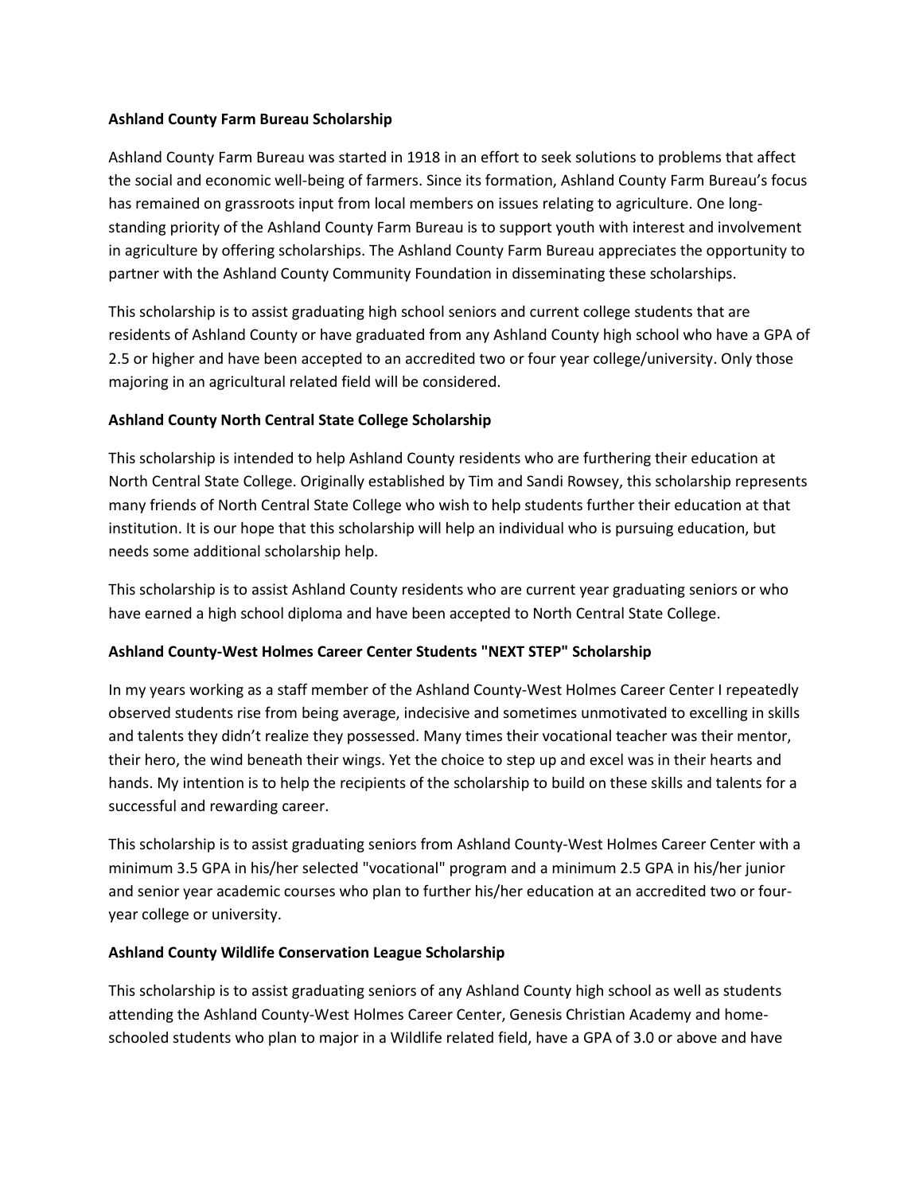**Ashland County Farm Bureau Scholarship**

Ashland County Farm Bureau was started in 1918 in an effort to seek solutions to problems that affect the social and economic well-being of farmers. Since its formation, Ashland County Farm Bureau's focus has remained on grassroots input from local members on issues relating to agriculture. One long-standing priority of the Ashland County Farm Bureau is to support youth with interest and involvement in agriculture by offering scholarships. The Ashland County Farm Bureau appreciates the opportunity to partner with the Ashland County Community Foundation in disseminating these scholarships.

This scholarship is to assist graduating high school seniors and current college students that are residents of Ashland County or have graduated from any Ashland County high school who have a GPA of 2.5 or higher and have been accepted to an accredited two or four year college/university. Only those majoring in an agricultural related field will be considered.

**Ashland County North Central State College Scholarship**

This scholarship is intended to help Ashland County residents who are furthering their education at North Central State College. Originally established by Tim and Sandi Rowsey, this scholarship represents many friends of North Central State College who wish to help students further their education at that institution. It is our hope that this scholarship will help an individual who is pursuing education, but needs some additional scholarship help.

This scholarship is to assist Ashland County residents who are current year graduating seniors or who have earned a high school diploma and have been accepted to North Central State College.

**Ashland County-West Holmes Career Center Students "NEXT STEP" Scholarship**

In my years working as a staff member of the Ashland County-West Holmes Career Center I repeatedly observed students rise from being average, indecisive and sometimes unmotivated to excelling in skills and talents they didn't realize they possessed. Many times their vocational teacher was their mentor, their hero, the wind beneath their wings. Yet the choice to step up and excel was in their hearts and hands. My intention is to help the recipients of the scholarship to build on these skills and talents for a successful and rewarding career.

This scholarship is to assist graduating seniors from Ashland County-West Holmes Career Center with a minimum 3.5 GPA in his/her selected "vocational" program and a minimum 2.5 GPA in his/her junior and senior year academic courses who plan to further his/her education at an accredited two or four-year college or university.

**Ashland County Wildlife Conservation League Scholarship**

This scholarship is to assist graduating seniors of any Ashland County high school as well as students attending the Ashland County-West Holmes Career Center, Genesis Christian Academy and home-schooled students who plan to major in a Wildlife related field, have a GPA of 3.0 or above and have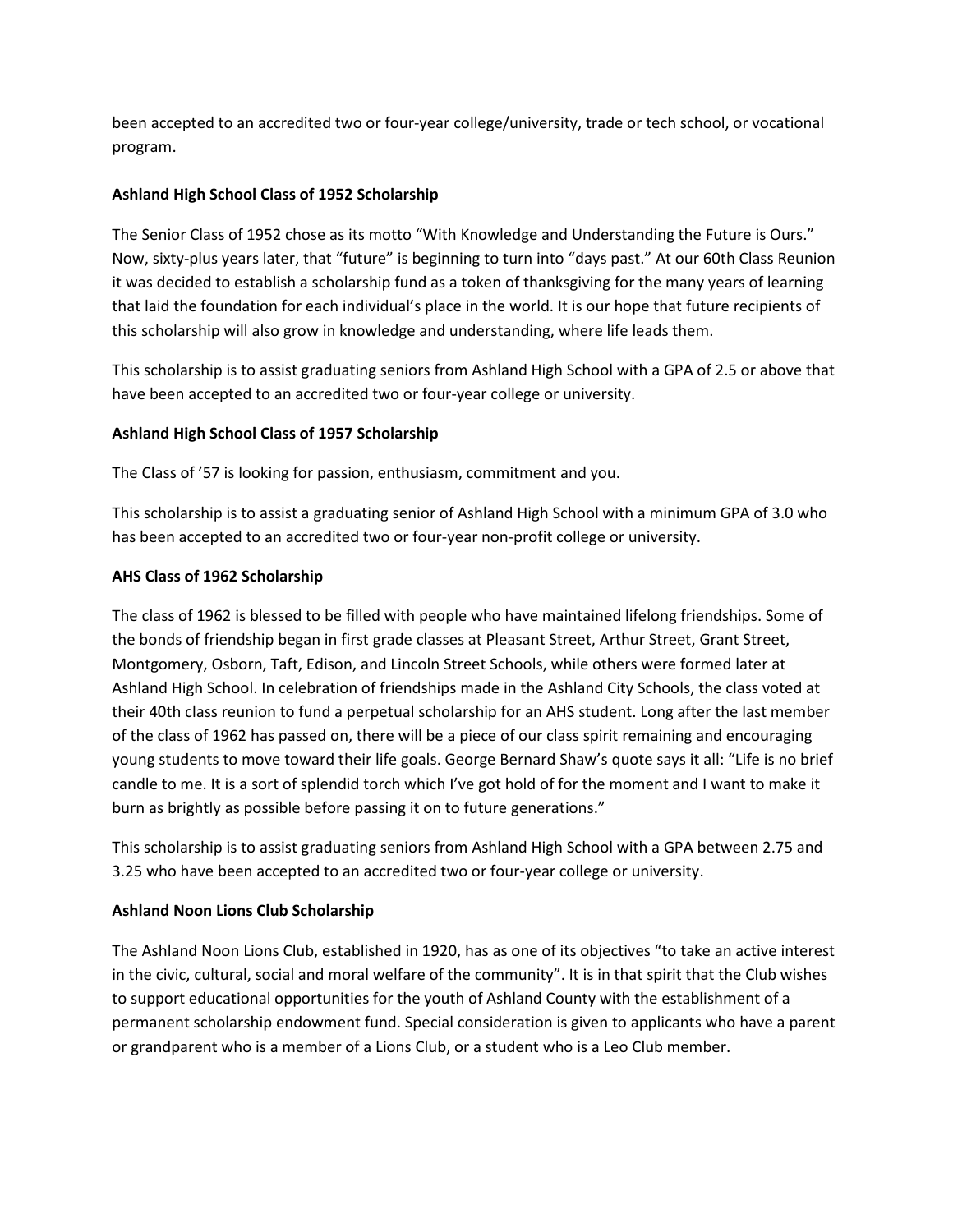been accepted to an accredited two or four-year college/university, trade or tech school, or vocational program.

**Ashland High School Class of 1952 Scholarship**

The Senior Class of 1952 chose as its motto "With Knowledge and Understanding the Future is Ours." Now, sixty-plus years later, that "future" is beginning to turn into "days past." At our 60th Class Reunion it was decided to establish a scholarship fund as a token of thanksgiving for the many years of learning that laid the foundation for each individual's place in the world. It is our hope that future recipients of this scholarship will also grow in knowledge and understanding, where life leads them.

This scholarship is to assist graduating seniors from Ashland High School with a GPA of 2.5 or above that have been accepted to an accredited two or four-year college or university.

**Ashland High School Class of 1957 Scholarship**

The Class of '57 is looking for passion, enthusiasm, commitment and you.

This scholarship is to assist a graduating senior of Ashland High School with a minimum GPA of 3.0 who has been accepted to an accredited two or four-year non-profit college or university.

**AHS Class of 1962 Scholarship**

The class of 1962 is blessed to be filled with people who have maintained lifelong friendships. Some of the bonds of friendship began in first grade classes at Pleasant Street, Arthur Street, Grant Street, Montgomery, Osborn, Taft, Edison, and Lincoln Street Schools, while others were formed later at Ashland High School. In celebration of friendships made in the Ashland City Schools, the class voted at their 40th class reunion to fund a perpetual scholarship for an AHS student. Long after the last member of the class of 1962 has passed on, there will be a piece of our class spirit remaining and encouraging young students to move toward their life goals. George Bernard Shaw's quote says it all: "Life is no brief candle to me. It is a sort of splendid torch which I've got hold of for the moment and I want to make it burn as brightly as possible before passing it on to future generations."

This scholarship is to assist graduating seniors from Ashland High School with a GPA between 2.75 and 3.25 who have been accepted to an accredited two or four-year college or university.

**Ashland Noon Lions Club Scholarship**

The Ashland Noon Lions Club, established in 1920, has as one of its objectives "to take an active interest in the civic, cultural, social and moral welfare of the community". It is in that spirit that the Club wishes to support educational opportunities for the youth of Ashland County with the establishment of a permanent scholarship endowment fund. Special consideration is given to applicants who have a parent or grandparent who is a member of a Lions Club, or a student who is a Leo Club member.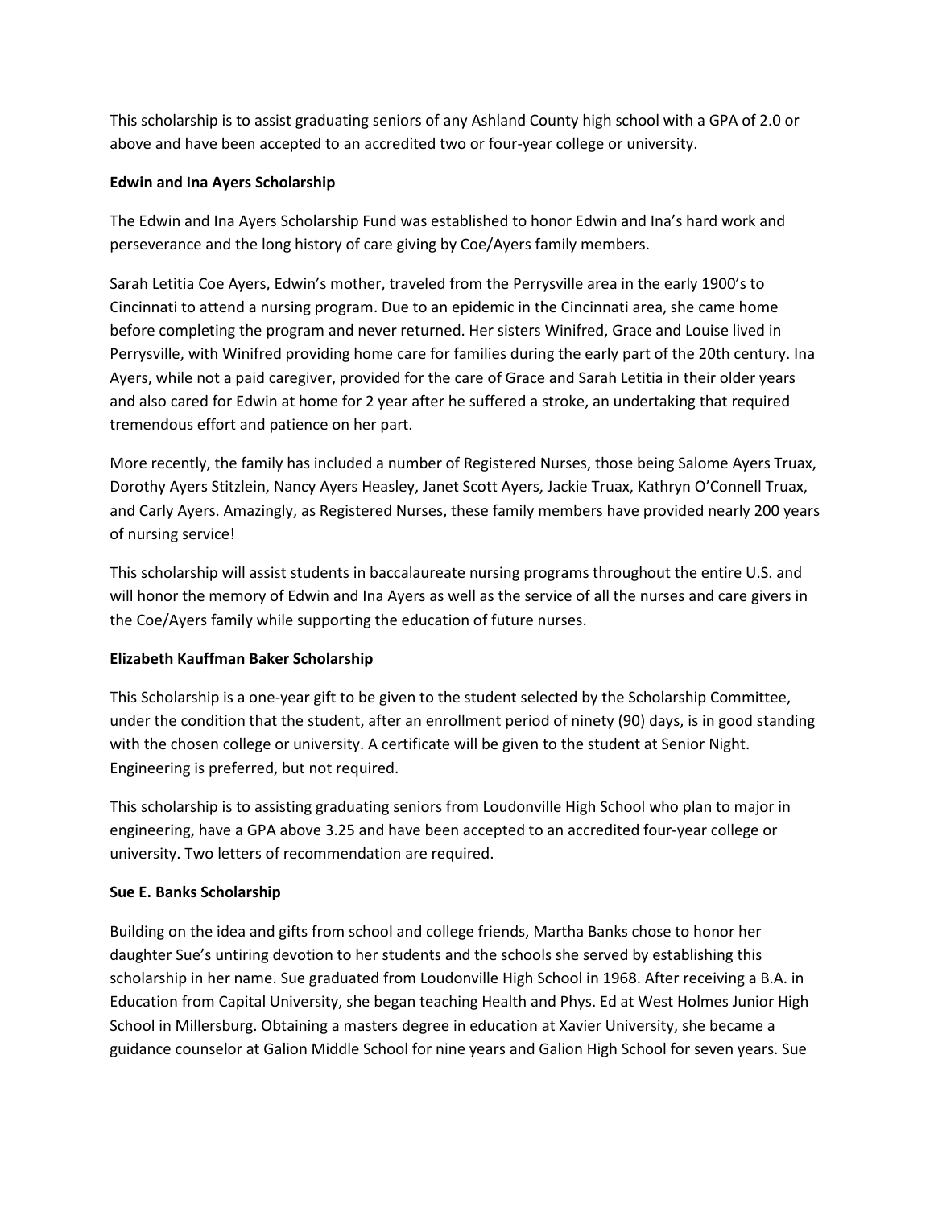This scholarship is to assist graduating seniors of any Ashland County high school with a GPA of 2.0 or above and have been accepted to an accredited two or four-year college or university.

**Edwin and Ina Ayers Scholarship**

The Edwin and Ina Ayers Scholarship Fund was established to honor Edwin and Ina's hard work and perseverance and the long history of care giving by Coe/Ayers family members.

Sarah Letitia Coe Ayers, Edwin's mother, traveled from the Perrysville area in the early 1900's to Cincinnati to attend a nursing program. Due to an epidemic in the Cincinnati area, she came home before completing the program and never returned. Her sisters Winifred, Grace and Louise lived in Perrysville, with Winifred providing home care for families during the early part of the 20th century. Ina Ayers, while not a paid caregiver, provided for the care of Grace and Sarah Letitia in their older years and also cared for Edwin at home for 2 year after he suffered a stroke, an undertaking that required tremendous effort and patience on her part.

More recently, the family has included a number of Registered Nurses, those being Salome Ayers Truax, Dorothy Ayers Stitzlein, Nancy Ayers Heasley, Janet Scott Ayers, Jackie Truax, Kathryn O'Connell Truax, and Carly Ayers. Amazingly, as Registered Nurses, these family members have provided nearly 200 years of nursing service!

This scholarship will assist students in baccalaureate nursing programs throughout the entire U.S. and will honor the memory of Edwin and Ina Ayers as well as the service of all the nurses and care givers in the Coe/Ayers family while supporting the education of future nurses.

**Elizabeth Kauffman Baker Scholarship**

This Scholarship is a one-year gift to be given to the student selected by the Scholarship Committee, under the condition that the student, after an enrollment period of ninety (90) days, is in good standing with the chosen college or university. A certificate will be given to the student at Senior Night. Engineering is preferred, but not required.

This scholarship is to assisting graduating seniors from Loudonville High School who plan to major in engineering, have a GPA above 3.25 and have been accepted to an accredited four-year college or university. Two letters of recommendation are required.

**Sue E. Banks Scholarship**

Building on the idea and gifts from school and college friends, Martha Banks chose to honor her daughter Sue's untiring devotion to her students and the schools she served by establishing this scholarship in her name. Sue graduated from Loudonville High School in 1968. After receiving a B.A. in Education from Capital University, she began teaching Health and Phys. Ed at West Holmes Junior High School in Millersburg. Obtaining a masters degree in education at Xavier University, she became a guidance counselor at Galion Middle School for nine years and Galion High School for seven years. Sue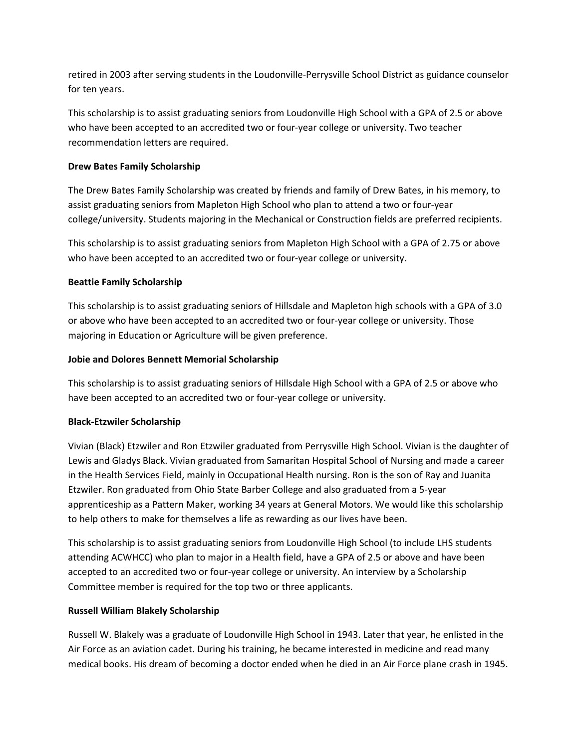retired in 2003 after serving students in the Loudonville-Perrysville School District as guidance counselor for ten years.

This scholarship is to assist graduating seniors from Loudonville High School with a GPA of 2.5 or above who have been accepted to an accredited two or four-year college or university. Two teacher recommendation letters are required.

**Drew Bates Family Scholarship**

The Drew Bates Family Scholarship was created by friends and family of Drew Bates, in his memory, to assist graduating seniors from Mapleton High School who plan to attend a two or four-year college/university. Students majoring in the Mechanical or Construction fields are preferred recipients.

This scholarship is to assist graduating seniors from Mapleton High School with a GPA of 2.75 or above who have been accepted to an accredited two or four-year college or university.

**Beattie Family Scholarship**

This scholarship is to assist graduating seniors of Hillsdale and Mapleton high schools with a GPA of 3.0 or above who have been accepted to an accredited two or four-year college or university. Those majoring in Education or Agriculture will be given preference.

**Jobie and Dolores Bennett Memorial Scholarship**

This scholarship is to assist graduating seniors of Hillsdale High School with a GPA of 2.5 or above who have been accepted to an accredited two or four-year college or university.

**Black-Etzwiler Scholarship**

Vivian (Black) Etzwiler and Ron Etzwiler graduated from Perrysville High School. Vivian is the daughter of Lewis and Gladys Black. Vivian graduated from Samaritan Hospital School of Nursing and made a career in the Health Services Field, mainly in Occupational Health nursing. Ron is the son of Ray and Juanita Etzwiler. Ron graduated from Ohio State Barber College and also graduated from a 5-year apprenticeship as a Pattern Maker, working 34 years at General Motors. We would like this scholarship to help others to make for themselves a life as rewarding as our lives have been.

This scholarship is to assist graduating seniors from Loudonville High School (to include LHS students attending ACWHCC) who plan to major in a Health field, have a GPA of 2.5 or above and have been accepted to an accredited two or four-year college or university. An interview by a Scholarship Committee member is required for the top two or three applicants.

**Russell William Blakely Scholarship**

Russell W. Blakely was a graduate of Loudonville High School in 1943. Later that year, he enlisted in the Air Force as an aviation cadet. During his training, he became interested in medicine and read many medical books. His dream of becoming a doctor ended when he died in an Air Force plane crash in 1945.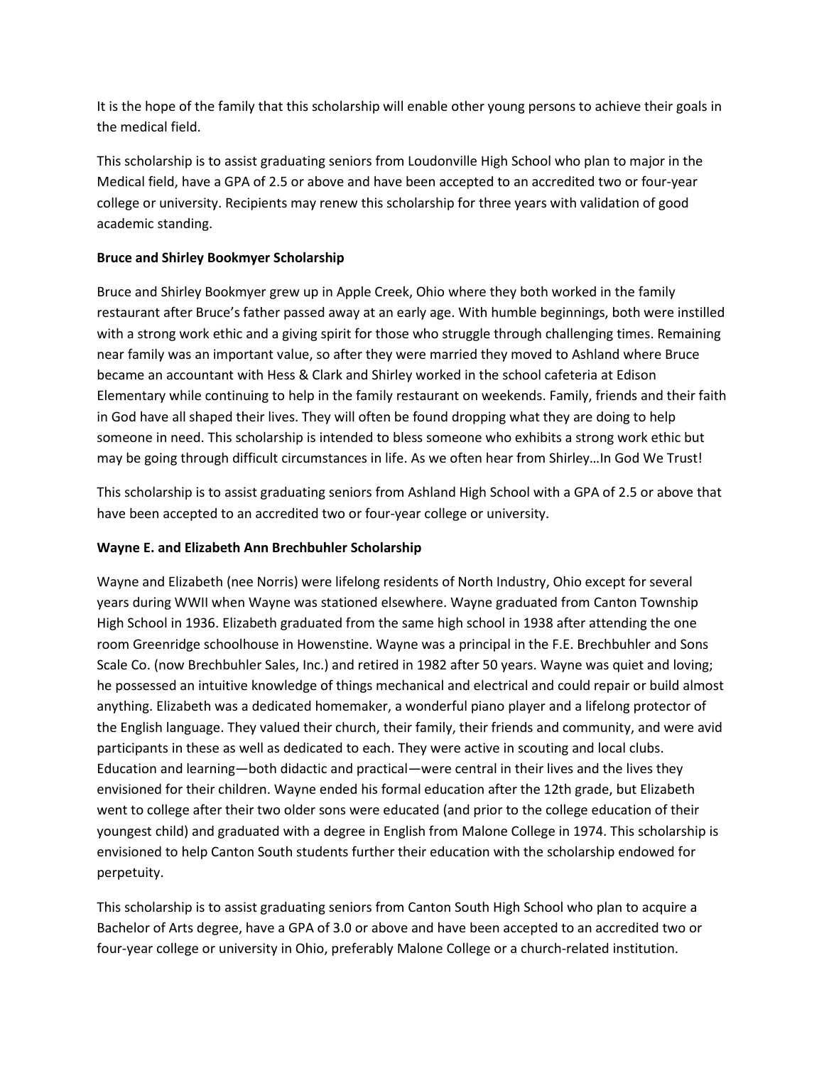It is the hope of the family that this scholarship will enable other young persons to achieve their goals in the medical field.

This scholarship is to assist graduating seniors from Loudonville High School who plan to major in the Medical field, have a GPA of 2.5 or above and have been accepted to an accredited two or four-year college or university. Recipients may renew this scholarship for three years with validation of good academic standing.

**Bruce and Shirley Bookmyer Scholarship**

Bruce and Shirley Bookmyer grew up in Apple Creek, Ohio where they both worked in the family restaurant after Bruce's father passed away at an early age. With humble beginnings, both were instilled with a strong work ethic and a giving spirit for those who struggle through challenging times. Remaining near family was an important value, so after they were married they moved to Ashland where Bruce became an accountant with Hess & Clark and Shirley worked in the school cafeteria at Edison Elementary while continuing to help in the family restaurant on weekends. Family, friends and their faith in God have all shaped their lives. They will often be found dropping what they are doing to help someone in need. This scholarship is intended to bless someone who exhibits a strong work ethic but may be going through difficult circumstances in life. As we often hear from Shirley…In God We Trust!

This scholarship is to assist graduating seniors from Ashland High School with a GPA of 2.5 or above that have been accepted to an accredited two or four-year college or university.

**Wayne E. and Elizabeth Ann Brechbuhler Scholarship**

Wayne and Elizabeth (nee Norris) were lifelong residents of North Industry, Ohio except for several years during WWII when Wayne was stationed elsewhere. Wayne graduated from Canton Township High School in 1936. Elizabeth graduated from the same high school in 1938 after attending the one room Greenridge schoolhouse in Howenstine. Wayne was a principal in the F.E. Brechbuhler and Sons Scale Co. (now Brechbuhler Sales, Inc.) and retired in 1982 after 50 years. Wayne was quiet and loving; he possessed an intuitive knowledge of things mechanical and electrical and could repair or build almost anything. Elizabeth was a dedicated homemaker, a wonderful piano player and a lifelong protector of the English language. They valued their church, their family, their friends and community, and were avid participants in these as well as dedicated to each. They were active in scouting and local clubs. Education and learning—both didactic and practical—were central in their lives and the lives they envisioned for their children. Wayne ended his formal education after the 12th grade, but Elizabeth went to college after their two older sons were educated (and prior to the college education of their youngest child) and graduated with a degree in English from Malone College in 1974. This scholarship is envisioned to help Canton South students further their education with the scholarship endowed for perpetuity.

This scholarship is to assist graduating seniors from Canton South High School who plan to acquire a Bachelor of Arts degree, have a GPA of 3.0 or above and have been accepted to an accredited two or four-year college or university in Ohio, preferably Malone College or a church-related institution.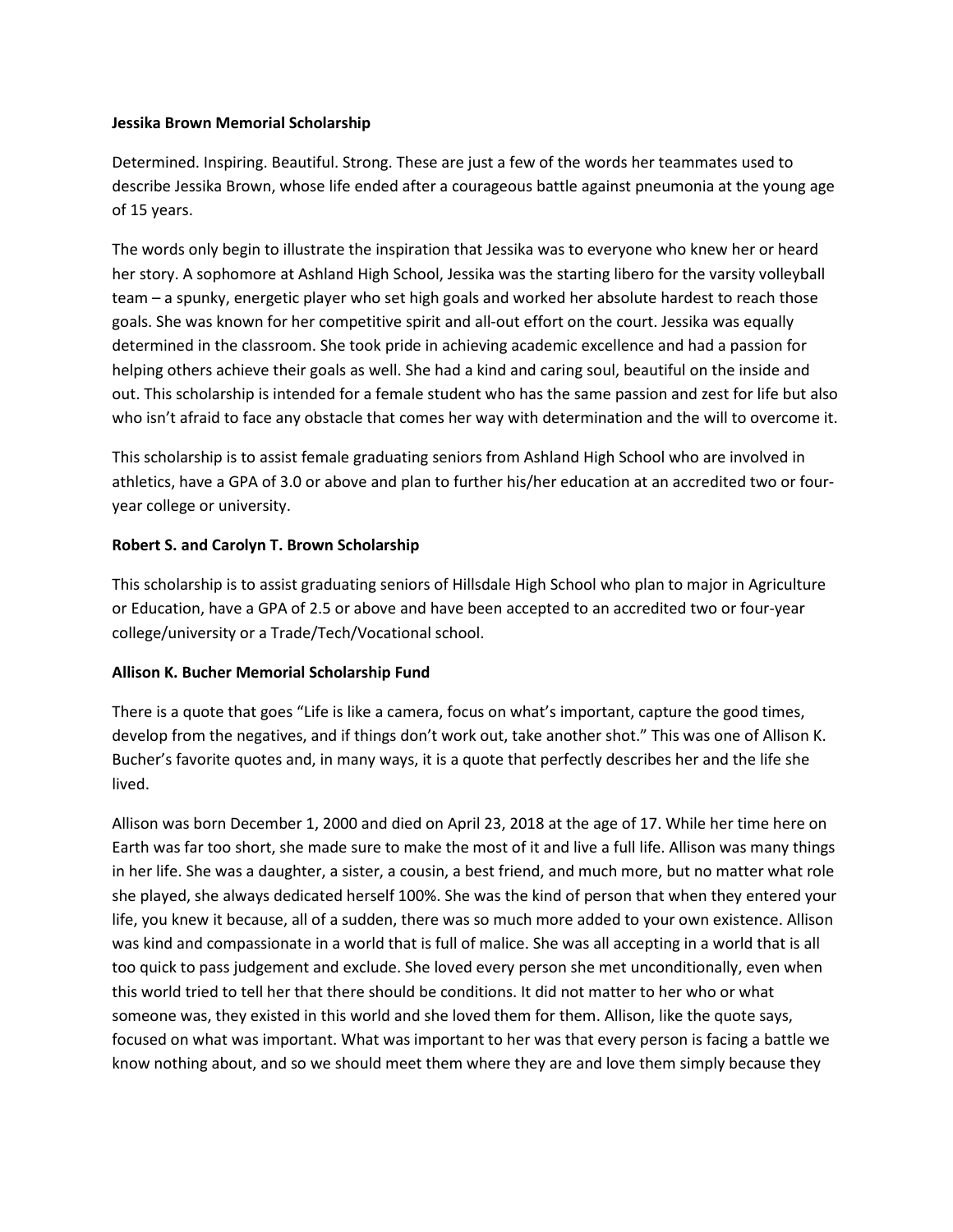**Jessika Brown Memorial Scholarship**

Determined. Inspiring. Beautiful. Strong. These are just a few of the words her teammates used to describe Jessika Brown, whose life ended after a courageous battle against pneumonia at the young age of 15 years.

The words only begin to illustrate the inspiration that Jessika was to everyone who knew her or heard her story. A sophomore at Ashland High School, Jessika was the starting libero for the varsity volleyball team – a spunky, energetic player who set high goals and worked her absolute hardest to reach those goals. She was known for her competitive spirit and all-out effort on the court. Jessika was equally determined in the classroom. She took pride in achieving academic excellence and had a passion for helping others achieve their goals as well. She had a kind and caring soul, beautiful on the inside and out. This scholarship is intended for a female student who has the same passion and zest for life but also who isn't afraid to face any obstacle that comes her way with determination and the will to overcome it.

This scholarship is to assist female graduating seniors from Ashland High School who are involved in athletics, have a GPA of 3.0 or above and plan to further his/her education at an accredited two or four-year college or university.

**Robert S. and Carolyn T. Brown Scholarship**

This scholarship is to assist graduating seniors of Hillsdale High School who plan to major in Agriculture or Education, have a GPA of 2.5 or above and have been accepted to an accredited two or four-year college/university or a Trade/Tech/Vocational school.

**Allison K. Bucher Memorial Scholarship Fund**

There is a quote that goes "Life is like a camera, focus on what's important, capture the good times, develop from the negatives, and if things don't work out, take another shot." This was one of Allison K. Bucher's favorite quotes and, in many ways, it is a quote that perfectly describes her and the life she lived.

Allison was born December 1, 2000 and died on April 23, 2018 at the age of 17. While her time here on Earth was far too short, she made sure to make the most of it and live a full life. Allison was many things in her life. She was a daughter, a sister, a cousin, a best friend, and much more, but no matter what role she played, she always dedicated herself 100%. She was the kind of person that when they entered your life, you knew it because, all of a sudden, there was so much more added to your own existence. Allison was kind and compassionate in a world that is full of malice. She was all accepting in a world that is all too quick to pass judgement and exclude. She loved every person she met unconditionally, even when this world tried to tell her that there should be conditions. It did not matter to her who or what someone was, they existed in this world and she loved them for them. Allison, like the quote says, focused on what was important. What was important to her was that every person is facing a battle we know nothing about, and so we should meet them where they are and love them simply because they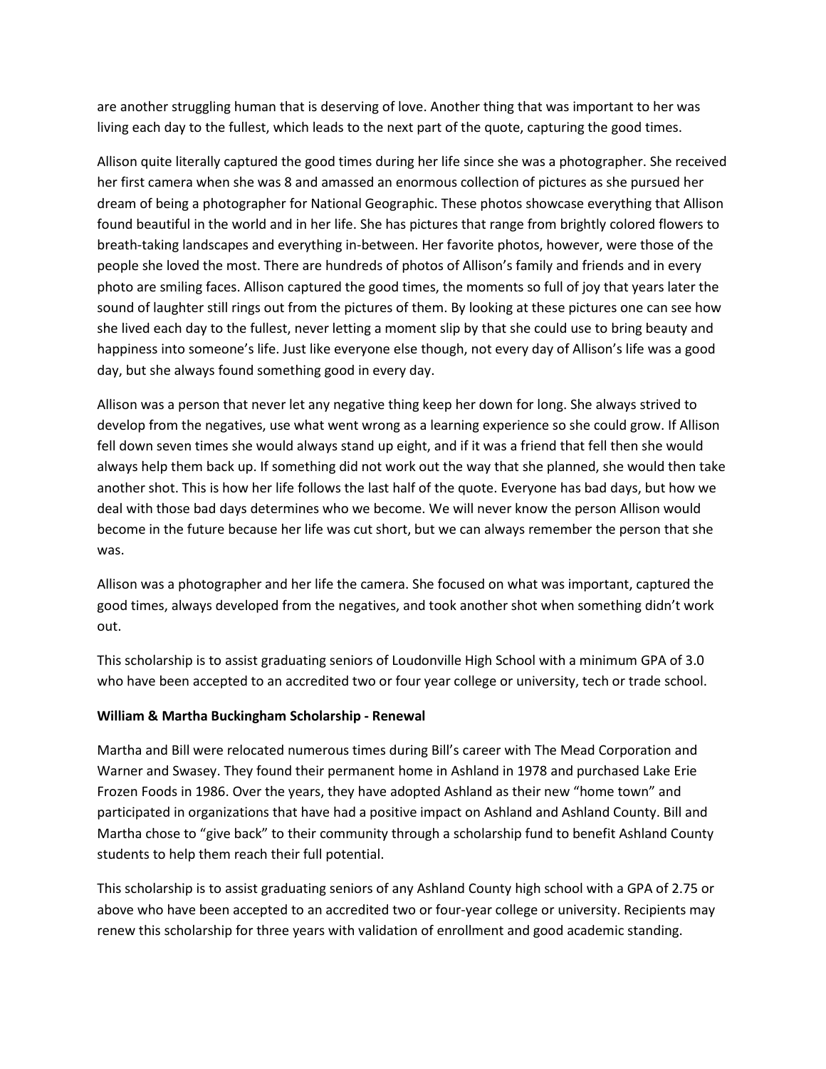are another struggling human that is deserving of love. Another thing that was important to her was living each day to the fullest, which leads to the next part of the quote, capturing the good times.

Allison quite literally captured the good times during her life since she was a photographer. She received her first camera when she was 8 and amassed an enormous collection of pictures as she pursued her dream of being a photographer for National Geographic. These photos showcase everything that Allison found beautiful in the world and in her life. She has pictures that range from brightly colored flowers to breath-taking landscapes and everything in-between. Her favorite photos, however, were those of the people she loved the most. There are hundreds of photos of Allison's family and friends and in every photo are smiling faces. Allison captured the good times, the moments so full of joy that years later the sound of laughter still rings out from the pictures of them. By looking at these pictures one can see how she lived each day to the fullest, never letting a moment slip by that she could use to bring beauty and happiness into someone's life. Just like everyone else though, not every day of Allison's life was a good day, but she always found something good in every day.

Allison was a person that never let any negative thing keep her down for long. She always strived to develop from the negatives, use what went wrong as a learning experience so she could grow. If Allison fell down seven times she would always stand up eight, and if it was a friend that fell then she would always help them back up. If something did not work out the way that she planned, she would then take another shot. This is how her life follows the last half of the quote. Everyone has bad days, but how we deal with those bad days determines who we become. We will never know the person Allison would become in the future because her life was cut short, but we can always remember the person that she was.

Allison was a photographer and her life the camera. She focused on what was important, captured the good times, always developed from the negatives, and took another shot when something didn't work out.

This scholarship is to assist graduating seniors of Loudonville High School with a minimum GPA of 3.0 who have been accepted to an accredited two or four year college or university, tech or trade school.

**William & Martha Buckingham Scholarship - Renewal**

Martha and Bill were relocated numerous times during Bill's career with The Mead Corporation and Warner and Swasey. They found their permanent home in Ashland in 1978 and purchased Lake Erie Frozen Foods in 1986. Over the years, they have adopted Ashland as their new "home town" and participated in organizations that have had a positive impact on Ashland and Ashland County. Bill and Martha chose to "give back" to their community through a scholarship fund to benefit Ashland County students to help them reach their full potential.

This scholarship is to assist graduating seniors of any Ashland County high school with a GPA of 2.75 or above who have been accepted to an accredited two or four-year college or university. Recipients may renew this scholarship for three years with validation of enrollment and good academic standing.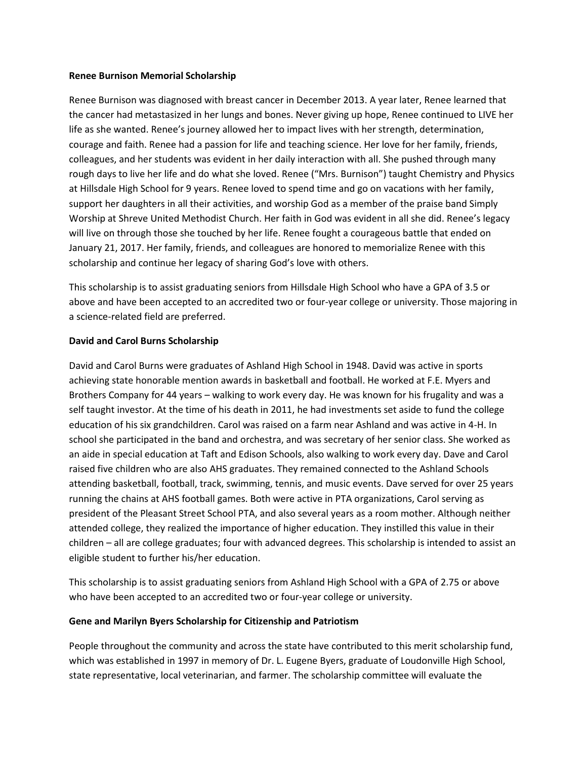**Renee Burnison Memorial Scholarship**

Renee Burnison was diagnosed with breast cancer in December 2013. A year later, Renee learned that the cancer had metastasized in her lungs and bones. Never giving up hope, Renee continued to LIVE her life as she wanted. Renee's journey allowed her to impact lives with her strength, determination, courage and faith. Renee had a passion for life and teaching science. Her love for her family, friends, colleagues, and her students was evident in her daily interaction with all. She pushed through many rough days to live her life and do what she loved. Renee ("Mrs. Burnison") taught Chemistry and Physics at Hillsdale High School for 9 years. Renee loved to spend time and go on vacations with her family, support her daughters in all their activities, and worship God as a member of the praise band Simply Worship at Shreve United Methodist Church. Her faith in God was evident in all she did. Renee's legacy will live on through those she touched by her life. Renee fought a courageous battle that ended on January 21, 2017. Her family, friends, and colleagues are honored to memorialize Renee with this scholarship and continue her legacy of sharing God's love with others.

This scholarship is to assist graduating seniors from Hillsdale High School who have a GPA of 3.5 or above and have been accepted to an accredited two or four-year college or university. Those majoring in a science-related field are preferred.

**David and Carol Burns Scholarship**

David and Carol Burns were graduates of Ashland High School in 1948. David was active in sports achieving state honorable mention awards in basketball and football. He worked at F.E. Myers and Brothers Company for 44 years – walking to work every day. He was known for his frugality and was a self taught investor. At the time of his death in 2011, he had investments set aside to fund the college education of his six grandchildren. Carol was raised on a farm near Ashland and was active in 4-H. In school she participated in the band and orchestra, and was secretary of her senior class. She worked as an aide in special education at Taft and Edison Schools, also walking to work every day. Dave and Carol raised five children who are also AHS graduates. They remained connected to the Ashland Schools attending basketball, football, track, swimming, tennis, and music events. Dave served for over 25 years running the chains at AHS football games. Both were active in PTA organizations, Carol serving as president of the Pleasant Street School PTA, and also several years as a room mother. Although neither attended college, they realized the importance of higher education. They instilled this value in their children – all are college graduates; four with advanced degrees. This scholarship is intended to assist an eligible student to further his/her education.

This scholarship is to assist graduating seniors from Ashland High School with a GPA of 2.75 or above who have been accepted to an accredited two or four-year college or university.

**Gene and Marilyn Byers Scholarship for Citizenship and Patriotism**

People throughout the community and across the state have contributed to this merit scholarship fund, which was established in 1997 in memory of Dr. L. Eugene Byers, graduate of Loudonville High School, state representative, local veterinarian, and farmer. The scholarship committee will evaluate the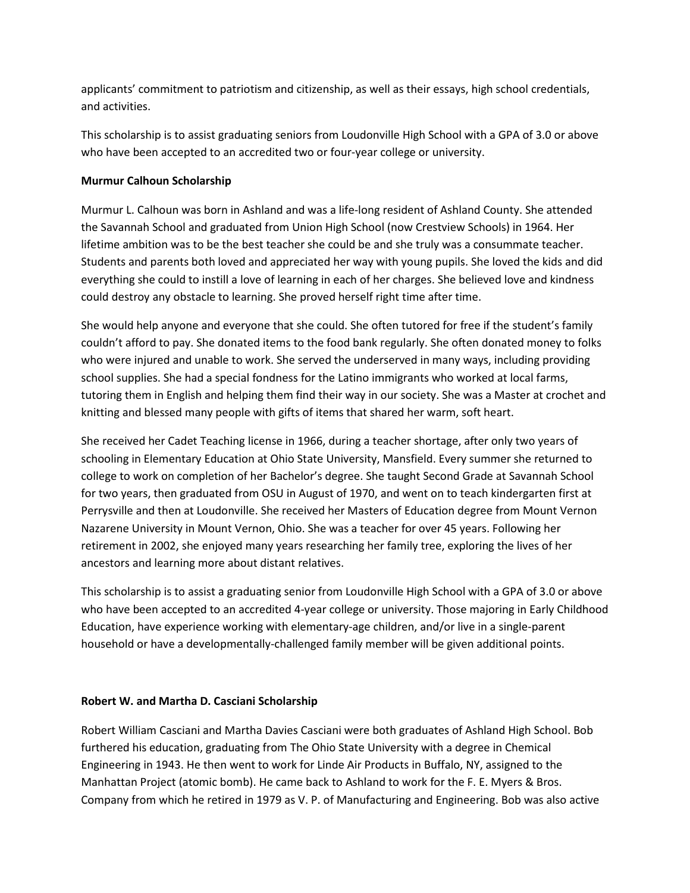applicants' commitment to patriotism and citizenship, as well as their essays, high school credentials, and activities.

This scholarship is to assist graduating seniors from Loudonville High School with a GPA of 3.0 or above who have been accepted to an accredited two or four-year college or university.

**Murmur Calhoun Scholarship**

Murmur L. Calhoun was born in Ashland and was a life-long resident of Ashland County. She attended the Savannah School and graduated from Union High School (now Crestview Schools) in 1964. Her lifetime ambition was to be the best teacher she could be and she truly was a consummate teacher. Students and parents both loved and appreciated her way with young pupils. She loved the kids and did everything she could to instill a love of learning in each of her charges. She believed love and kindness could destroy any obstacle to learning. She proved herself right time after time.

She would help anyone and everyone that she could. She often tutored for free if the student's family couldn't afford to pay. She donated items to the food bank regularly. She often donated money to folks who were injured and unable to work. She served the underserved in many ways, including providing school supplies. She had a special fondness for the Latino immigrants who worked at local farms, tutoring them in English and helping them find their way in our society. She was a Master at crochet and knitting and blessed many people with gifts of items that shared her warm, soft heart.

She received her Cadet Teaching license in 1966, during a teacher shortage, after only two years of schooling in Elementary Education at Ohio State University, Mansfield. Every summer she returned to college to work on completion of her Bachelor's degree. She taught Second Grade at Savannah School for two years, then graduated from OSU in August of 1970, and went on to teach kindergarten first at Perrysville and then at Loudonville. She received her Masters of Education degree from Mount Vernon Nazarene University in Mount Vernon, Ohio. She was a teacher for over 45 years. Following her retirement in 2002, she enjoyed many years researching her family tree, exploring the lives of her ancestors and learning more about distant relatives.

This scholarship is to assist a graduating senior from Loudonville High School with a GPA of 3.0 or above who have been accepted to an accredited 4-year college or university. Those majoring in Early Childhood Education, have experience working with elementary-age children, and/or live in a single-parent household or have a developmentally-challenged family member will be given additional points.

**Robert W. and Martha D. Casciani Scholarship**

Robert William Casciani and Martha Davies Casciani were both graduates of Ashland High School. Bob furthered his education, graduating from The Ohio State University with a degree in Chemical Engineering in 1943. He then went to work for Linde Air Products in Buffalo, NY, assigned to the Manhattan Project (atomic bomb). He came back to Ashland to work for the F. E. Myers & Bros. Company from which he retired in 1979 as V. P. of Manufacturing and Engineering. Bob was also active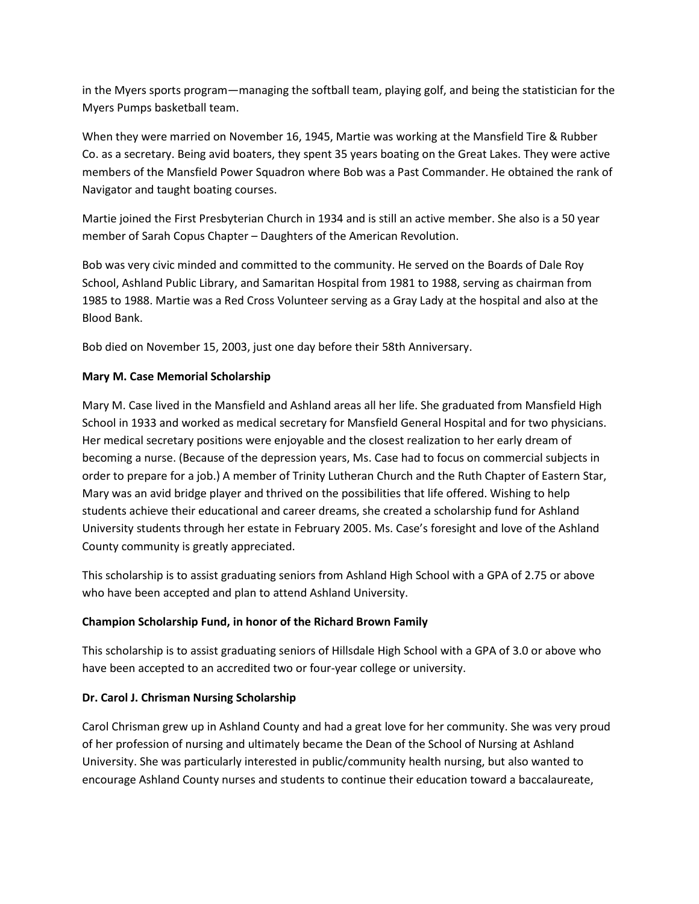in the Myers sports program—managing the softball team, playing golf, and being the statistician for the Myers Pumps basketball team.

When they were married on November 16, 1945, Martie was working at the Mansfield Tire & Rubber Co. as a secretary. Being avid boaters, they spent 35 years boating on the Great Lakes. They were active members of the Mansfield Power Squadron where Bob was a Past Commander. He obtained the rank of Navigator and taught boating courses.

Martie joined the First Presbyterian Church in 1934 and is still an active member. She also is a 50 year member of Sarah Copus Chapter – Daughters of the American Revolution.

Bob was very civic minded and committed to the community. He served on the Boards of Dale Roy School, Ashland Public Library, and Samaritan Hospital from 1981 to 1988, serving as chairman from 1985 to 1988. Martie was a Red Cross Volunteer serving as a Gray Lady at the hospital and also at the Blood Bank.

Bob died on November 15, 2003, just one day before their 58th Anniversary.

**Mary M. Case Memorial Scholarship**

Mary M. Case lived in the Mansfield and Ashland areas all her life. She graduated from Mansfield High School in 1933 and worked as medical secretary for Mansfield General Hospital and for two physicians. Her medical secretary positions were enjoyable and the closest realization to her early dream of becoming a nurse. (Because of the depression years, Ms. Case had to focus on commercial subjects in order to prepare for a job.) A member of Trinity Lutheran Church and the Ruth Chapter of Eastern Star, Mary was an avid bridge player and thrived on the possibilities that life offered. Wishing to help students achieve their educational and career dreams, she created a scholarship fund for Ashland University students through her estate in February 2005. Ms. Case's foresight and love of the Ashland County community is greatly appreciated.

This scholarship is to assist graduating seniors from Ashland High School with a GPA of 2.75 or above who have been accepted and plan to attend Ashland University.

**Champion Scholarship Fund, in honor of the Richard Brown Family**

This scholarship is to assist graduating seniors of Hillsdale High School with a GPA of 3.0 or above who have been accepted to an accredited two or four-year college or university.

**Dr. Carol J. Chrisman Nursing Scholarship**

Carol Chrisman grew up in Ashland County and had a great love for her community. She was very proud of her profession of nursing and ultimately became the Dean of the School of Nursing at Ashland University. She was particularly interested in public/community health nursing, but also wanted to encourage Ashland County nurses and students to continue their education toward a baccalaureate,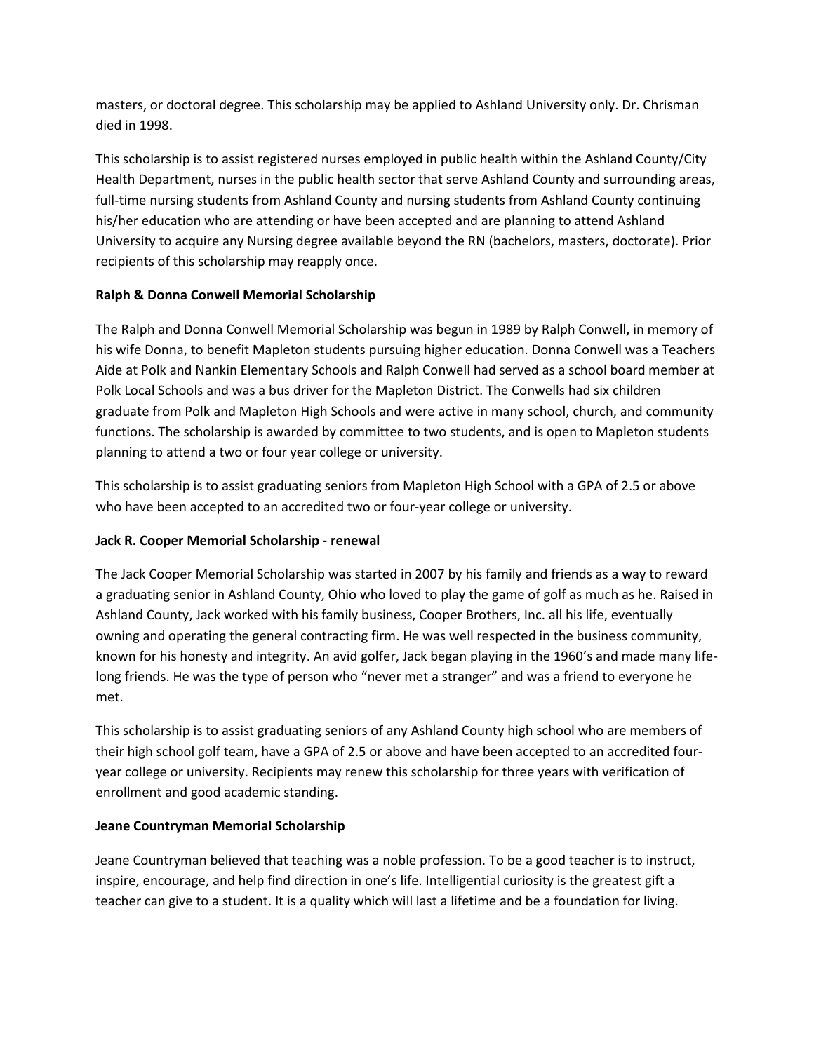masters, or doctoral degree. This scholarship may be applied to Ashland University only. Dr. Chrisman died in 1998.

This scholarship is to assist registered nurses employed in public health within the Ashland County/City Health Department, nurses in the public health sector that serve Ashland County and surrounding areas, full-time nursing students from Ashland County and nursing students from Ashland County continuing his/her education who are attending or have been accepted and are planning to attend Ashland University to acquire any Nursing degree available beyond the RN (bachelors, masters, doctorate). Prior recipients of this scholarship may reapply once.

**Ralph & Donna Conwell Memorial Scholarship**

The Ralph and Donna Conwell Memorial Scholarship was begun in 1989 by Ralph Conwell, in memory of his wife Donna, to benefit Mapleton students pursuing higher education. Donna Conwell was a Teachers Aide at Polk and Nankin Elementary Schools and Ralph Conwell had served as a school board member at Polk Local Schools and was a bus driver for the Mapleton District. The Conwells had six children graduate from Polk and Mapleton High Schools and were active in many school, church, and community functions. The scholarship is awarded by committee to two students, and is open to Mapleton students planning to attend a two or four year college or university.

This scholarship is to assist graduating seniors from Mapleton High School with a GPA of 2.5 or above who have been accepted to an accredited two or four-year college or university.

**Jack R. Cooper Memorial Scholarship - renewal**

The Jack Cooper Memorial Scholarship was started in 2007 by his family and friends as a way to reward a graduating senior in Ashland County, Ohio who loved to play the game of golf as much as he. Raised in Ashland County, Jack worked with his family business, Cooper Brothers, Inc. all his life, eventually owning and operating the general contracting firm. He was well respected in the business community, known for his honesty and integrity. An avid golfer, Jack began playing in the 1960's and made many life-long friends. He was the type of person who "never met a stranger" and was a friend to everyone he met.

This scholarship is to assist graduating seniors of any Ashland County high school who are members of their high school golf team, have a GPA of 2.5 or above and have been accepted to an accredited four-year college or university. Recipients may renew this scholarship for three years with verification of enrollment and good academic standing.

**Jeane Countryman Memorial Scholarship**

Jeane Countryman believed that teaching was a noble profession. To be a good teacher is to instruct, inspire, encourage, and help find direction in one's life. Intelligential curiosity is the greatest gift a teacher can give to a student. It is a quality which will last a lifetime and be a foundation for living.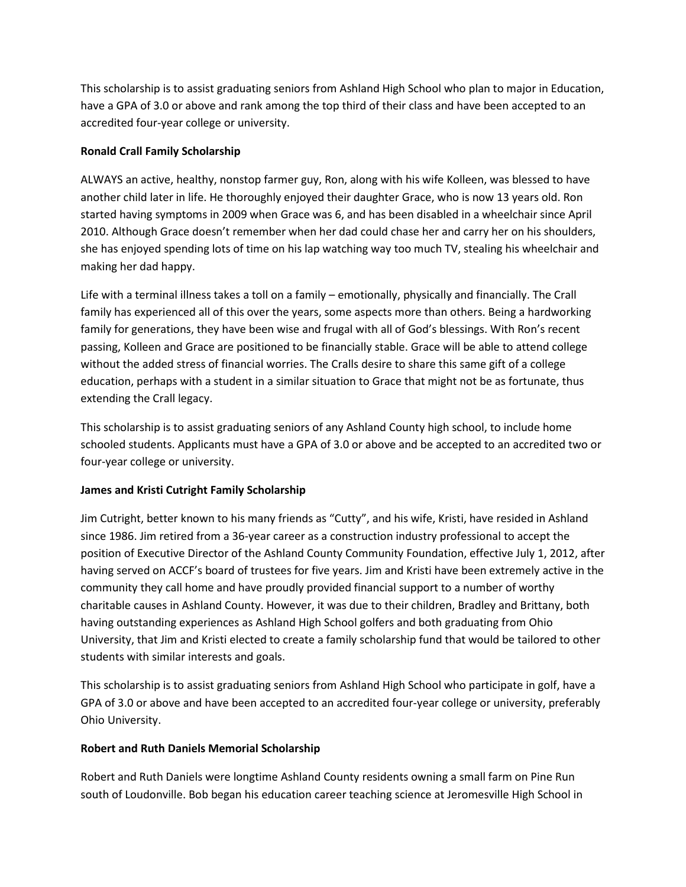This scholarship is to assist graduating seniors from Ashland High School who plan to major in Education, have a GPA of 3.0 or above and rank among the top third of their class and have been accepted to an accredited four-year college or university.

**Ronald Crall Family Scholarship**

ALWAYS an active, healthy, nonstop farmer guy, Ron, along with his wife Kolleen, was blessed to have another child later in life. He thoroughly enjoyed their daughter Grace, who is now 13 years old. Ron started having symptoms in 2009 when Grace was 6, and has been disabled in a wheelchair since April 2010. Although Grace doesn't remember when her dad could chase her and carry her on his shoulders, she has enjoyed spending lots of time on his lap watching way too much TV, stealing his wheelchair and making her dad happy.

Life with a terminal illness takes a toll on a family – emotionally, physically and financially. The Crall family has experienced all of this over the years, some aspects more than others. Being a hardworking family for generations, they have been wise and frugal with all of God's blessings. With Ron's recent passing, Kolleen and Grace are positioned to be financially stable. Grace will be able to attend college without the added stress of financial worries. The Cralls desire to share this same gift of a college education, perhaps with a student in a similar situation to Grace that might not be as fortunate, thus extending the Crall legacy.

This scholarship is to assist graduating seniors of any Ashland County high school, to include home schooled students. Applicants must have a GPA of 3.0 or above and be accepted to an accredited two or four-year college or university.

**James and Kristi Cutright Family Scholarship**

Jim Cutright, better known to his many friends as "Cutty", and his wife, Kristi, have resided in Ashland since 1986. Jim retired from a 36-year career as a construction industry professional to accept the position of Executive Director of the Ashland County Community Foundation, effective July 1, 2012, after having served on ACCF's board of trustees for five years. Jim and Kristi have been extremely active in the community they call home and have proudly provided financial support to a number of worthy charitable causes in Ashland County. However, it was due to their children, Bradley and Brittany, both having outstanding experiences as Ashland High School golfers and both graduating from Ohio University, that Jim and Kristi elected to create a family scholarship fund that would be tailored to other students with similar interests and goals.

This scholarship is to assist graduating seniors from Ashland High School who participate in golf, have a GPA of 3.0 or above and have been accepted to an accredited four-year college or university, preferably Ohio University.

**Robert and Ruth Daniels Memorial Scholarship**

Robert and Ruth Daniels were longtime Ashland County residents owning a small farm on Pine Run south of Loudonville. Bob began his education career teaching science at Jeromesville High School in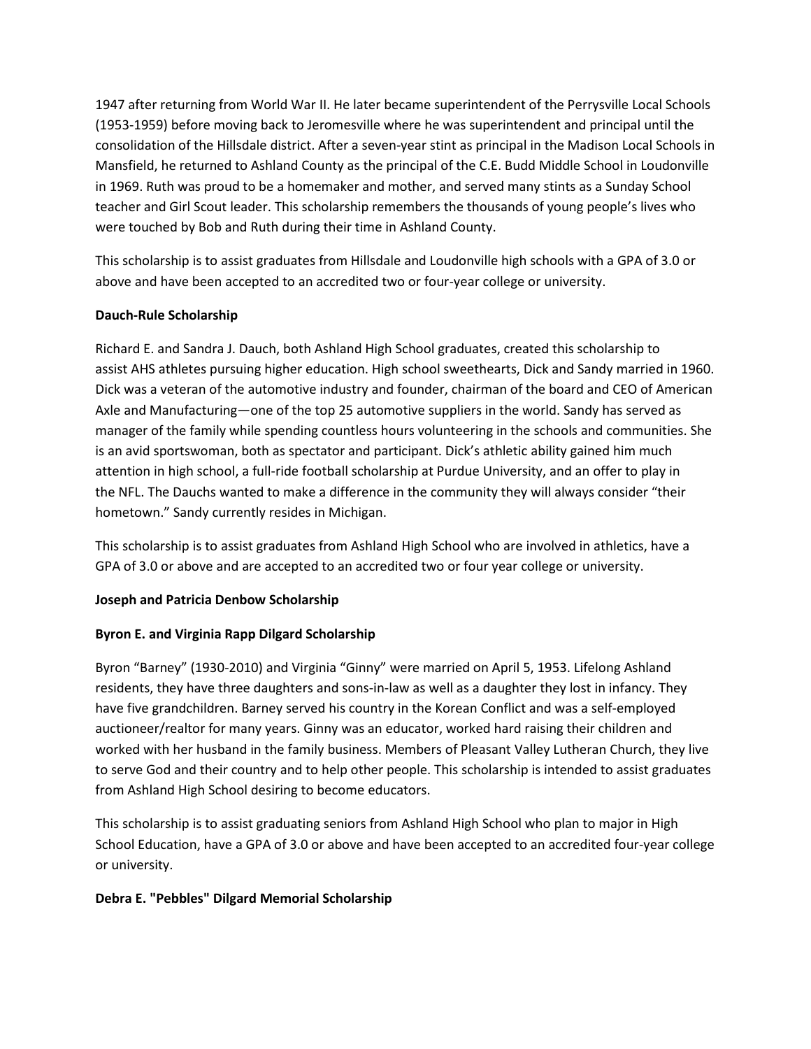1947 after returning from World War II. He later became superintendent of the Perrysville Local Schools (1953-1959) before moving back to Jeromesville where he was superintendent and principal until the consolidation of the Hillsdale district. After a seven-year stint as principal in the Madison Local Schools in Mansfield, he returned to Ashland County as the principal of the C.E. Budd Middle School in Loudonville in 1969. Ruth was proud to be a homemaker and mother, and served many stints as a Sunday School teacher and Girl Scout leader. This scholarship remembers the thousands of young people's lives who were touched by Bob and Ruth during their time in Ashland County.

This scholarship is to assist graduates from Hillsdale and Loudonville high schools with a GPA of 3.0 or above and have been accepted to an accredited two or four-year college or university.

**Dauch-Rule Scholarship**

Richard E. and Sandra J. Dauch, both Ashland High School graduates, created this scholarship to assist AHS athletes pursuing higher education. High school sweethearts, Dick and Sandy married in 1960. Dick was a veteran of the automotive industry and founder, chairman of the board and CEO of American Axle and Manufacturing—one of the top 25 automotive suppliers in the world. Sandy has served as manager of the family while spending countless hours volunteering in the schools and communities. She is an avid sportswoman, both as spectator and participant. Dick's athletic ability gained him much attention in high school, a full-ride football scholarship at Purdue University, and an offer to play in the NFL. The Dauchs wanted to make a difference in the community they will always consider "their hometown." Sandy currently resides in Michigan.

This scholarship is to assist graduates from Ashland High School who are involved in athletics, have a GPA of 3.0 or above and are accepted to an accredited two or four year college or university.

**Joseph and Patricia Denbow Scholarship**

**Byron E. and Virginia Rapp Dilgard Scholarship**

Byron "Barney" (1930-2010) and Virginia "Ginny" were married on April 5, 1953. Lifelong Ashland residents, they have three daughters and sons-in-law as well as a daughter they lost in infancy. They have five grandchildren. Barney served his country in the Korean Conflict and was a self-employed auctioneer/realtor for many years. Ginny was an educator, worked hard raising their children and worked with her husband in the family business. Members of Pleasant Valley Lutheran Church, they live to serve God and their country and to help other people. This scholarship is intended to assist graduates from Ashland High School desiring to become educators.

This scholarship is to assist graduating seniors from Ashland High School who plan to major in High School Education, have a GPA of 3.0 or above and have been accepted to an accredited four-year college or university.

**Debra E. "Pebbles" Dilgard Memorial Scholarship**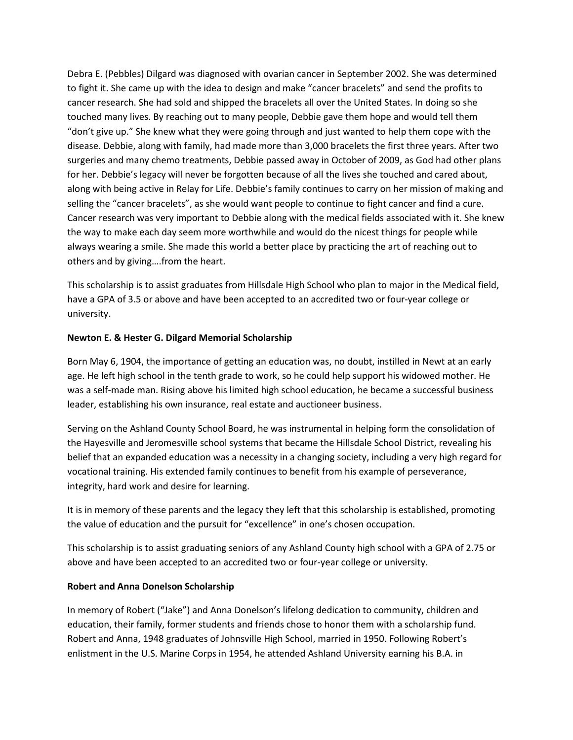Debra E. (Pebbles) Dilgard was diagnosed with ovarian cancer in September 2002. She was determined to fight it. She came up with the idea to design and make "cancer bracelets" and send the profits to cancer research. She had sold and shipped the bracelets all over the United States. In doing so she touched many lives. By reaching out to many people, Debbie gave them hope and would tell them "don't give up." She knew what they were going through and just wanted to help them cope with the disease. Debbie, along with family, had made more than 3,000 bracelets the first three years. After two surgeries and many chemo treatments, Debbie passed away in October of 2009, as God had other plans for her. Debbie's legacy will never be forgotten because of all the lives she touched and cared about, along with being active in Relay for Life. Debbie's family continues to carry on her mission of making and selling the "cancer bracelets", as she would want people to continue to fight cancer and find a cure. Cancer research was very important to Debbie along with the medical fields associated with it. She knew the way to make each day seem more worthwhile and would do the nicest things for people while always wearing a smile. She made this world a better place by practicing the art of reaching out to others and by giving….from the heart.

This scholarship is to assist graduates from Hillsdale High School who plan to major in the Medical field, have a GPA of 3.5 or above and have been accepted to an accredited two or four-year college or university.

**Newton E. & Hester G. Dilgard Memorial Scholarship**

Born May 6, 1904, the importance of getting an education was, no doubt, instilled in Newt at an early age. He left high school in the tenth grade to work, so he could help support his widowed mother. He was a self-made man. Rising above his limited high school education, he became a successful business leader, establishing his own insurance, real estate and auctioneer business.

Serving on the Ashland County School Board, he was instrumental in helping form the consolidation of the Hayesville and Jeromesville school systems that became the Hillsdale School District, revealing his belief that an expanded education was a necessity in a changing society, including a very high regard for vocational training. His extended family continues to benefit from his example of perseverance, integrity, hard work and desire for learning.

It is in memory of these parents and the legacy they left that this scholarship is established, promoting the value of education and the pursuit for "excellence" in one's chosen occupation.

This scholarship is to assist graduating seniors of any Ashland County high school with a GPA of 2.75 or above and have been accepted to an accredited two or four-year college or university.

**Robert and Anna Donelson Scholarship**

In memory of Robert ("Jake") and Anna Donelson's lifelong dedication to community, children and education, their family, former students and friends chose to honor them with a scholarship fund. Robert and Anna, 1948 graduates of Johnsville High School, married in 1950. Following Robert's enlistment in the U.S. Marine Corps in 1954, he attended Ashland University earning his B.A. in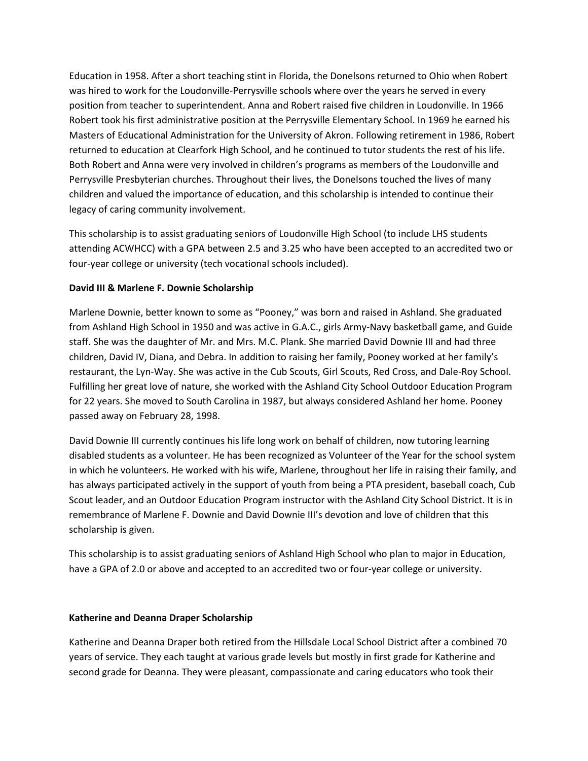Education in 1958. After a short teaching stint in Florida, the Donelsons returned to Ohio when Robert was hired to work for the Loudonville-Perrysville schools where over the years he served in every position from teacher to superintendent. Anna and Robert raised five children in Loudonville. In 1966 Robert took his first administrative position at the Perrysville Elementary School. In 1969 he earned his Masters of Educational Administration for the University of Akron. Following retirement in 1986, Robert returned to education at Clearfork High School, and he continued to tutor students the rest of his life. Both Robert and Anna were very involved in children's programs as members of the Loudonville and Perrysville Presbyterian churches. Throughout their lives, the Donelsons touched the lives of many children and valued the importance of education, and this scholarship is intended to continue their legacy of caring community involvement.

This scholarship is to assist graduating seniors of Loudonville High School (to include LHS students attending ACWHCC) with a GPA between 2.5 and 3.25 who have been accepted to an accredited two or four-year college or university (tech vocational schools included).

**David III & Marlene F. Downie Scholarship**

Marlene Downie, better known to some as "Pooney," was born and raised in Ashland. She graduated from Ashland High School in 1950 and was active in G.A.C., girls Army-Navy basketball game, and Guide staff. She was the daughter of Mr. and Mrs. M.C. Plank. She married David Downie III and had three children, David IV, Diana, and Debra. In addition to raising her family, Pooney worked at her family's restaurant, the Lyn-Way. She was active in the Cub Scouts, Girl Scouts, Red Cross, and Dale-Roy School. Fulfilling her great love of nature, she worked with the Ashland City School Outdoor Education Program for 22 years. She moved to South Carolina in 1987, but always considered Ashland her home. Pooney passed away on February 28, 1998.

David Downie III currently continues his life long work on behalf of children, now tutoring learning disabled students as a volunteer. He has been recognized as Volunteer of the Year for the school system in which he volunteers. He worked with his wife, Marlene, throughout her life in raising their family, and has always participated actively in the support of youth from being a PTA president, baseball coach, Cub Scout leader, and an Outdoor Education Program instructor with the Ashland City School District. It is in remembrance of Marlene F. Downie and David Downie III's devotion and love of children that this scholarship is given.

This scholarship is to assist graduating seniors of Ashland High School who plan to major in Education, have a GPA of 2.0 or above and accepted to an accredited two or four-year college or university.

**Katherine and Deanna Draper Scholarship**

Katherine and Deanna Draper both retired from the Hillsdale Local School District after a combined 70 years of service. They each taught at various grade levels but mostly in first grade for Katherine and second grade for Deanna. They were pleasant, compassionate and caring educators who took their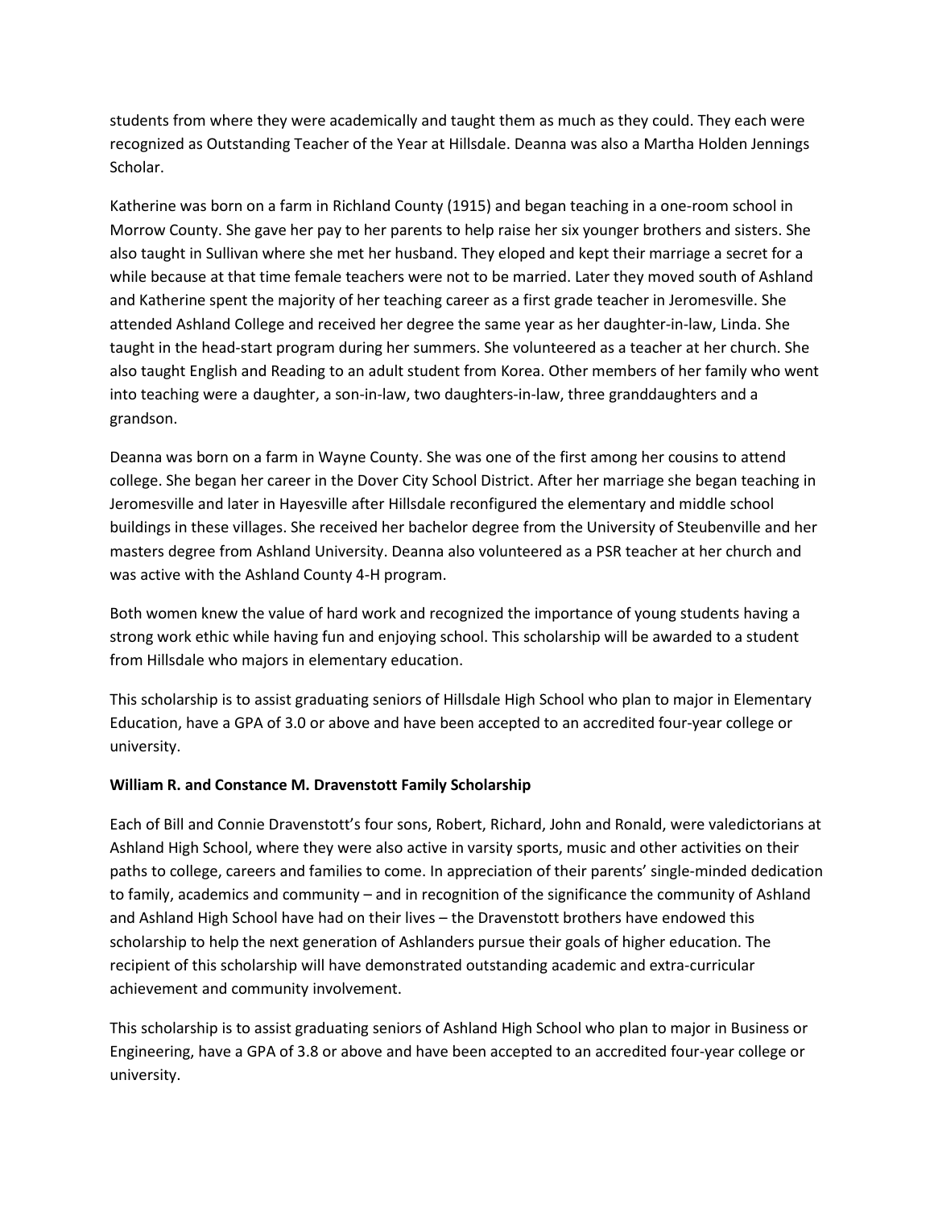students from where they were academically and taught them as much as they could. They each were recognized as Outstanding Teacher of the Year at Hillsdale. Deanna was also a Martha Holden Jennings Scholar.

Katherine was born on a farm in Richland County (1915) and began teaching in a one-room school in Morrow County. She gave her pay to her parents to help raise her six younger brothers and sisters. She also taught in Sullivan where she met her husband. They eloped and kept their marriage a secret for a while because at that time female teachers were not to be married. Later they moved south of Ashland and Katherine spent the majority of her teaching career as a first grade teacher in Jeromesville. She attended Ashland College and received her degree the same year as her daughter-in-law, Linda. She taught in the head-start program during her summers. She volunteered as a teacher at her church. She also taught English and Reading to an adult student from Korea. Other members of her family who went into teaching were a daughter, a son-in-law, two daughters-in-law, three granddaughters and a grandson.

Deanna was born on a farm in Wayne County. She was one of the first among her cousins to attend college. She began her career in the Dover City School District. After her marriage she began teaching in Jeromesville and later in Hayesville after Hillsdale reconfigured the elementary and middle school buildings in these villages. She received her bachelor degree from the University of Steubenville and her masters degree from Ashland University. Deanna also volunteered as a PSR teacher at her church and was active with the Ashland County 4-H program.

Both women knew the value of hard work and recognized the importance of young students having a strong work ethic while having fun and enjoying school. This scholarship will be awarded to a student from Hillsdale who majors in elementary education.

This scholarship is to assist graduating seniors of Hillsdale High School who plan to major in Elementary Education, have a GPA of 3.0 or above and have been accepted to an accredited four-year college or university.

**William R. and Constance M. Dravenstott Family Scholarship**

Each of Bill and Connie Dravenstott's four sons, Robert, Richard, John and Ronald, were valedictorians at Ashland High School, where they were also active in varsity sports, music and other activities on their paths to college, careers and families to come. In appreciation of their parents' single-minded dedication to family, academics and community – and in recognition of the significance the community of Ashland and Ashland High School have had on their lives – the Dravenstott brothers have endowed this scholarship to help the next generation of Ashlanders pursue their goals of higher education. The recipient of this scholarship will have demonstrated outstanding academic and extra-curricular achievement and community involvement.

This scholarship is to assist graduating seniors of Ashland High School who plan to major in Business or Engineering, have a GPA of 3.8 or above and have been accepted to an accredited four-year college or university.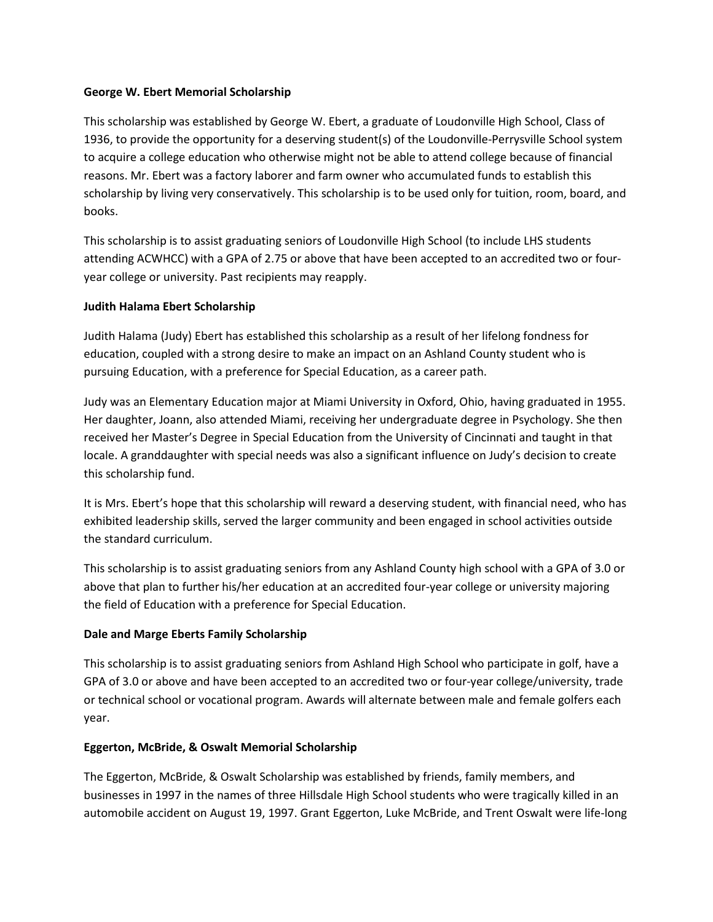**George W. Ebert Memorial Scholarship**

This scholarship was established by George W. Ebert, a graduate of Loudonville High School, Class of 1936, to provide the opportunity for a deserving student(s) of the Loudonville-Perrysville School system to acquire a college education who otherwise might not be able to attend college because of financial reasons. Mr. Ebert was a factory laborer and farm owner who accumulated funds to establish this scholarship by living very conservatively. This scholarship is to be used only for tuition, room, board, and books.

This scholarship is to assist graduating seniors of Loudonville High School (to include LHS students attending ACWHCC) with a GPA of 2.75 or above that have been accepted to an accredited two or four-year college or university. Past recipients may reapply.

**Judith Halama Ebert Scholarship**

Judith Halama (Judy) Ebert has established this scholarship as a result of her lifelong fondness for education, coupled with a strong desire to make an impact on an Ashland County student who is pursuing Education, with a preference for Special Education, as a career path.

Judy was an Elementary Education major at Miami University in Oxford, Ohio, having graduated in 1955. Her daughter, Joann, also attended Miami, receiving her undergraduate degree in Psychology. She then received her Master's Degree in Special Education from the University of Cincinnati and taught in that locale. A granddaughter with special needs was also a significant influence on Judy's decision to create this scholarship fund.

It is Mrs. Ebert's hope that this scholarship will reward a deserving student, with financial need, who has exhibited leadership skills, served the larger community and been engaged in school activities outside the standard curriculum.

This scholarship is to assist graduating seniors from any Ashland County high school with a GPA of 3.0 or above that plan to further his/her education at an accredited four-year college or university majoring the field of Education with a preference for Special Education.

**Dale and Marge Eberts Family Scholarship**

This scholarship is to assist graduating seniors from Ashland High School who participate in golf, have a GPA of 3.0 or above and have been accepted to an accredited two or four-year college/university, trade or technical school or vocational program. Awards will alternate between male and female golfers each year.

**Eggerton, McBride, & Oswalt Memorial Scholarship**

The Eggerton, McBride, & Oswalt Scholarship was established by friends, family members, and businesses in 1997 in the names of three Hillsdale High School students who were tragically killed in an automobile accident on August 19, 1997. Grant Eggerton, Luke McBride, and Trent Oswalt were life-long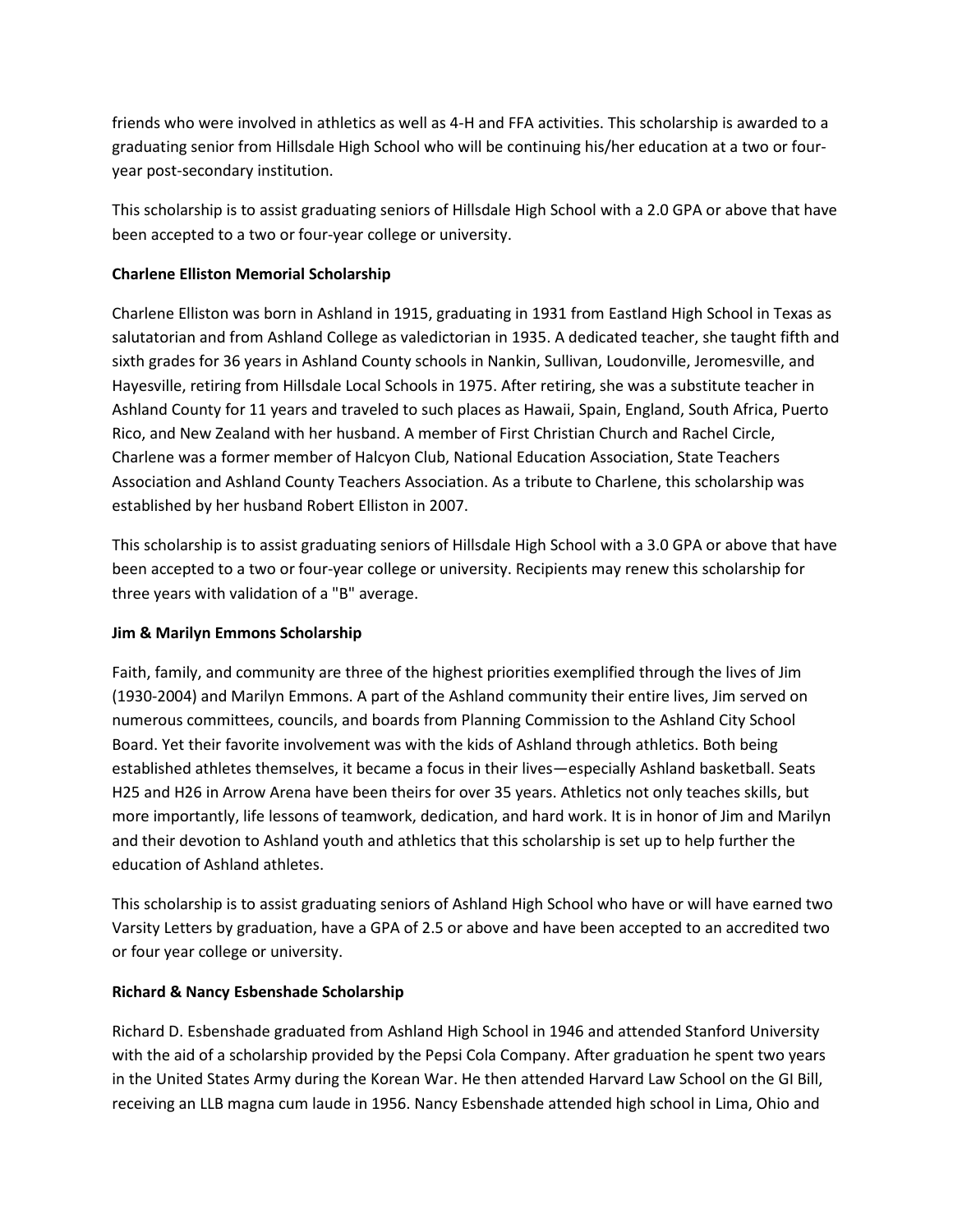friends who were involved in athletics as well as 4-H and FFA activities. This scholarship is awarded to a graduating senior from Hillsdale High School who will be continuing his/her education at a two or four-year post-secondary institution.

This scholarship is to assist graduating seniors of Hillsdale High School with a 2.0 GPA or above that have been accepted to a two or four-year college or university.

**Charlene Elliston Memorial Scholarship**

Charlene Elliston was born in Ashland in 1915, graduating in 1931 from Eastland High School in Texas as salutatorian and from Ashland College as valedictorian in 1935. A dedicated teacher, she taught fifth and sixth grades for 36 years in Ashland County schools in Nankin, Sullivan, Loudonville, Jeromesville, and Hayesville, retiring from Hillsdale Local Schools in 1975. After retiring, she was a substitute teacher in Ashland County for 11 years and traveled to such places as Hawaii, Spain, England, South Africa, Puerto Rico, and New Zealand with her husband. A member of First Christian Church and Rachel Circle, Charlene was a former member of Halcyon Club, National Education Association, State Teachers Association and Ashland County Teachers Association. As a tribute to Charlene, this scholarship was established by her husband Robert Elliston in 2007.

This scholarship is to assist graduating seniors of Hillsdale High School with a 3.0 GPA or above that have been accepted to a two or four-year college or university. Recipients may renew this scholarship for three years with validation of a "B" average.

**Jim & Marilyn Emmons Scholarship**

Faith, family, and community are three of the highest priorities exemplified through the lives of Jim (1930-2004) and Marilyn Emmons. A part of the Ashland community their entire lives, Jim served on numerous committees, councils, and boards from Planning Commission to the Ashland City School Board. Yet their favorite involvement was with the kids of Ashland through athletics. Both being established athletes themselves, it became a focus in their lives—especially Ashland basketball. Seats H25 and H26 in Arrow Arena have been theirs for over 35 years. Athletics not only teaches skills, but more importantly, life lessons of teamwork, dedication, and hard work. It is in honor of Jim and Marilyn and their devotion to Ashland youth and athletics that this scholarship is set up to help further the education of Ashland athletes.

This scholarship is to assist graduating seniors of Ashland High School who have or will have earned two Varsity Letters by graduation, have a GPA of 2.5 or above and have been accepted to an accredited two or four year college or university.

**Richard & Nancy Esbenshade Scholarship**

Richard D. Esbenshade graduated from Ashland High School in 1946 and attended Stanford University with the aid of a scholarship provided by the Pepsi Cola Company. After graduation he spent two years in the United States Army during the Korean War. He then attended Harvard Law School on the GI Bill, receiving an LLB magna cum laude in 1956. Nancy Esbenshade attended high school in Lima, Ohio and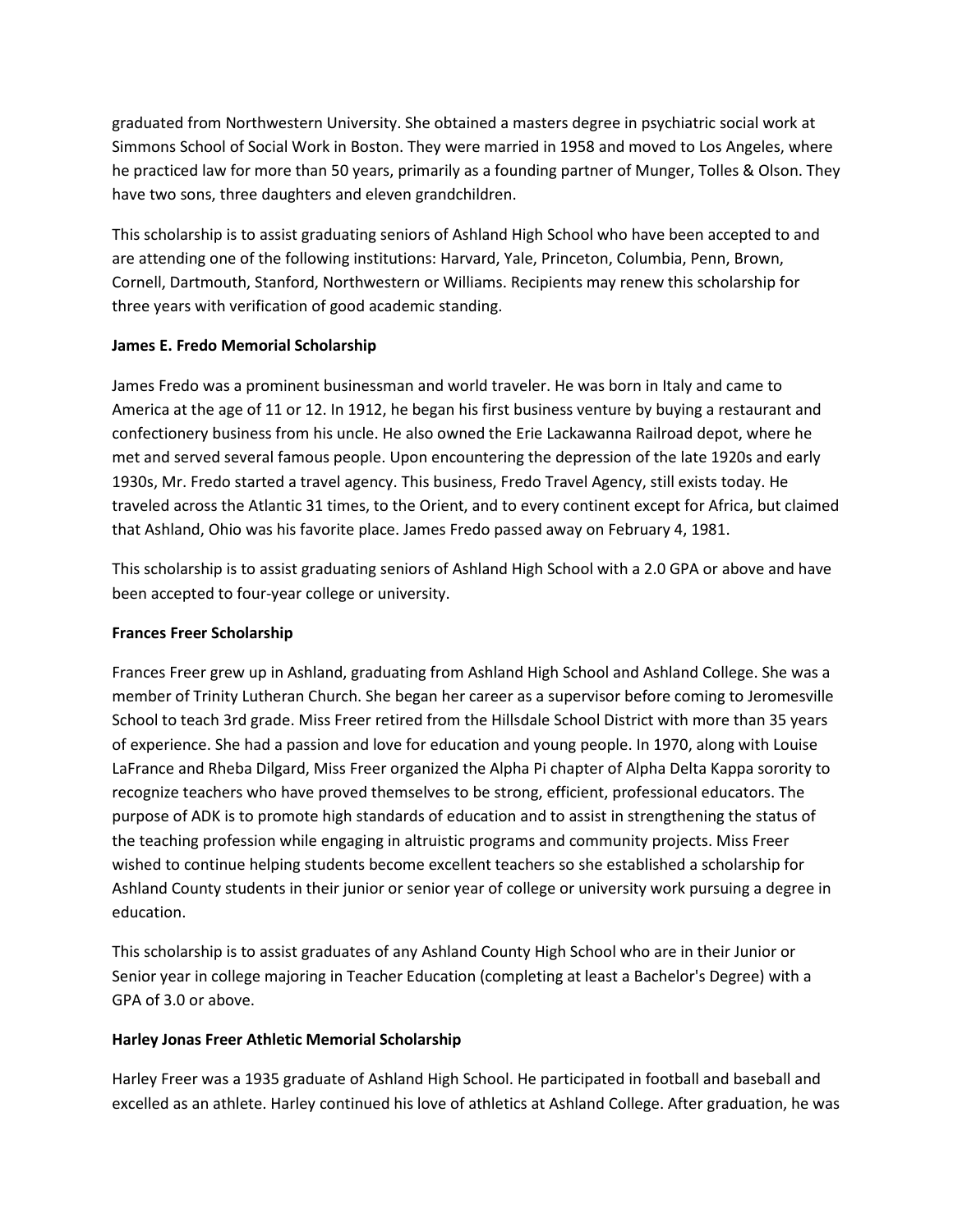graduated from Northwestern University. She obtained a masters degree in psychiatric social work at Simmons School of Social Work in Boston. They were married in 1958 and moved to Los Angeles, where he practiced law for more than 50 years, primarily as a founding partner of Munger, Tolles & Olson. They have two sons, three daughters and eleven grandchildren.

This scholarship is to assist graduating seniors of Ashland High School who have been accepted to and are attending one of the following institutions: Harvard, Yale, Princeton, Columbia, Penn, Brown, Cornell, Dartmouth, Stanford, Northwestern or Williams. Recipients may renew this scholarship for three years with verification of good academic standing.

**James E. Fredo Memorial Scholarship**

James Fredo was a prominent businessman and world traveler. He was born in Italy and came to America at the age of 11 or 12. In 1912, he began his first business venture by buying a restaurant and confectionery business from his uncle. He also owned the Erie Lackawanna Railroad depot, where he met and served several famous people. Upon encountering the depression of the late 1920s and early 1930s, Mr. Fredo started a travel agency. This business, Fredo Travel Agency, still exists today. He traveled across the Atlantic 31 times, to the Orient, and to every continent except for Africa, but claimed that Ashland, Ohio was his favorite place. James Fredo passed away on February 4, 1981.

This scholarship is to assist graduating seniors of Ashland High School with a 2.0 GPA or above and have been accepted to four-year college or university.

**Frances Freer Scholarship**

Frances Freer grew up in Ashland, graduating from Ashland High School and Ashland College. She was a member of Trinity Lutheran Church. She began her career as a supervisor before coming to Jeromesville School to teach 3rd grade. Miss Freer retired from the Hillsdale School District with more than 35 years of experience. She had a passion and love for education and young people. In 1970, along with Louise LaFrance and Rheba Dilgard, Miss Freer organized the Alpha Pi chapter of Alpha Delta Kappa sorority to recognize teachers who have proved themselves to be strong, efficient, professional educators. The purpose of ADK is to promote high standards of education and to assist in strengthening the status of the teaching profession while engaging in altruistic programs and community projects. Miss Freer wished to continue helping students become excellent teachers so she established a scholarship for Ashland County students in their junior or senior year of college or university work pursuing a degree in education.

This scholarship is to assist graduates of any Ashland County High School who are in their Junior or Senior year in college majoring in Teacher Education (completing at least a Bachelor's Degree) with a GPA of 3.0 or above.

**Harley Jonas Freer Athletic Memorial Scholarship**

Harley Freer was a 1935 graduate of Ashland High School. He participated in football and baseball and excelled as an athlete. Harley continued his love of athletics at Ashland College. After graduation, he was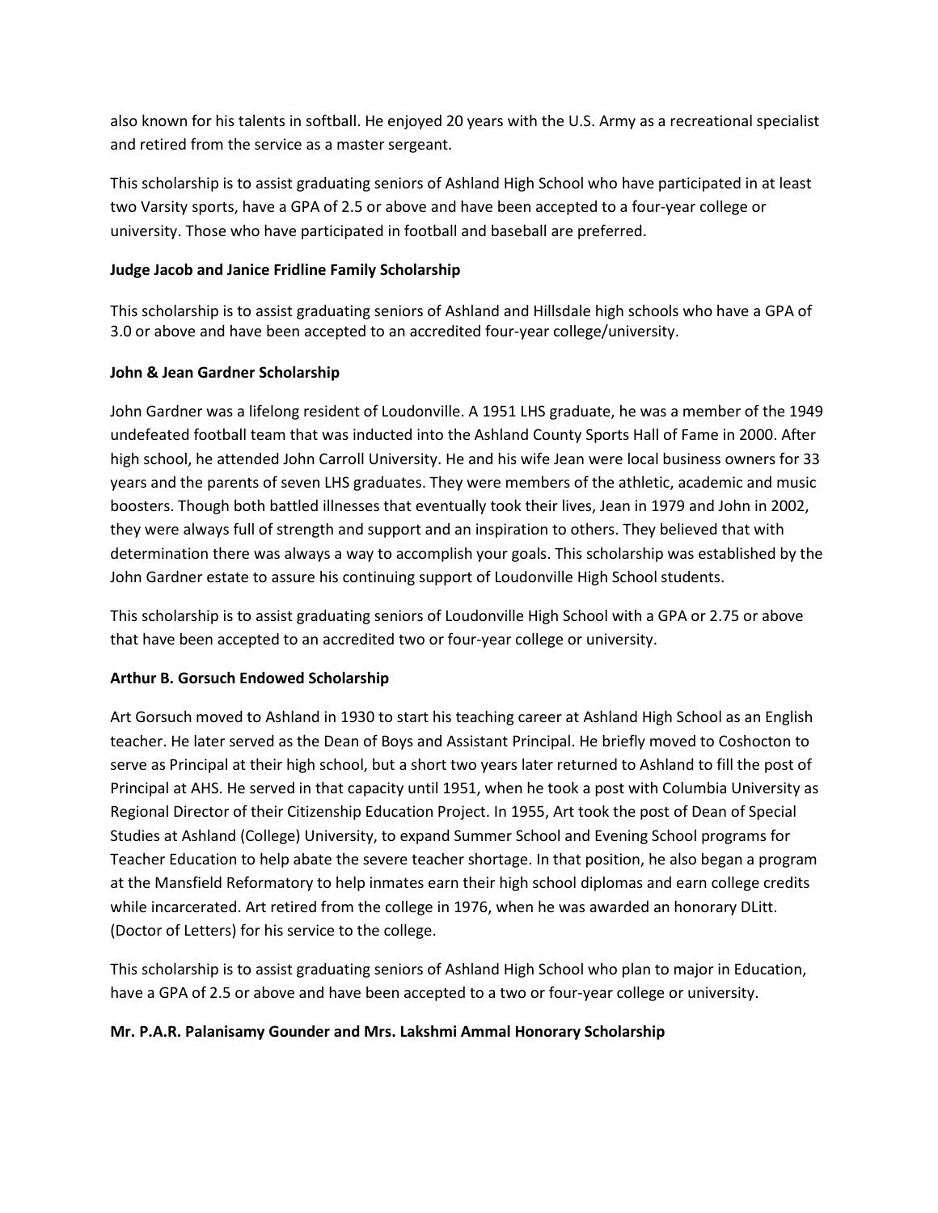also known for his talents in softball. He enjoyed 20 years with the U.S. Army as a recreational specialist and retired from the service as a master sergeant.

This scholarship is to assist graduating seniors of Ashland High School who have participated in at least two Varsity sports, have a GPA of 2.5 or above and have been accepted to a four-year college or university. Those who have participated in football and baseball are preferred.

**Judge Jacob and Janice Fridline Family Scholarship**

This scholarship is to assist graduating seniors of Ashland and Hillsdale high schools who have a GPA of 3.0 or above and have been accepted to an accredited four-year college/university.

**John & Jean Gardner Scholarship**

John Gardner was a lifelong resident of Loudonville. A 1951 LHS graduate, he was a member of the 1949 undefeated football team that was inducted into the Ashland County Sports Hall of Fame in 2000. After high school, he attended John Carroll University. He and his wife Jean were local business owners for 33 years and the parents of seven LHS graduates. They were members of the athletic, academic and music boosters. Though both battled illnesses that eventually took their lives, Jean in 1979 and John in 2002, they were always full of strength and support and an inspiration to others. They believed that with determination there was always a way to accomplish your goals. This scholarship was established by the John Gardner estate to assure his continuing support of Loudonville High School students.

This scholarship is to assist graduating seniors of Loudonville High School with a GPA or 2.75 or above that have been accepted to an accredited two or four-year college or university.

**Arthur B. Gorsuch Endowed Scholarship**

Art Gorsuch moved to Ashland in 1930 to start his teaching career at Ashland High School as an English teacher. He later served as the Dean of Boys and Assistant Principal. He briefly moved to Coshocton to serve as Principal at their high school, but a short two years later returned to Ashland to fill the post of Principal at AHS. He served in that capacity until 1951, when he took a post with Columbia University as Regional Director of their Citizenship Education Project. In 1955, Art took the post of Dean of Special Studies at Ashland (College) University, to expand Summer School and Evening School programs for Teacher Education to help abate the severe teacher shortage. In that position, he also began a program at the Mansfield Reformatory to help inmates earn their high school diplomas and earn college credits while incarcerated. Art retired from the college in 1976, when he was awarded an honorary DLitt. (Doctor of Letters) for his service to the college.

This scholarship is to assist graduating seniors of Ashland High School who plan to major in Education, have a GPA of 2.5 or above and have been accepted to a two or four-year college or university.

**Mr. P.A.R. Palanisamy Gounder and Mrs. Lakshmi Ammal Honorary Scholarship**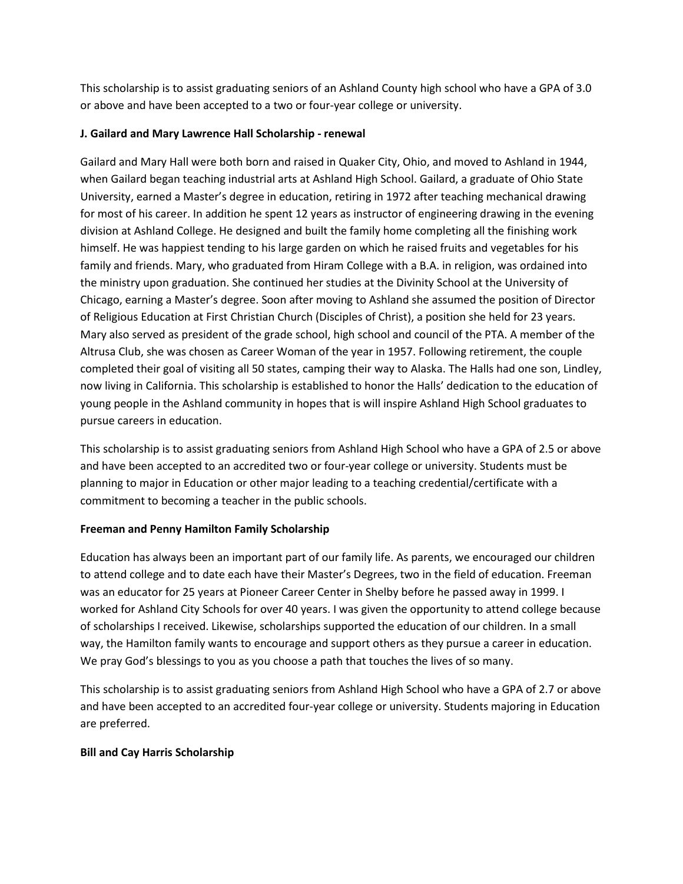This scholarship is to assist graduating seniors of an Ashland County high school who have a GPA of 3.0 or above and have been accepted to a two or four-year college or university.

**J. Gailard and Mary Lawrence Hall Scholarship - renewal**

Gailard and Mary Hall were both born and raised in Quaker City, Ohio, and moved to Ashland in 1944, when Gailard began teaching industrial arts at Ashland High School. Gailard, a graduate of Ohio State University, earned a Master's degree in education, retiring in 1972 after teaching mechanical drawing for most of his career. In addition he spent 12 years as instructor of engineering drawing in the evening division at Ashland College. He designed and built the family home completing all the finishing work himself. He was happiest tending to his large garden on which he raised fruits and vegetables for his family and friends. Mary, who graduated from Hiram College with a B.A. in religion, was ordained into the ministry upon graduation. She continued her studies at the Divinity School at the University of Chicago, earning a Master's degree. Soon after moving to Ashland she assumed the position of Director of Religious Education at First Christian Church (Disciples of Christ), a position she held for 23 years. Mary also served as president of the grade school, high school and council of the PTA. A member of the Altrusa Club, she was chosen as Career Woman of the year in 1957. Following retirement, the couple completed their goal of visiting all 50 states, camping their way to Alaska. The Halls had one son, Lindley, now living in California. This scholarship is established to honor the Halls' dedication to the education of young people in the Ashland community in hopes that is will inspire Ashland High School graduates to pursue careers in education.

This scholarship is to assist graduating seniors from Ashland High School who have a GPA of 2.5 or above and have been accepted to an accredited two or four-year college or university. Students must be planning to major in Education or other major leading to a teaching credential/certificate with a commitment to becoming a teacher in the public schools.

**Freeman and Penny Hamilton Family Scholarship**

Education has always been an important part of our family life. As parents, we encouraged our children to attend college and to date each have their Master's Degrees, two in the field of education. Freeman was an educator for 25 years at Pioneer Career Center in Shelby before he passed away in 1999. I worked for Ashland City Schools for over 40 years. I was given the opportunity to attend college because of scholarships I received. Likewise, scholarships supported the education of our children. In a small way, the Hamilton family wants to encourage and support others as they pursue a career in education. We pray God's blessings to you as you choose a path that touches the lives of so many.

This scholarship is to assist graduating seniors from Ashland High School who have a GPA of 2.7 or above and have been accepted to an accredited four-year college or university. Students majoring in Education are preferred.

**Bill and Cay Harris Scholarship**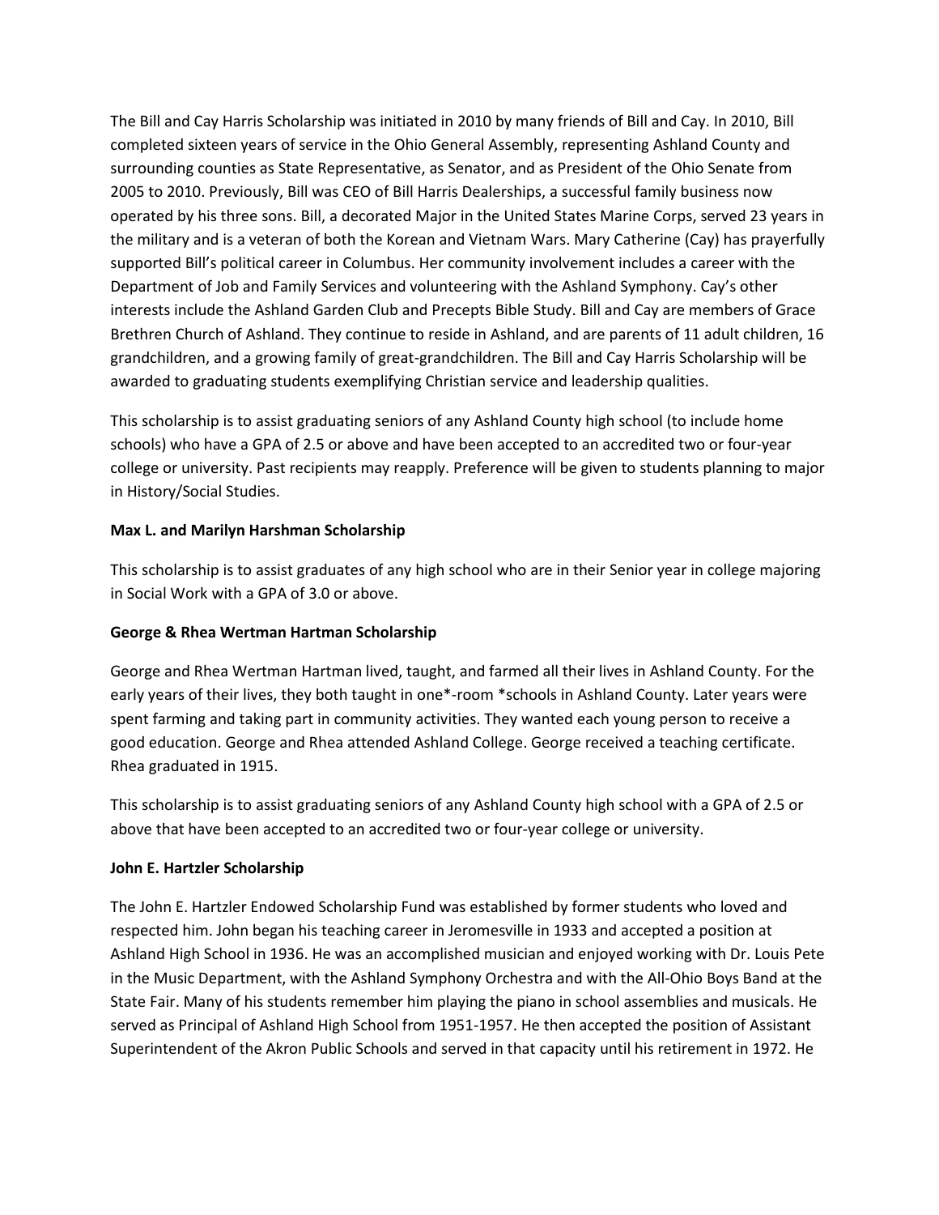The Bill and Cay Harris Scholarship was initiated in 2010 by many friends of Bill and Cay. In 2010, Bill completed sixteen years of service in the Ohio General Assembly, representing Ashland County and surrounding counties as State Representative, as Senator, and as President of the Ohio Senate from 2005 to 2010. Previously, Bill was CEO of Bill Harris Dealerships, a successful family business now operated by his three sons. Bill, a decorated Major in the United States Marine Corps, served 23 years in the military and is a veteran of both the Korean and Vietnam Wars. Mary Catherine (Cay) has prayerfully supported Bill's political career in Columbus. Her community involvement includes a career with the Department of Job and Family Services and volunteering with the Ashland Symphony. Cay's other interests include the Ashland Garden Club and Precepts Bible Study. Bill and Cay are members of Grace Brethren Church of Ashland. They continue to reside in Ashland, and are parents of 11 adult children, 16 grandchildren, and a growing family of great-grandchildren. The Bill and Cay Harris Scholarship will be awarded to graduating students exemplifying Christian service and leadership qualities.

This scholarship is to assist graduating seniors of any Ashland County high school (to include home schools) who have a GPA of 2.5 or above and have been accepted to an accredited two or four-year college or university. Past recipients may reapply. Preference will be given to students planning to major in History/Social Studies.

**Max L. and Marilyn Harshman Scholarship**

This scholarship is to assist graduates of any high school who are in their Senior year in college majoring in Social Work with a GPA of 3.0 or above.

**George & Rhea Wertman Hartman Scholarship**

George and Rhea Wertman Hartman lived, taught, and farmed all their lives in Ashland County. For the early years of their lives, they both taught in one*-room *schools in Ashland County. Later years were spent farming and taking part in community activities. They wanted each young person to receive a good education. George and Rhea attended Ashland College. George received a teaching certificate. Rhea graduated in 1915.

This scholarship is to assist graduating seniors of any Ashland County high school with a GPA of 2.5 or above that have been accepted to an accredited two or four-year college or university.

**John E. Hartzler Scholarship**

The John E. Hartzler Endowed Scholarship Fund was established by former students who loved and respected him. John began his teaching career in Jeromesville in 1933 and accepted a position at Ashland High School in 1936. He was an accomplished musician and enjoyed working with Dr. Louis Pete in the Music Department, with the Ashland Symphony Orchestra and with the All-Ohio Boys Band at the State Fair. Many of his students remember him playing the piano in school assemblies and musicals. He served as Principal of Ashland High School from 1951-1957. He then accepted the position of Assistant Superintendent of the Akron Public Schools and served in that capacity until his retirement in 1972. He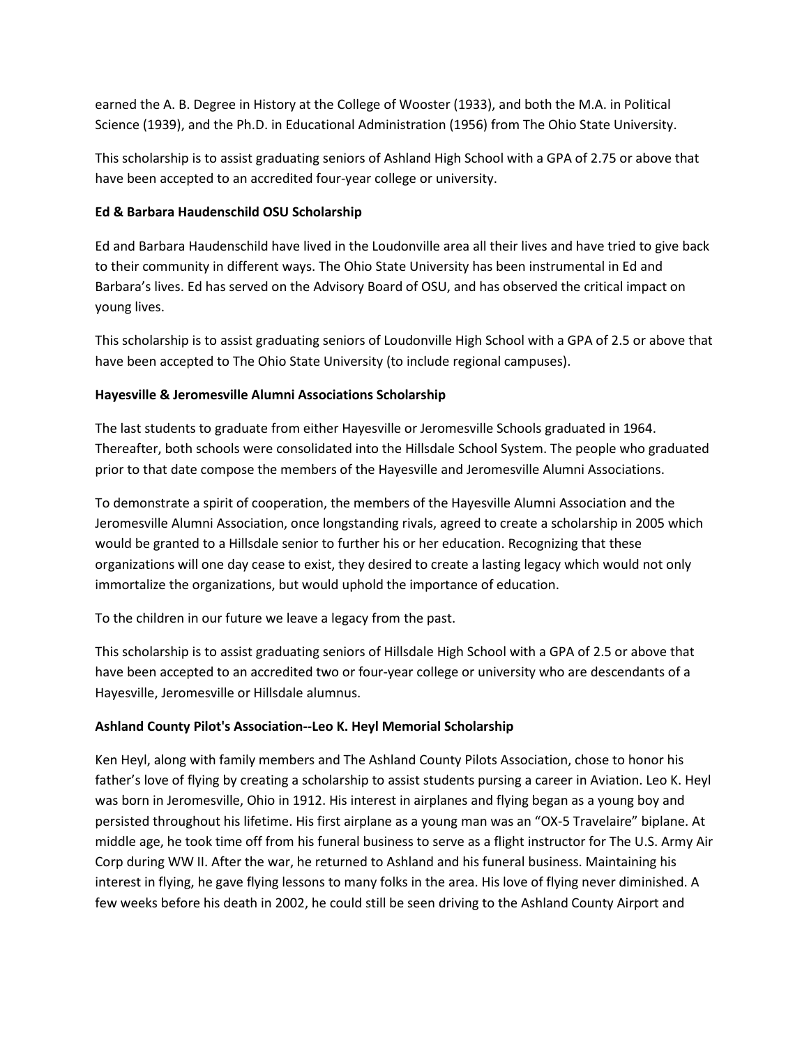earned the A. B. Degree in History at the College of Wooster (1933), and both the M.A. in Political Science (1939), and the Ph.D. in Educational Administration (1956) from The Ohio State University.

This scholarship is to assist graduating seniors of Ashland High School with a GPA of 2.75 or above that have been accepted to an accredited four-year college or university.

**Ed & Barbara Haudenschild OSU Scholarship**

Ed and Barbara Haudenschild have lived in the Loudonville area all their lives and have tried to give back to their community in different ways. The Ohio State University has been instrumental in Ed and Barbara's lives. Ed has served on the Advisory Board of OSU, and has observed the critical impact on young lives.

This scholarship is to assist graduating seniors of Loudonville High School with a GPA of 2.5 or above that have been accepted to The Ohio State University (to include regional campuses).

**Hayesville & Jeromesville Alumni Associations Scholarship**

The last students to graduate from either Hayesville or Jeromesville Schools graduated in 1964. Thereafter, both schools were consolidated into the Hillsdale School System. The people who graduated prior to that date compose the members of the Hayesville and Jeromesville Alumni Associations.

To demonstrate a spirit of cooperation, the members of the Hayesville Alumni Association and the Jeromesville Alumni Association, once longstanding rivals, agreed to create a scholarship in 2005 which would be granted to a Hillsdale senior to further his or her education. Recognizing that these organizations will one day cease to exist, they desired to create a lasting legacy which would not only immortalize the organizations, but would uphold the importance of education.

To the children in our future we leave a legacy from the past.

This scholarship is to assist graduating seniors of Hillsdale High School with a GPA of 2.5 or above that have been accepted to an accredited two or four-year college or university who are descendants of a Hayesville, Jeromesville or Hillsdale alumnus.

**Ashland County Pilot's Association--Leo K. Heyl Memorial Scholarship**

Ken Heyl, along with family members and The Ashland County Pilots Association, chose to honor his father's love of flying by creating a scholarship to assist students pursing a career in Aviation. Leo K. Heyl was born in Jeromesville, Ohio in 1912. His interest in airplanes and flying began as a young boy and persisted throughout his lifetime. His first airplane as a young man was an "OX-5 Travelaire" biplane. At middle age, he took time off from his funeral business to serve as a flight instructor for The U.S. Army Air Corp during WW II. After the war, he returned to Ashland and his funeral business. Maintaining his interest in flying, he gave flying lessons to many folks in the area. His love of flying never diminished. A few weeks before his death in 2002, he could still be seen driving to the Ashland County Airport and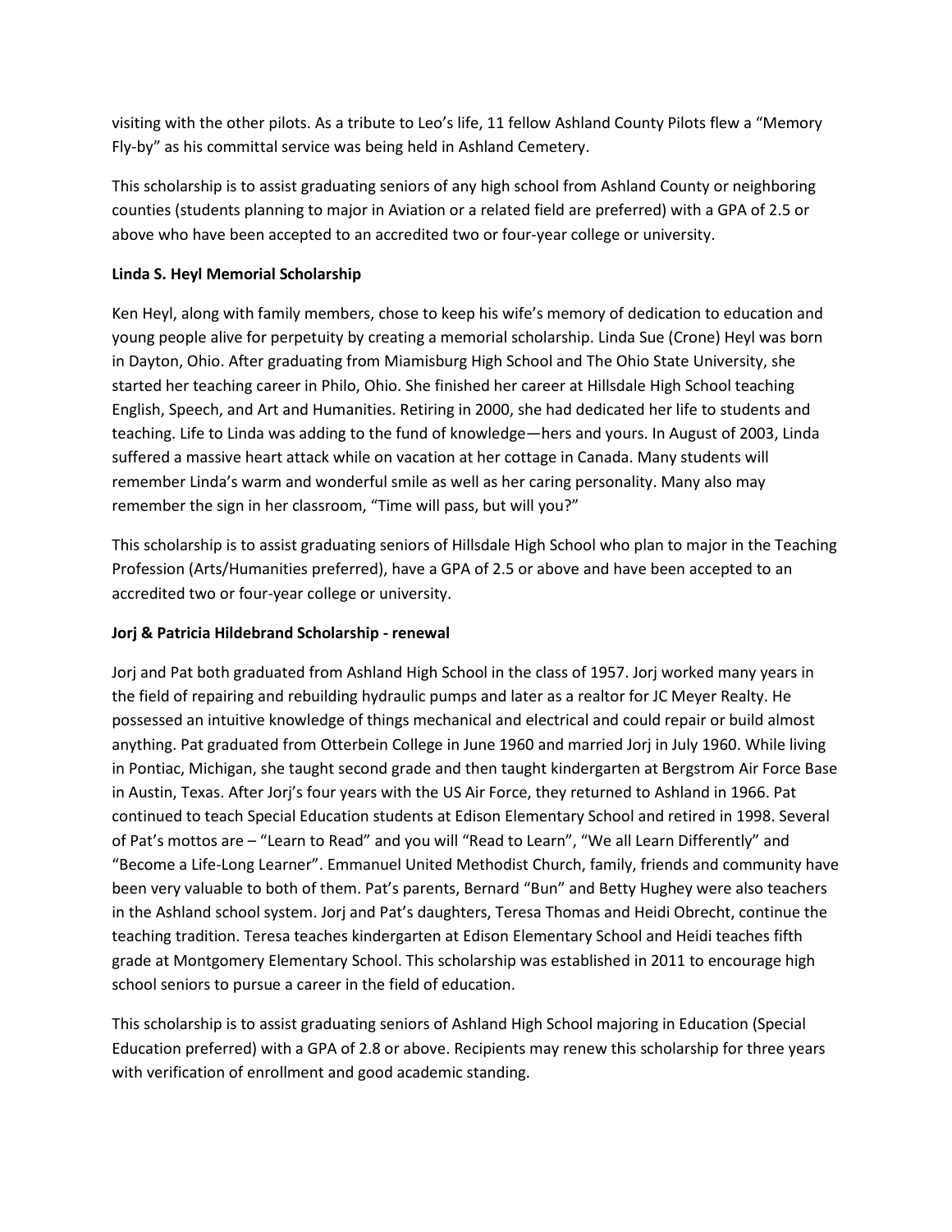visiting with the other pilots. As a tribute to Leo's life, 11 fellow Ashland County Pilots flew a "Memory Fly-by" as his committal service was being held in Ashland Cemetery.

This scholarship is to assist graduating seniors of any high school from Ashland County or neighboring counties (students planning to major in Aviation or a related field are preferred) with a GPA of 2.5 or above who have been accepted to an accredited two or four-year college or university.

**Linda S. Heyl Memorial Scholarship**

Ken Heyl, along with family members, chose to keep his wife's memory of dedication to education and young people alive for perpetuity by creating a memorial scholarship. Linda Sue (Crone) Heyl was born in Dayton, Ohio. After graduating from Miamisburg High School and The Ohio State University, she started her teaching career in Philo, Ohio. She finished her career at Hillsdale High School teaching English, Speech, and Art and Humanities. Retiring in 2000, she had dedicated her life to students and teaching. Life to Linda was adding to the fund of knowledge—hers and yours. In August of 2003, Linda suffered a massive heart attack while on vacation at her cottage in Canada. Many students will remember Linda's warm and wonderful smile as well as her caring personality. Many also may remember the sign in her classroom, "Time will pass, but will you?"

This scholarship is to assist graduating seniors of Hillsdale High School who plan to major in the Teaching Profession (Arts/Humanities preferred), have a GPA of 2.5 or above and have been accepted to an accredited two or four-year college or university.

**Jorj & Patricia Hildebrand Scholarship - renewal**

Jorj and Pat both graduated from Ashland High School in the class of 1957. Jorj worked many years in the field of repairing and rebuilding hydraulic pumps and later as a realtor for JC Meyer Realty. He possessed an intuitive knowledge of things mechanical and electrical and could repair or build almost anything. Pat graduated from Otterbein College in June 1960 and married Jorj in July 1960. While living in Pontiac, Michigan, she taught second grade and then taught kindergarten at Bergstrom Air Force Base in Austin, Texas. After Jorj's four years with the US Air Force, they returned to Ashland in 1966. Pat continued to teach Special Education students at Edison Elementary School and retired in 1998. Several of Pat's mottos are – "Learn to Read" and you will "Read to Learn", "We all Learn Differently" and "Become a Life-Long Learner". Emmanuel United Methodist Church, family, friends and community have been very valuable to both of them. Pat's parents, Bernard "Bun" and Betty Hughey were also teachers in the Ashland school system. Jorj and Pat's daughters, Teresa Thomas and Heidi Obrecht, continue the teaching tradition. Teresa teaches kindergarten at Edison Elementary School and Heidi teaches fifth grade at Montgomery Elementary School. This scholarship was established in 2011 to encourage high school seniors to pursue a career in the field of education.

This scholarship is to assist graduating seniors of Ashland High School majoring in Education (Special Education preferred) with a GPA of 2.8 or above. Recipients may renew this scholarship for three years with verification of enrollment and good academic standing.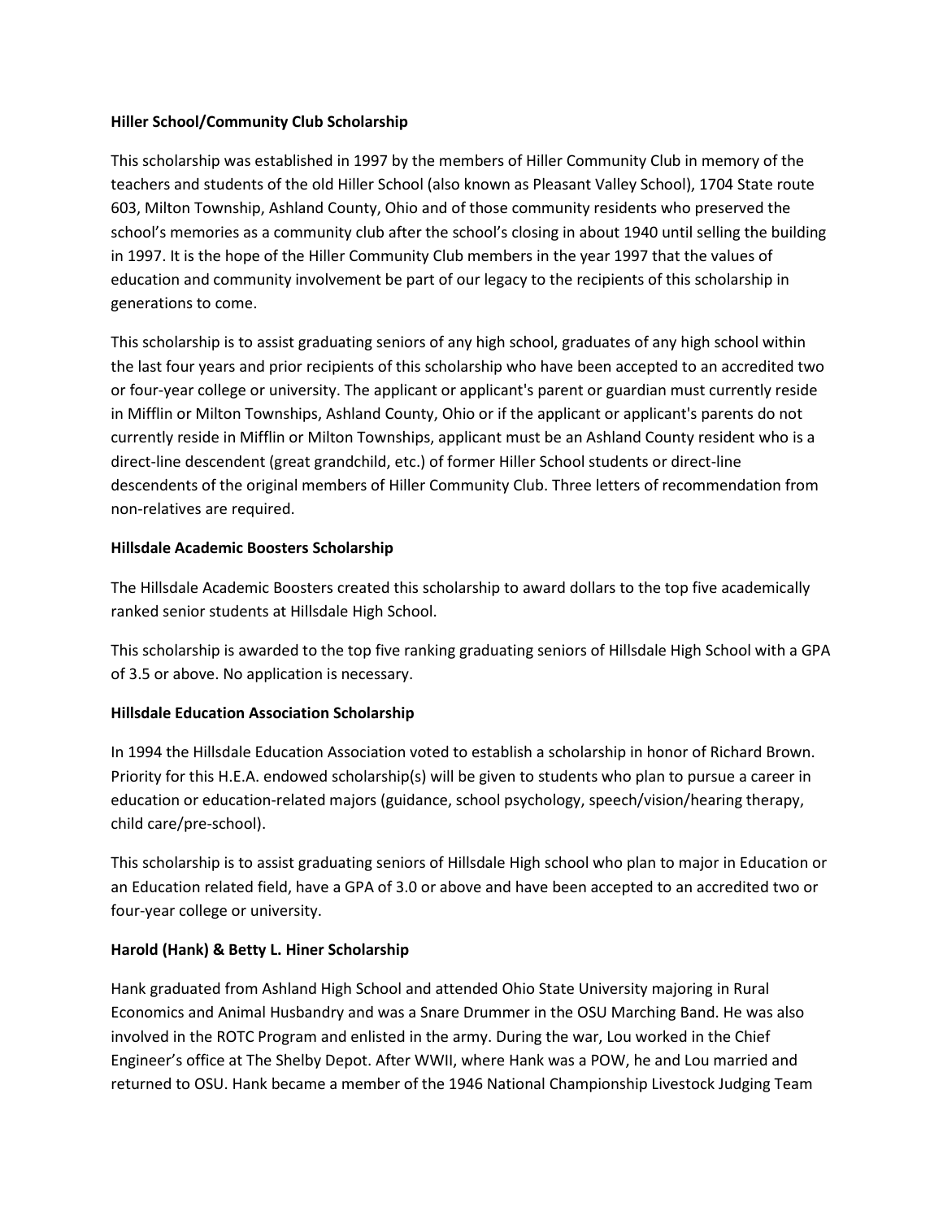**Hiller School/Community Club Scholarship**

This scholarship was established in 1997 by the members of Hiller Community Club in memory of the teachers and students of the old Hiller School (also known as Pleasant Valley School), 1704 State route 603, Milton Township, Ashland County, Ohio and of those community residents who preserved the school's memories as a community club after the school's closing in about 1940 until selling the building in 1997. It is the hope of the Hiller Community Club members in the year 1997 that the values of education and community involvement be part of our legacy to the recipients of this scholarship in generations to come.

This scholarship is to assist graduating seniors of any high school, graduates of any high school within the last four years and prior recipients of this scholarship who have been accepted to an accredited two or four-year college or university. The applicant or applicant's parent or guardian must currently reside in Mifflin or Milton Townships, Ashland County, Ohio or if the applicant or applicant's parents do not currently reside in Mifflin or Milton Townships, applicant must be an Ashland County resident who is a direct-line descendent (great grandchild, etc.) of former Hiller School students or direct-line descendents of the original members of Hiller Community Club. Three letters of recommendation from non-relatives are required.

**Hillsdale Academic Boosters Scholarship**

The Hillsdale Academic Boosters created this scholarship to award dollars to the top five academically ranked senior students at Hillsdale High School.

This scholarship is awarded to the top five ranking graduating seniors of Hillsdale High School with a GPA of 3.5 or above. No application is necessary.

**Hillsdale Education Association Scholarship**

In 1994 the Hillsdale Education Association voted to establish a scholarship in honor of Richard Brown. Priority for this H.E.A. endowed scholarship(s) will be given to students who plan to pursue a career in education or education-related majors (guidance, school psychology, speech/vision/hearing therapy, child care/pre-school).

This scholarship is to assist graduating seniors of Hillsdale High school who plan to major in Education or an Education related field, have a GPA of 3.0 or above and have been accepted to an accredited two or four-year college or university.

**Harold (Hank) & Betty L. Hiner Scholarship**

Hank graduated from Ashland High School and attended Ohio State University majoring in Rural Economics and Animal Husbandry and was a Snare Drummer in the OSU Marching Band. He was also involved in the ROTC Program and enlisted in the army. During the war, Lou worked in the Chief Engineer's office at The Shelby Depot. After WWII, where Hank was a POW, he and Lou married and returned to OSU. Hank became a member of the 1946 National Championship Livestock Judging Team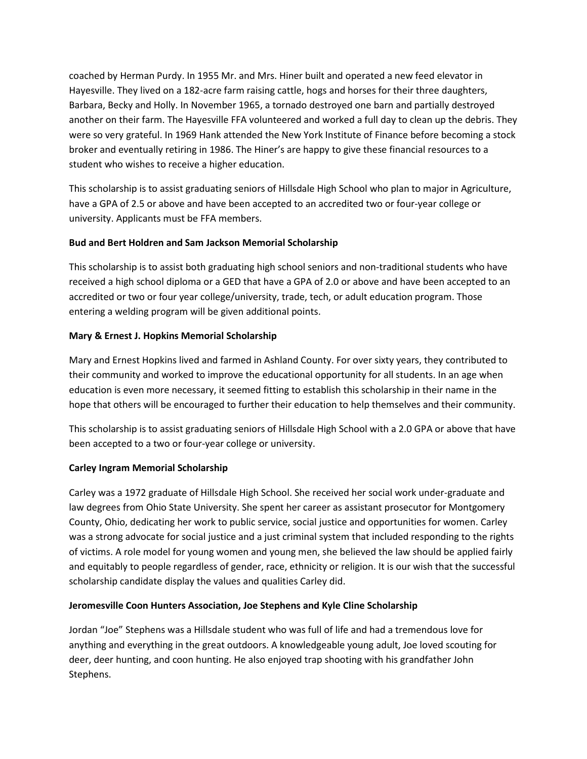coached by Herman Purdy. In 1955 Mr. and Mrs. Hiner built and operated a new feed elevator in Hayesville. They lived on a 182-acre farm raising cattle, hogs and horses for their three daughters, Barbara, Becky and Holly. In November 1965, a tornado destroyed one barn and partially destroyed another on their farm. The Hayesville FFA volunteered and worked a full day to clean up the debris. They were so very grateful. In 1969 Hank attended the New York Institute of Finance before becoming a stock broker and eventually retiring in 1986. The Hiner's are happy to give these financial resources to a student who wishes to receive a higher education.

This scholarship is to assist graduating seniors of Hillsdale High School who plan to major in Agriculture, have a GPA of 2.5 or above and have been accepted to an accredited two or four-year college or university. Applicants must be FFA members.

**Bud and Bert Holdren and Sam Jackson Memorial Scholarship**

This scholarship is to assist both graduating high school seniors and non-traditional students who have received a high school diploma or a GED that have a GPA of 2.0 or above and have been accepted to an accredited or two or four year college/university, trade, tech, or adult education program. Those entering a welding program will be given additional points.

**Mary & Ernest J. Hopkins Memorial Scholarship**

Mary and Ernest Hopkins lived and farmed in Ashland County. For over sixty years, they contributed to their community and worked to improve the educational opportunity for all students. In an age when education is even more necessary, it seemed fitting to establish this scholarship in their name in the hope that others will be encouraged to further their education to help themselves and their community.

This scholarship is to assist graduating seniors of Hillsdale High School with a 2.0 GPA or above that have been accepted to a two or four-year college or university.

**Carley Ingram Memorial Scholarship**

Carley was a 1972 graduate of Hillsdale High School. She received her social work under-graduate and law degrees from Ohio State University. She spent her career as assistant prosecutor for Montgomery County, Ohio, dedicating her work to public service, social justice and opportunities for women. Carley was a strong advocate for social justice and a just criminal system that included responding to the rights of victims. A role model for young women and young men, she believed the law should be applied fairly and equitably to people regardless of gender, race, ethnicity or religion. It is our wish that the successful scholarship candidate display the values and qualities Carley did.

**Jeromesville Coon Hunters Association, Joe Stephens and Kyle Cline Scholarship**

Jordan "Joe" Stephens was a Hillsdale student who was full of life and had a tremendous love for anything and everything in the great outdoors. A knowledgeable young adult, Joe loved scouting for deer, deer hunting, and coon hunting. He also enjoyed trap shooting with his grandfather John Stephens.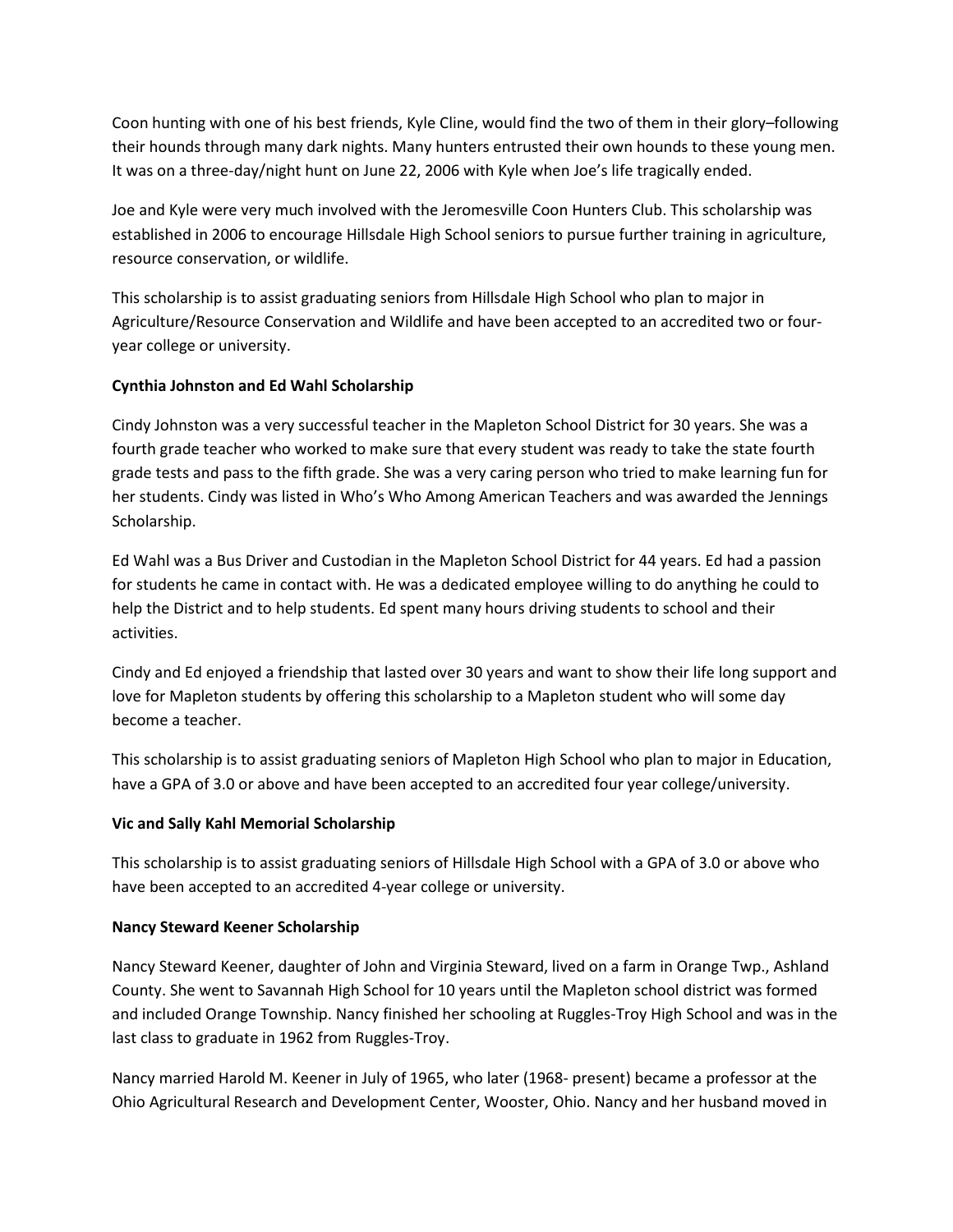Coon hunting with one of his best friends, Kyle Cline, would find the two of them in their glory–following their hounds through many dark nights. Many hunters entrusted their own hounds to these young men. It was on a three-day/night hunt on June 22, 2006 with Kyle when Joe's life tragically ended.

Joe and Kyle were very much involved with the Jeromesville Coon Hunters Club. This scholarship was established in 2006 to encourage Hillsdale High School seniors to pursue further training in agriculture, resource conservation, or wildlife.

This scholarship is to assist graduating seniors from Hillsdale High School who plan to major in Agriculture/Resource Conservation and Wildlife and have been accepted to an accredited two or four-year college or university.

**Cynthia Johnston and Ed Wahl Scholarship**

Cindy Johnston was a very successful teacher in the Mapleton School District for 30 years. She was a fourth grade teacher who worked to make sure that every student was ready to take the state fourth grade tests and pass to the fifth grade. She was a very caring person who tried to make learning fun for her students. Cindy was listed in Who's Who Among American Teachers and was awarded the Jennings Scholarship.

Ed Wahl was a Bus Driver and Custodian in the Mapleton School District for 44 years. Ed had a passion for students he came in contact with. He was a dedicated employee willing to do anything he could to help the District and to help students. Ed spent many hours driving students to school and their activities.

Cindy and Ed enjoyed a friendship that lasted over 30 years and want to show their life long support and love for Mapleton students by offering this scholarship to a Mapleton student who will some day become a teacher.

This scholarship is to assist graduating seniors of Mapleton High School who plan to major in Education, have a GPA of 3.0 or above and have been accepted to an accredited four year college/university.

**Vic and Sally Kahl Memorial Scholarship**

This scholarship is to assist graduating seniors of Hillsdale High School with a GPA of 3.0 or above who have been accepted to an accredited 4-year college or university.

**Nancy Steward Keener Scholarship**

Nancy Steward Keener, daughter of John and Virginia Steward, lived on a farm in Orange Twp., Ashland County. She went to Savannah High School for 10 years until the Mapleton school district was formed and included Orange Township. Nancy finished her schooling at Ruggles-Troy High School and was in the last class to graduate in 1962 from Ruggles-Troy.

Nancy married Harold M. Keener in July of 1965, who later (1968- present) became a professor at the Ohio Agricultural Research and Development Center, Wooster, Ohio. Nancy and her husband moved in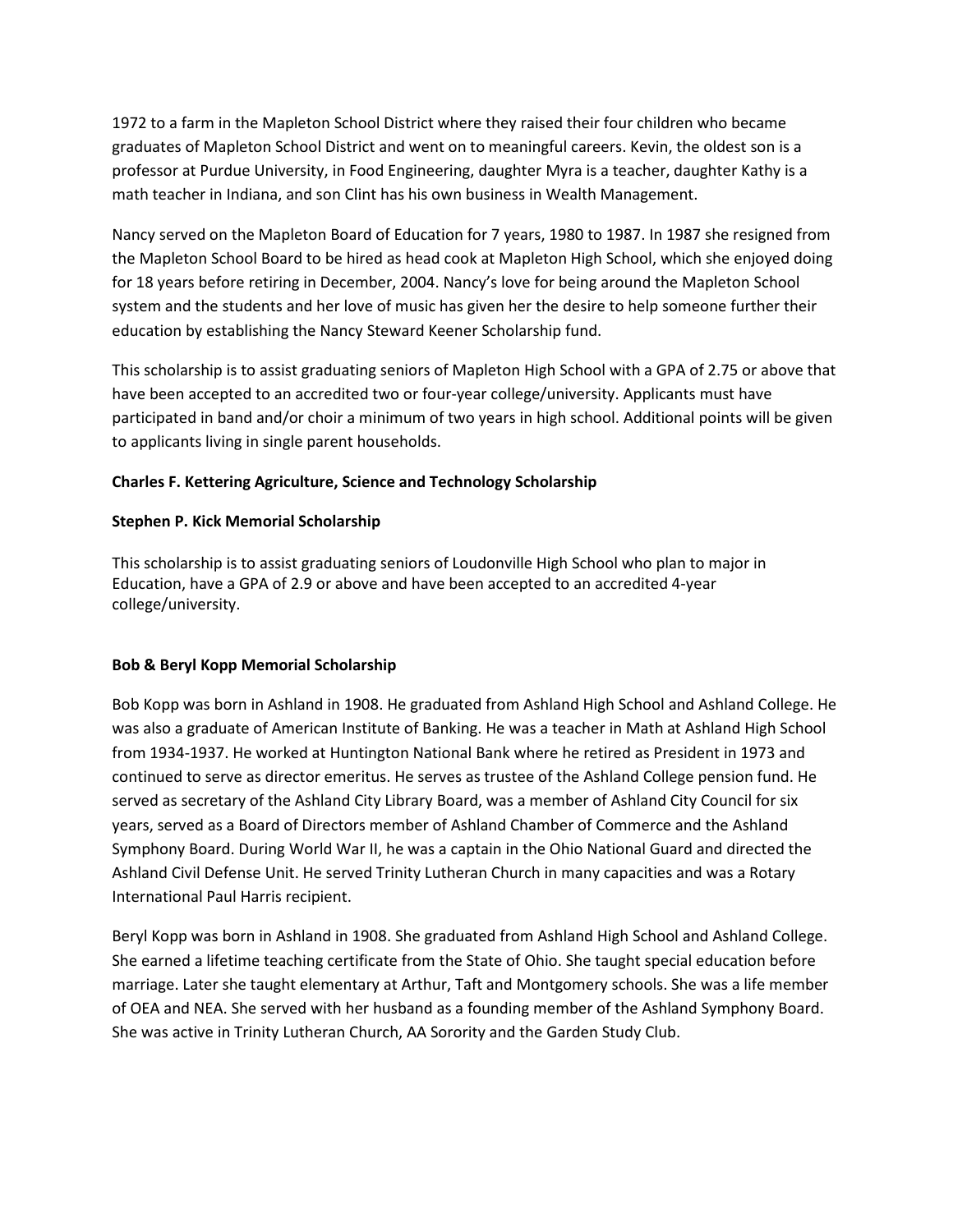1972 to a farm in the Mapleton School District where they raised their four children who became graduates of Mapleton School District and went on to meaningful careers. Kevin, the oldest son is a professor at Purdue University, in Food Engineering, daughter Myra is a teacher, daughter Kathy is a math teacher in Indiana, and son Clint has his own business in Wealth Management.

Nancy served on the Mapleton Board of Education for 7 years, 1980 to 1987. In 1987 she resigned from the Mapleton School Board to be hired as head cook at Mapleton High School, which she enjoyed doing for 18 years before retiring in December, 2004. Nancy's love for being around the Mapleton School system and the students and her love of music has given her the desire to help someone further their education by establishing the Nancy Steward Keener Scholarship fund.

This scholarship is to assist graduating seniors of Mapleton High School with a GPA of 2.75 or above that have been accepted to an accredited two or four-year college/university. Applicants must have participated in band and/or choir a minimum of two years in high school. Additional points will be given to applicants living in single parent households.

**Charles F. Kettering Agriculture, Science and Technology Scholarship**

**Stephen P. Kick Memorial Scholarship**

This scholarship is to assist graduating seniors of Loudonville High School who plan to major in Education, have a GPA of 2.9 or above and have been accepted to an accredited 4-year college/university.

**Bob & Beryl Kopp Memorial Scholarship**

Bob Kopp was born in Ashland in 1908. He graduated from Ashland High School and Ashland College. He was also a graduate of American Institute of Banking. He was a teacher in Math at Ashland High School from 1934-1937. He worked at Huntington National Bank where he retired as President in 1973 and continued to serve as director emeritus. He serves as trustee of the Ashland College pension fund. He served as secretary of the Ashland City Library Board, was a member of Ashland City Council for six years, served as a Board of Directors member of Ashland Chamber of Commerce and the Ashland Symphony Board. During World War II, he was a captain in the Ohio National Guard and directed the Ashland Civil Defense Unit. He served Trinity Lutheran Church in many capacities and was a Rotary International Paul Harris recipient.

Beryl Kopp was born in Ashland in 1908. She graduated from Ashland High School and Ashland College. She earned a lifetime teaching certificate from the State of Ohio. She taught special education before marriage. Later she taught elementary at Arthur, Taft and Montgomery schools. She was a life member of OEA and NEA. She served with her husband as a founding member of the Ashland Symphony Board. She was active in Trinity Lutheran Church, AA Sorority and the Garden Study Club.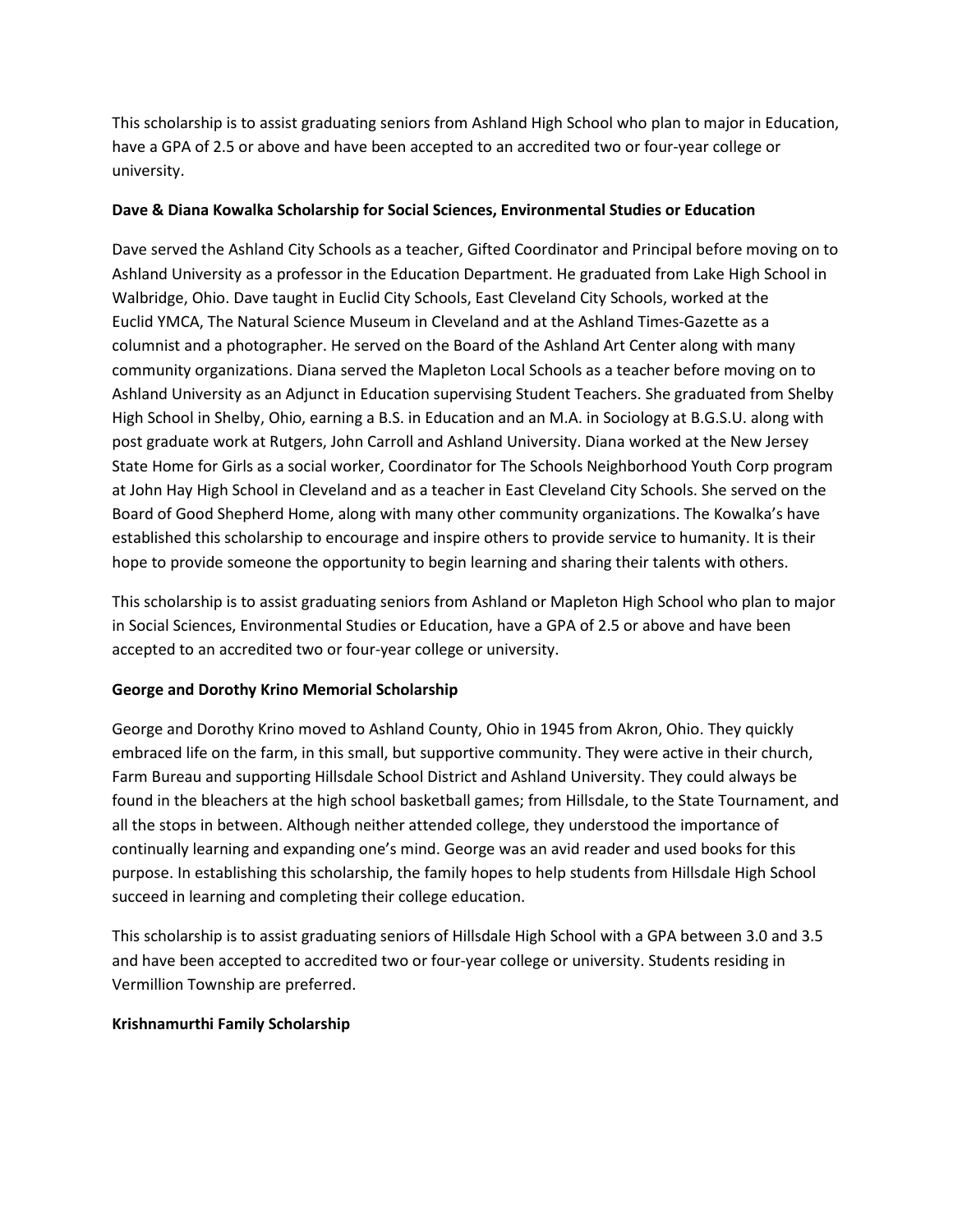This scholarship is to assist graduating seniors from Ashland High School who plan to major in Education, have a GPA of 2.5 or above and have been accepted to an accredited two or four-year college or university.

**Dave & Diana Kowalka Scholarship for Social Sciences, Environmental Studies or Education**

Dave served the Ashland City Schools as a teacher, Gifted Coordinator and Principal before moving on to Ashland University as a professor in the Education Department. He graduated from Lake High School in Walbridge, Ohio. Dave taught in Euclid City Schools, East Cleveland City Schools, worked at the Euclid YMCA, The Natural Science Museum in Cleveland and at the Ashland Times-Gazette as a columnist and a photographer. He served on the Board of the Ashland Art Center along with many community organizations. Diana served the Mapleton Local Schools as a teacher before moving on to Ashland University as an Adjunct in Education supervising Student Teachers. She graduated from Shelby High School in Shelby, Ohio, earning a B.S. in Education and an M.A. in Sociology at B.G.S.U. along with post graduate work at Rutgers, John Carroll and Ashland University. Diana worked at the New Jersey State Home for Girls as a social worker, Coordinator for The Schools Neighborhood Youth Corp program at John Hay High School in Cleveland and as a teacher in East Cleveland City Schools. She served on the Board of Good Shepherd Home, along with many other community organizations. The Kowalka's have established this scholarship to encourage and inspire others to provide service to humanity. It is their hope to provide someone the opportunity to begin learning and sharing their talents with others.

This scholarship is to assist graduating seniors from Ashland or Mapleton High School who plan to major in Social Sciences, Environmental Studies or Education, have a GPA of 2.5 or above and have been accepted to an accredited two or four-year college or university.

**George and Dorothy Krino Memorial Scholarship**

George and Dorothy Krino moved to Ashland County, Ohio in 1945 from Akron, Ohio. They quickly embraced life on the farm, in this small, but supportive community. They were active in their church, Farm Bureau and supporting Hillsdale School District and Ashland University. They could always be found in the bleachers at the high school basketball games; from Hillsdale, to the State Tournament, and all the stops in between. Although neither attended college, they understood the importance of continually learning and expanding one's mind. George was an avid reader and used books for this purpose. In establishing this scholarship, the family hopes to help students from Hillsdale High School succeed in learning and completing their college education.

This scholarship is to assist graduating seniors of Hillsdale High School with a GPA between 3.0 and 3.5 and have been accepted to accredited two or four-year college or university. Students residing in Vermillion Township are preferred.

**Krishnamurthi Family Scholarship**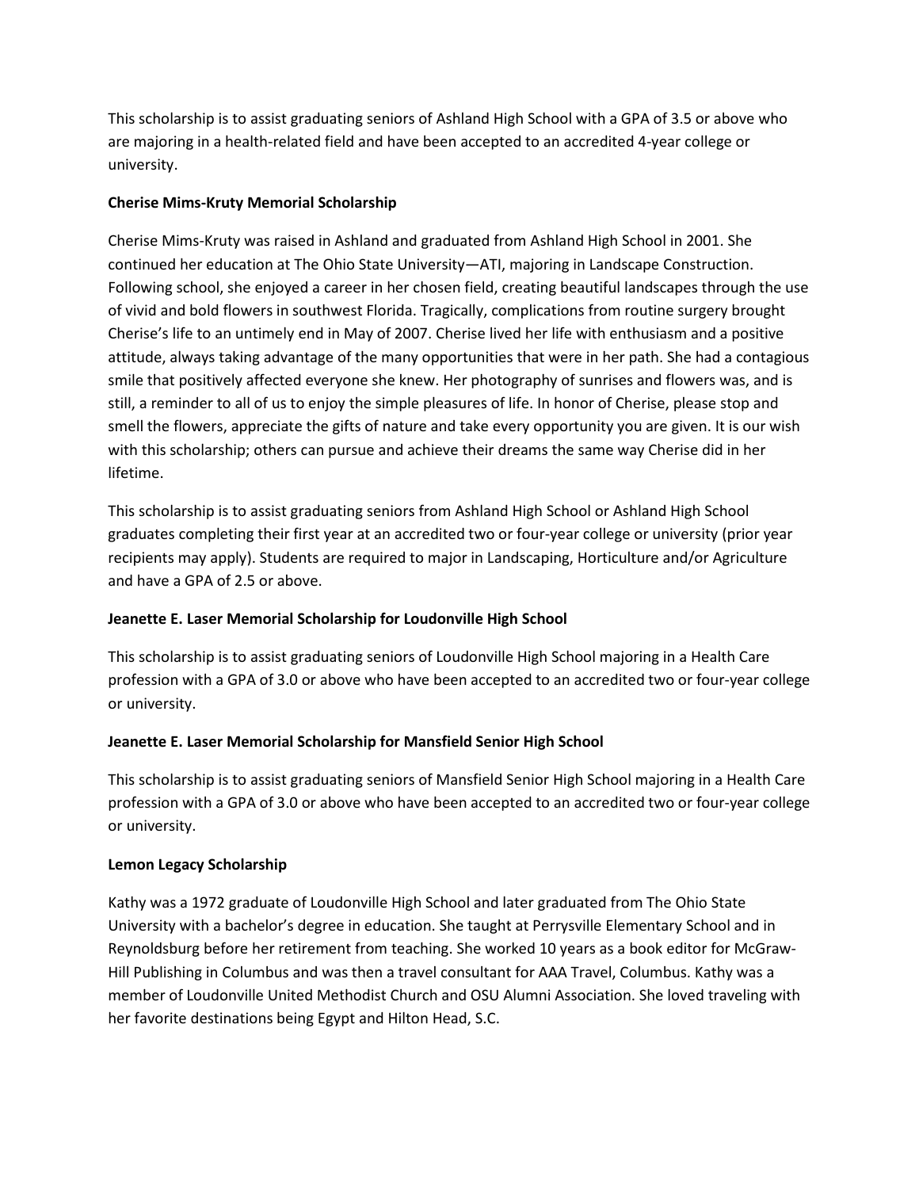This scholarship is to assist graduating seniors of Ashland High School with a GPA of 3.5 or above who are majoring in a health-related field and have been accepted to an accredited 4-year college or university.

**Cherise Mims-Kruty Memorial Scholarship**

Cherise Mims-Kruty was raised in Ashland and graduated from Ashland High School in 2001. She continued her education at The Ohio State University—ATI, majoring in Landscape Construction. Following school, she enjoyed a career in her chosen field, creating beautiful landscapes through the use of vivid and bold flowers in southwest Florida. Tragically, complications from routine surgery brought Cherise's life to an untimely end in May of 2007. Cherise lived her life with enthusiasm and a positive attitude, always taking advantage of the many opportunities that were in her path. She had a contagious smile that positively affected everyone she knew. Her photography of sunrises and flowers was, and is still, a reminder to all of us to enjoy the simple pleasures of life. In honor of Cherise, please stop and smell the flowers, appreciate the gifts of nature and take every opportunity you are given. It is our wish with this scholarship; others can pursue and achieve their dreams the same way Cherise did in her lifetime.

This scholarship is to assist graduating seniors from Ashland High School or Ashland High School graduates completing their first year at an accredited two or four-year college or university (prior year recipients may apply). Students are required to major in Landscaping, Horticulture and/or Agriculture and have a GPA of 2.5 or above.

**Jeanette E. Laser Memorial Scholarship for Loudonville High School**

This scholarship is to assist graduating seniors of Loudonville High School majoring in a Health Care profession with a GPA of 3.0 or above who have been accepted to an accredited two or four-year college or university.

**Jeanette E. Laser Memorial Scholarship for Mansfield Senior High School**

This scholarship is to assist graduating seniors of Mansfield Senior High School majoring in a Health Care profession with a GPA of 3.0 or above who have been accepted to an accredited two or four-year college or university.

**Lemon Legacy Scholarship**

Kathy was a 1972 graduate of Loudonville High School and later graduated from The Ohio State University with a bachelor's degree in education. She taught at Perrysville Elementary School and in Reynoldsburg before her retirement from teaching. She worked 10 years as a book editor for McGraw-Hill Publishing in Columbus and was then a travel consultant for AAA Travel, Columbus. Kathy was a member of Loudonville United Methodist Church and OSU Alumni Association. She loved traveling with her favorite destinations being Egypt and Hilton Head, S.C.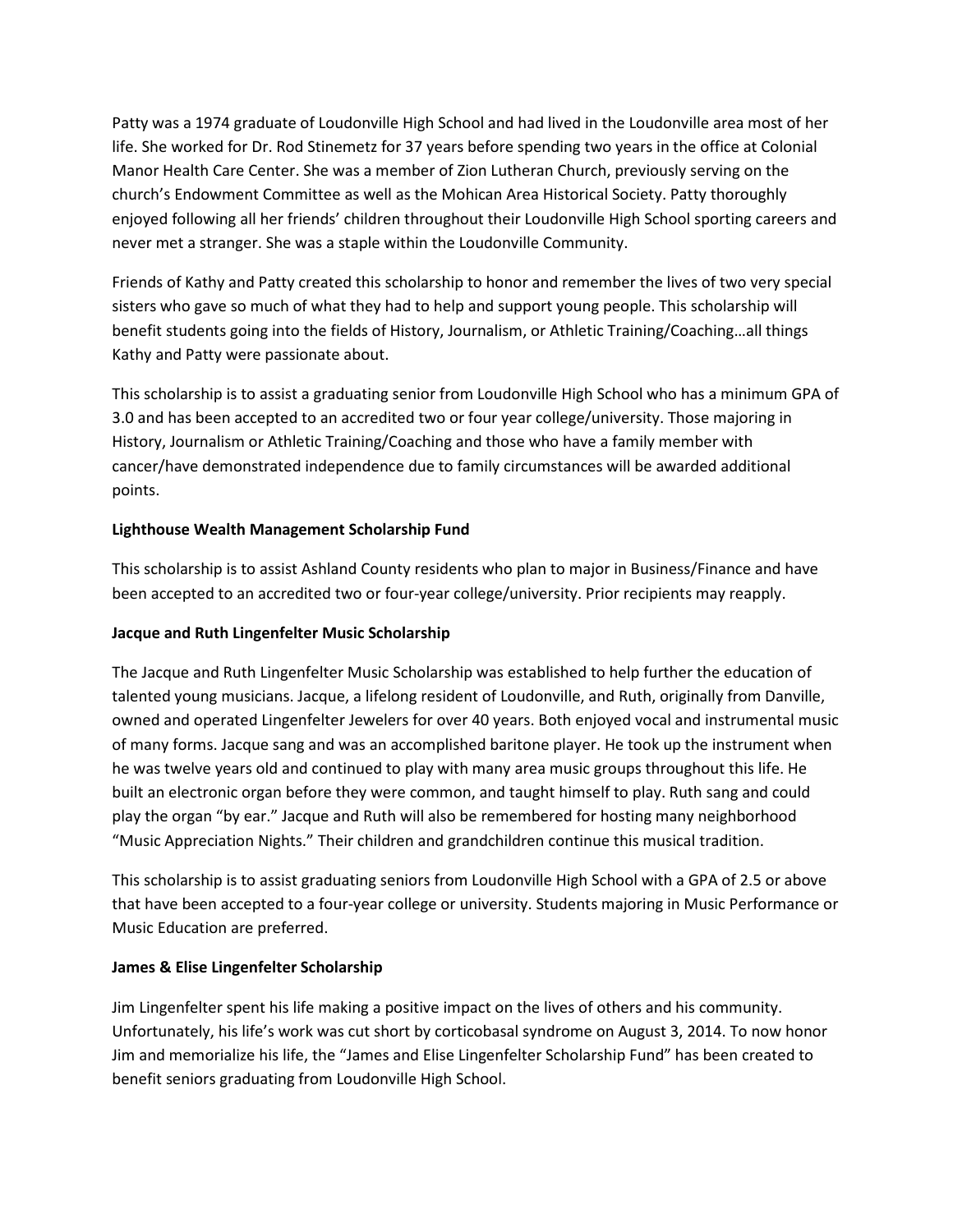Patty was a 1974 graduate of Loudonville High School and had lived in the Loudonville area most of her life. She worked for Dr. Rod Stinemetz for 37 years before spending two years in the office at Colonial Manor Health Care Center. She was a member of Zion Lutheran Church, previously serving on the church's Endowment Committee as well as the Mohican Area Historical Society. Patty thoroughly enjoyed following all her friends' children throughout their Loudonville High School sporting careers and never met a stranger. She was a staple within the Loudonville Community.

Friends of Kathy and Patty created this scholarship to honor and remember the lives of two very special sisters who gave so much of what they had to help and support young people. This scholarship will benefit students going into the fields of History, Journalism, or Athletic Training/Coaching…all things Kathy and Patty were passionate about.

This scholarship is to assist a graduating senior from Loudonville High School who has a minimum GPA of 3.0 and has been accepted to an accredited two or four year college/university. Those majoring in History, Journalism or Athletic Training/Coaching and those who have a family member with cancer/have demonstrated independence due to family circumstances will be awarded additional points.

**Lighthouse Wealth Management Scholarship Fund**

This scholarship is to assist Ashland County residents who plan to major in Business/Finance and have been accepted to an accredited two or four-year college/university. Prior recipients may reapply.

**Jacque and Ruth Lingenfelter Music Scholarship**

The Jacque and Ruth Lingenfelter Music Scholarship was established to help further the education of talented young musicians. Jacque, a lifelong resident of Loudonville, and Ruth, originally from Danville, owned and operated Lingenfelter Jewelers for over 40 years. Both enjoyed vocal and instrumental music of many forms. Jacque sang and was an accomplished baritone player. He took up the instrument when he was twelve years old and continued to play with many area music groups throughout this life. He built an electronic organ before they were common, and taught himself to play. Ruth sang and could play the organ "by ear." Jacque and Ruth will also be remembered for hosting many neighborhood "Music Appreciation Nights." Their children and grandchildren continue this musical tradition.

This scholarship is to assist graduating seniors from Loudonville High School with a GPA of 2.5 or above that have been accepted to a four-year college or university. Students majoring in Music Performance or Music Education are preferred.

**James & Elise Lingenfelter Scholarship**

Jim Lingenfelter spent his life making a positive impact on the lives of others and his community. Unfortunately, his life's work was cut short by corticobasal syndrome on August 3, 2014. To now honor Jim and memorialize his life, the "James and Elise Lingenfelter Scholarship Fund" has been created to benefit seniors graduating from Loudonville High School.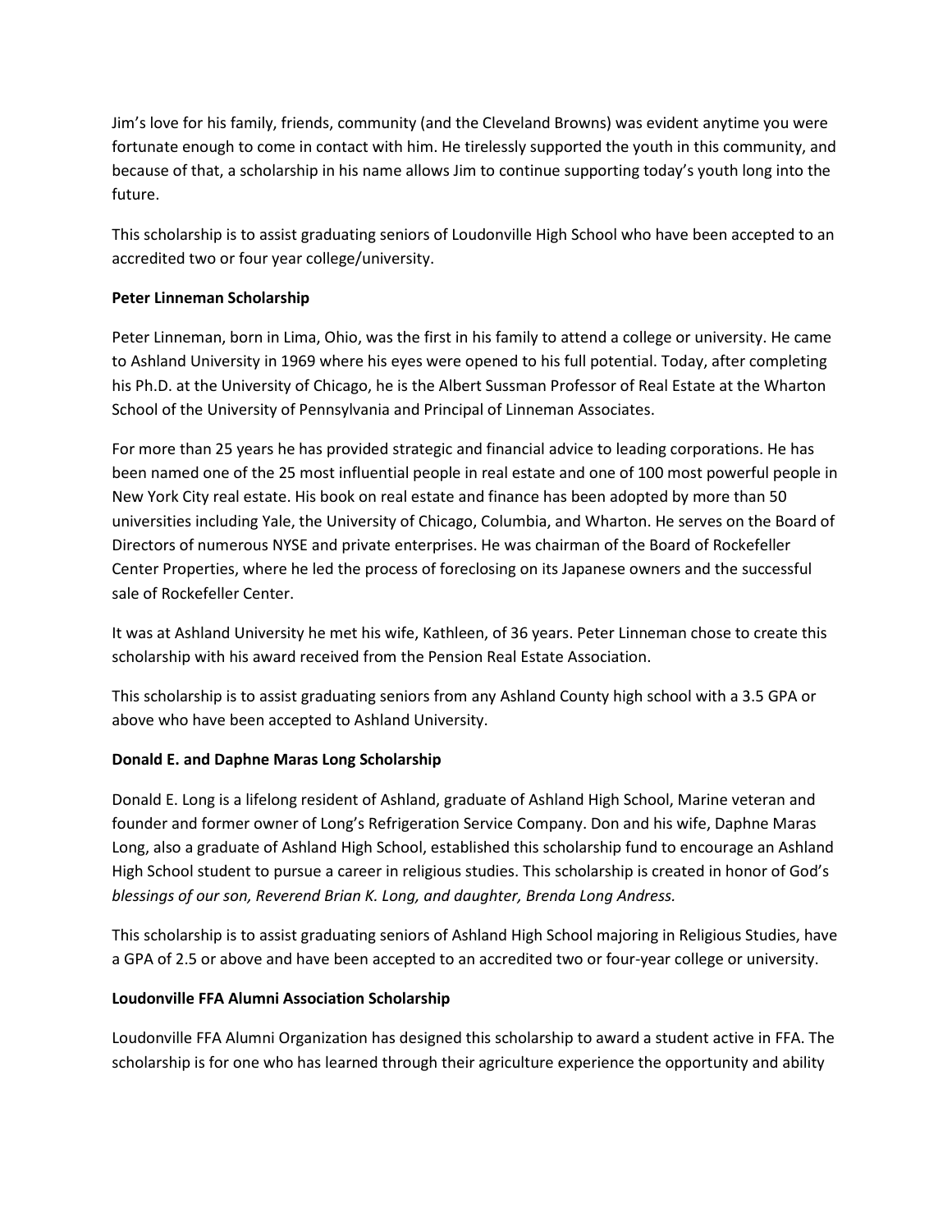Jim's love for his family, friends, community (and the Cleveland Browns) was evident anytime you were fortunate enough to come in contact with him. He tirelessly supported the youth in this community, and because of that, a scholarship in his name allows Jim to continue supporting today's youth long into the future.

This scholarship is to assist graduating seniors of Loudonville High School who have been accepted to an accredited two or four year college/university.

**Peter Linneman Scholarship**

Peter Linneman, born in Lima, Ohio, was the first in his family to attend a college or university. He came to Ashland University in 1969 where his eyes were opened to his full potential. Today, after completing his Ph.D. at the University of Chicago, he is the Albert Sussman Professor of Real Estate at the Wharton School of the University of Pennsylvania and Principal of Linneman Associates.

For more than 25 years he has provided strategic and financial advice to leading corporations. He has been named one of the 25 most influential people in real estate and one of 100 most powerful people in New York City real estate. His book on real estate and finance has been adopted by more than 50 universities including Yale, the University of Chicago, Columbia, and Wharton. He serves on the Board of Directors of numerous NYSE and private enterprises. He was chairman of the Board of Rockefeller Center Properties, where he led the process of foreclosing on its Japanese owners and the successful sale of Rockefeller Center.

It was at Ashland University he met his wife, Kathleen, of 36 years. Peter Linneman chose to create this scholarship with his award received from the Pension Real Estate Association.

This scholarship is to assist graduating seniors from any Ashland County high school with a 3.5 GPA or above who have been accepted to Ashland University.

**Donald E. and Daphne Maras Long Scholarship**

Donald E. Long is a lifelong resident of Ashland, graduate of Ashland High School, Marine veteran and founder and former owner of Long's Refrigeration Service Company. Don and his wife, Daphne Maras Long, also a graduate of Ashland High School, established this scholarship fund to encourage an Ashland High School student to pursue a career in religious studies. This scholarship is created in honor of God's *blessings of our son, Reverend Brian K. Long, and daughter, Brenda Long Andress.*

This scholarship is to assist graduating seniors of Ashland High School majoring in Religious Studies, have a GPA of 2.5 or above and have been accepted to an accredited two or four-year college or university.

**Loudonville FFA Alumni Association Scholarship**

Loudonville FFA Alumni Organization has designed this scholarship to award a student active in FFA. The scholarship is for one who has learned through their agriculture experience the opportunity and ability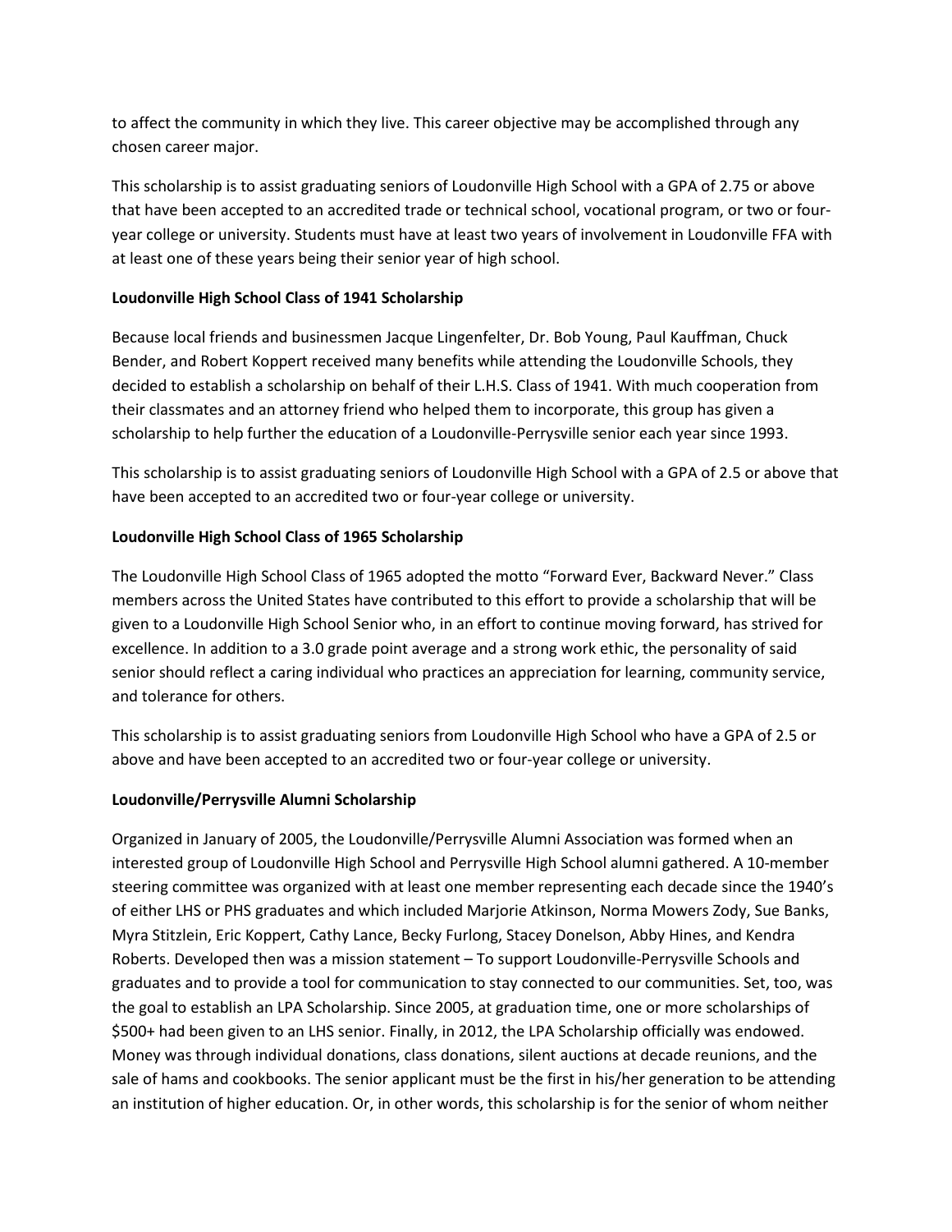to affect the community in which they live. This career objective may be accomplished through any chosen career major.

This scholarship is to assist graduating seniors of Loudonville High School with a GPA of 2.75 or above that have been accepted to an accredited trade or technical school, vocational program, or two or four-year college or university. Students must have at least two years of involvement in Loudonville FFA with at least one of these years being their senior year of high school.

**Loudonville High School Class of 1941 Scholarship**

Because local friends and businessmen Jacque Lingenfelter, Dr. Bob Young, Paul Kauffman, Chuck Bender, and Robert Koppert received many benefits while attending the Loudonville Schools, they decided to establish a scholarship on behalf of their L.H.S. Class of 1941. With much cooperation from their classmates and an attorney friend who helped them to incorporate, this group has given a scholarship to help further the education of a Loudonville-Perrysville senior each year since 1993.

This scholarship is to assist graduating seniors of Loudonville High School with a GPA of 2.5 or above that have been accepted to an accredited two or four-year college or university.

**Loudonville High School Class of 1965 Scholarship**

The Loudonville High School Class of 1965 adopted the motto "Forward Ever, Backward Never." Class members across the United States have contributed to this effort to provide a scholarship that will be given to a Loudonville High School Senior who, in an effort to continue moving forward, has strived for excellence. In addition to a 3.0 grade point average and a strong work ethic, the personality of said senior should reflect a caring individual who practices an appreciation for learning, community service, and tolerance for others.

This scholarship is to assist graduating seniors from Loudonville High School who have a GPA of 2.5 or above and have been accepted to an accredited two or four-year college or university.

**Loudonville/Perrysville Alumni Scholarship**

Organized in January of 2005, the Loudonville/Perrysville Alumni Association was formed when an interested group of Loudonville High School and Perrysville High School alumni gathered. A 10-member steering committee was organized with at least one member representing each decade since the 1940's of either LHS or PHS graduates and which included Marjorie Atkinson, Norma Mowers Zody, Sue Banks, Myra Stitzlein, Eric Koppert, Cathy Lance, Becky Furlong, Stacey Donelson, Abby Hines, and Kendra Roberts. Developed then was a mission statement – To support Loudonville-Perrysville Schools and graduates and to provide a tool for communication to stay connected to our communities. Set, too, was the goal to establish an LPA Scholarship. Since 2005, at graduation time, one or more scholarships of $500+ had been given to an LHS senior. Finally, in 2012, the LPA Scholarship officially was endowed. Money was through individual donations, class donations, silent auctions at decade reunions, and the sale of hams and cookbooks. The senior applicant must be the first in his/her generation to be attending an institution of higher education. Or, in other words, this scholarship is for the senior of whom neither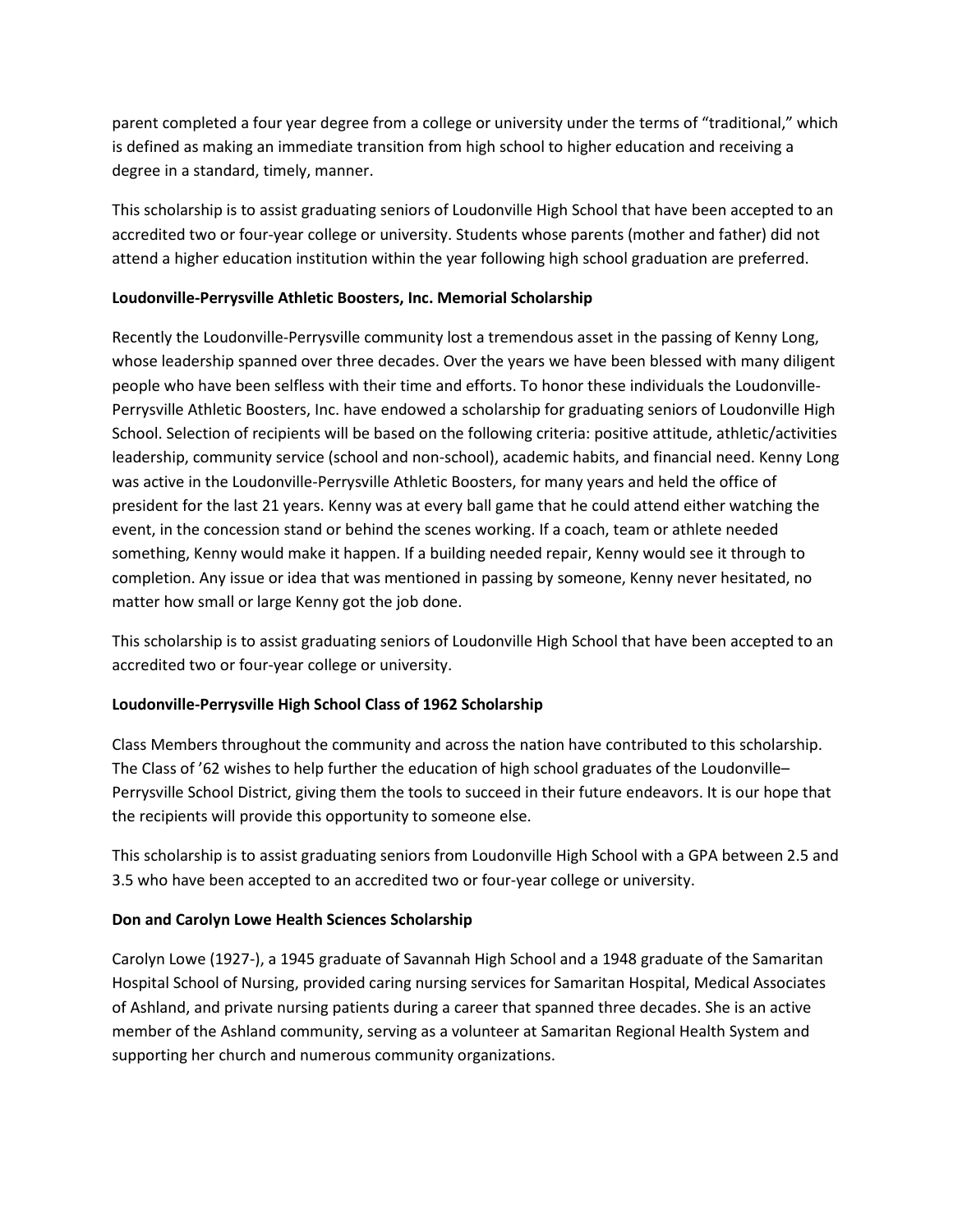parent completed a four year degree from a college or university under the terms of "traditional," which is defined as making an immediate transition from high school to higher education and receiving a degree in a standard, timely, manner.

This scholarship is to assist graduating seniors of Loudonville High School that have been accepted to an accredited two or four-year college or university. Students whose parents (mother and father) did not attend a higher education institution within the year following high school graduation are preferred.

**Loudonville-Perrysville Athletic Boosters, Inc. Memorial Scholarship**

Recently the Loudonville-Perrysville community lost a tremendous asset in the passing of Kenny Long, whose leadership spanned over three decades. Over the years we have been blessed with many diligent people who have been selfless with their time and efforts. To honor these individuals the Loudonville-Perrysville Athletic Boosters, Inc. have endowed a scholarship for graduating seniors of Loudonville High School. Selection of recipients will be based on the following criteria: positive attitude, athletic/activities leadership, community service (school and non-school), academic habits, and financial need. Kenny Long was active in the Loudonville-Perrysville Athletic Boosters, for many years and held the office of president for the last 21 years. Kenny was at every ball game that he could attend either watching the event, in the concession stand or behind the scenes working. If a coach, team or athlete needed something, Kenny would make it happen. If a building needed repair, Kenny would see it through to completion. Any issue or idea that was mentioned in passing by someone, Kenny never hesitated, no matter how small or large Kenny got the job done.

This scholarship is to assist graduating seniors of Loudonville High School that have been accepted to an accredited two or four-year college or university.

**Loudonville-Perrysville High School Class of 1962 Scholarship**

Class Members throughout the community and across the nation have contributed to this scholarship. The Class of '62 wishes to help further the education of high school graduates of the Loudonville–Perrysville School District, giving them the tools to succeed in their future endeavors. It is our hope that the recipients will provide this opportunity to someone else.

This scholarship is to assist graduating seniors from Loudonville High School with a GPA between 2.5 and 3.5 who have been accepted to an accredited two or four-year college or university.

**Don and Carolyn Lowe Health Sciences Scholarship**

Carolyn Lowe (1927-), a 1945 graduate of Savannah High School and a 1948 graduate of the Samaritan Hospital School of Nursing, provided caring nursing services for Samaritan Hospital, Medical Associates of Ashland, and private nursing patients during a career that spanned three decades. She is an active member of the Ashland community, serving as a volunteer at Samaritan Regional Health System and supporting her church and numerous community organizations.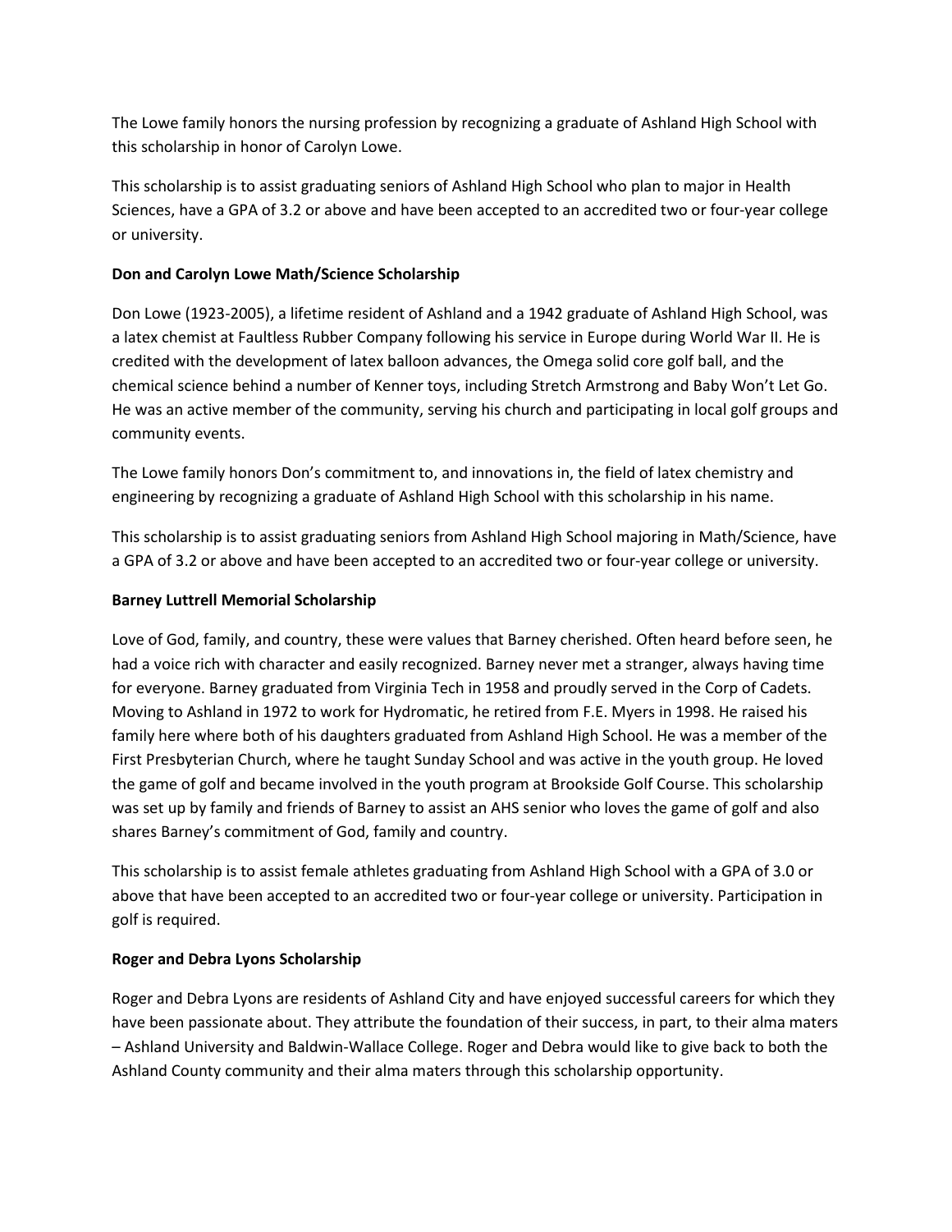The Lowe family honors the nursing profession by recognizing a graduate of Ashland High School with this scholarship in honor of Carolyn Lowe.

This scholarship is to assist graduating seniors of Ashland High School who plan to major in Health Sciences, have a GPA of 3.2 or above and have been accepted to an accredited two or four-year college or university.

**Don and Carolyn Lowe Math/Science Scholarship**

Don Lowe (1923-2005), a lifetime resident of Ashland and a 1942 graduate of Ashland High School, was a latex chemist at Faultless Rubber Company following his service in Europe during World War II. He is credited with the development of latex balloon advances, the Omega solid core golf ball, and the chemical science behind a number of Kenner toys, including Stretch Armstrong and Baby Won't Let Go. He was an active member of the community, serving his church and participating in local golf groups and community events.

The Lowe family honors Don's commitment to, and innovations in, the field of latex chemistry and engineering by recognizing a graduate of Ashland High School with this scholarship in his name.

This scholarship is to assist graduating seniors from Ashland High School majoring in Math/Science, have a GPA of 3.2 or above and have been accepted to an accredited two or four-year college or university.

**Barney Luttrell Memorial Scholarship**

Love of God, family, and country, these were values that Barney cherished. Often heard before seen, he had a voice rich with character and easily recognized. Barney never met a stranger, always having time for everyone. Barney graduated from Virginia Tech in 1958 and proudly served in the Corp of Cadets. Moving to Ashland in 1972 to work for Hydromatic, he retired from F.E. Myers in 1998. He raised his family here where both of his daughters graduated from Ashland High School. He was a member of the First Presbyterian Church, where he taught Sunday School and was active in the youth group. He loved the game of golf and became involved in the youth program at Brookside Golf Course. This scholarship was set up by family and friends of Barney to assist an AHS senior who loves the game of golf and also shares Barney's commitment of God, family and country.

This scholarship is to assist female athletes graduating from Ashland High School with a GPA of 3.0 or above that have been accepted to an accredited two or four-year college or university. Participation in golf is required.

**Roger and Debra Lyons Scholarship**

Roger and Debra Lyons are residents of Ashland City and have enjoyed successful careers for which they have been passionate about. They attribute the foundation of their success, in part, to their alma maters – Ashland University and Baldwin-Wallace College. Roger and Debra would like to give back to both the Ashland County community and their alma maters through this scholarship opportunity.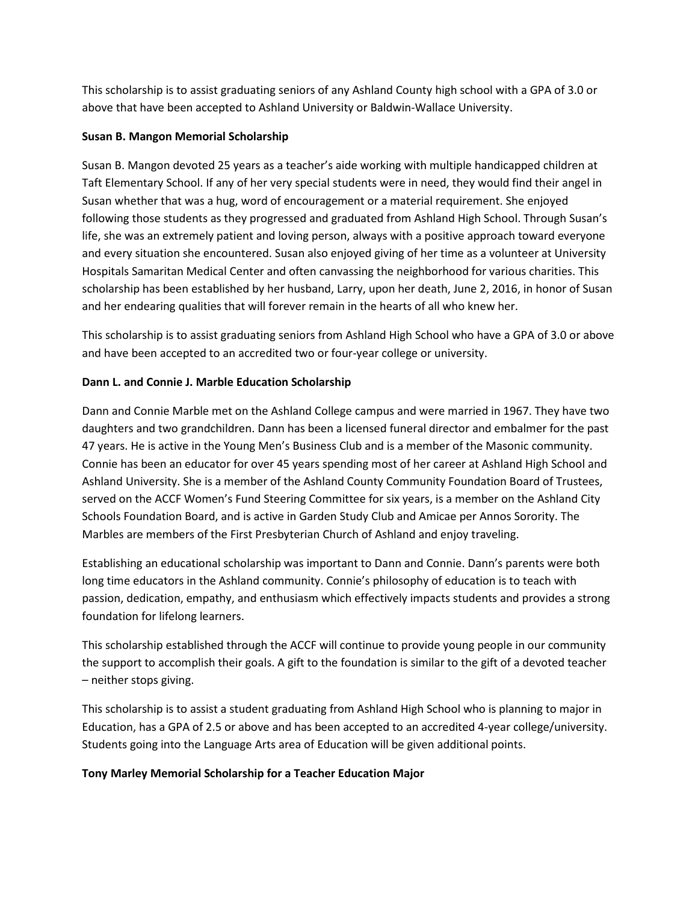This scholarship is to assist graduating seniors of any Ashland County high school with a GPA of 3.0 or above that have been accepted to Ashland University or Baldwin-Wallace University.

**Susan B. Mangon Memorial Scholarship**

Susan B. Mangon devoted 25 years as a teacher's aide working with multiple handicapped children at Taft Elementary School. If any of her very special students were in need, they would find their angel in Susan whether that was a hug, word of encouragement or a material requirement. She enjoyed following those students as they progressed and graduated from Ashland High School. Through Susan's life, she was an extremely patient and loving person, always with a positive approach toward everyone and every situation she encountered. Susan also enjoyed giving of her time as a volunteer at University Hospitals Samaritan Medical Center and often canvassing the neighborhood for various charities. This scholarship has been established by her husband, Larry, upon her death, June 2, 2016, in honor of Susan and her endearing qualities that will forever remain in the hearts of all who knew her.

This scholarship is to assist graduating seniors from Ashland High School who have a GPA of 3.0 or above and have been accepted to an accredited two or four-year college or university.

**Dann L. and Connie J. Marble Education Scholarship**

Dann and Connie Marble met on the Ashland College campus and were married in 1967. They have two daughters and two grandchildren. Dann has been a licensed funeral director and embalmer for the past 47 years. He is active in the Young Men's Business Club and is a member of the Masonic community. Connie has been an educator for over 45 years spending most of her career at Ashland High School and Ashland University. She is a member of the Ashland County Community Foundation Board of Trustees, served on the ACCF Women's Fund Steering Committee for six years, is a member on the Ashland City Schools Foundation Board, and is active in Garden Study Club and Amicae per Annos Sorority. The Marbles are members of the First Presbyterian Church of Ashland and enjoy traveling.

Establishing an educational scholarship was important to Dann and Connie. Dann's parents were both long time educators in the Ashland community. Connie's philosophy of education is to teach with passion, dedication, empathy, and enthusiasm which effectively impacts students and provides a strong foundation for lifelong learners.

This scholarship established through the ACCF will continue to provide young people in our community the support to accomplish their goals. A gift to the foundation is similar to the gift of a devoted teacher – neither stops giving.

This scholarship is to assist a student graduating from Ashland High School who is planning to major in Education, has a GPA of 2.5 or above and has been accepted to an accredited 4-year college/university. Students going into the Language Arts area of Education will be given additional points.

**Tony Marley Memorial Scholarship for a Teacher Education Major**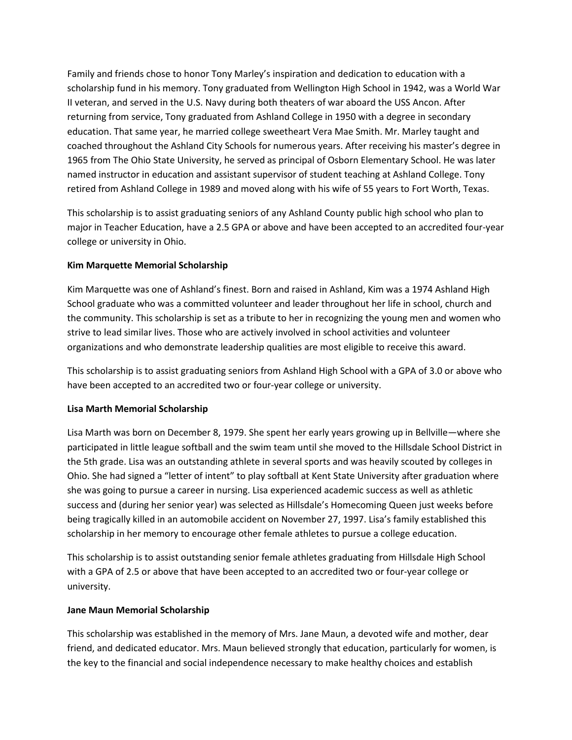Family and friends chose to honor Tony Marley's inspiration and dedication to education with a scholarship fund in his memory. Tony graduated from Wellington High School in 1942, was a World War II veteran, and served in the U.S. Navy during both theaters of war aboard the USS Ancon. After returning from service, Tony graduated from Ashland College in 1950 with a degree in secondary education. That same year, he married college sweetheart Vera Mae Smith. Mr. Marley taught and coached throughout the Ashland City Schools for numerous years. After receiving his master's degree in 1965 from The Ohio State University, he served as principal of Osborn Elementary School. He was later named instructor in education and assistant supervisor of student teaching at Ashland College. Tony retired from Ashland College in 1989 and moved along with his wife of 55 years to Fort Worth, Texas.

This scholarship is to assist graduating seniors of any Ashland County public high school who plan to major in Teacher Education, have a 2.5 GPA or above and have been accepted to an accredited four-year college or university in Ohio.

**Kim Marquette Memorial Scholarship**

Kim Marquette was one of Ashland's finest. Born and raised in Ashland, Kim was a 1974 Ashland High School graduate who was a committed volunteer and leader throughout her life in school, church and the community. This scholarship is set as a tribute to her in recognizing the young men and women who strive to lead similar lives. Those who are actively involved in school activities and volunteer organizations and who demonstrate leadership qualities are most eligible to receive this award.

This scholarship is to assist graduating seniors from Ashland High School with a GPA of 3.0 or above who have been accepted to an accredited two or four-year college or university.

**Lisa Marth Memorial Scholarship**

Lisa Marth was born on December 8, 1979. She spent her early years growing up in Bellville—where she participated in little league softball and the swim team until she moved to the Hillsdale School District in the 5th grade. Lisa was an outstanding athlete in several sports and was heavily scouted by colleges in Ohio. She had signed a "letter of intent" to play softball at Kent State University after graduation where she was going to pursue a career in nursing. Lisa experienced academic success as well as athletic success and (during her senior year) was selected as Hillsdale's Homecoming Queen just weeks before being tragically killed in an automobile accident on November 27, 1997. Lisa's family established this scholarship in her memory to encourage other female athletes to pursue a college education.

This scholarship is to assist outstanding senior female athletes graduating from Hillsdale High School with a GPA of 2.5 or above that have been accepted to an accredited two or four-year college or university.

**Jane Maun Memorial Scholarship**

This scholarship was established in the memory of Mrs. Jane Maun, a devoted wife and mother, dear friend, and dedicated educator. Mrs. Maun believed strongly that education, particularly for women, is the key to the financial and social independence necessary to make healthy choices and establish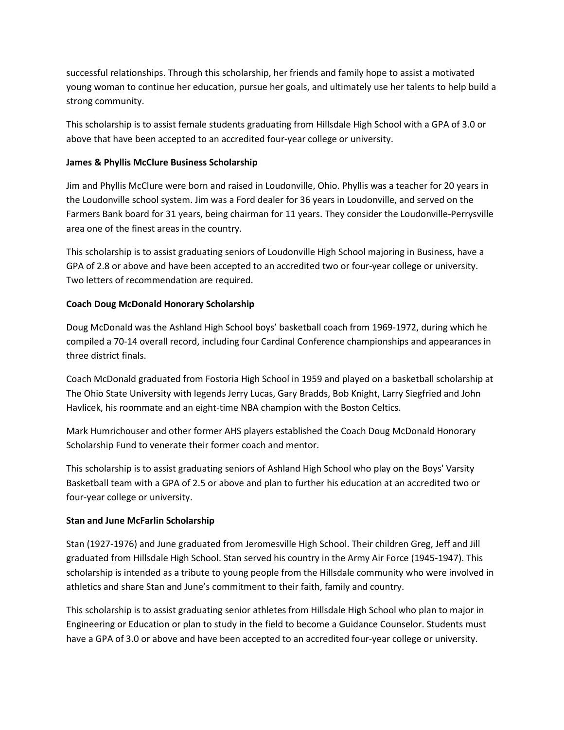successful relationships. Through this scholarship, her friends and family hope to assist a motivated young woman to continue her education, pursue her goals, and ultimately use her talents to help build a strong community.

This scholarship is to assist female students graduating from Hillsdale High School with a GPA of 3.0 or above that have been accepted to an accredited four-year college or university.

**James & Phyllis McClure Business Scholarship**

Jim and Phyllis McClure were born and raised in Loudonville, Ohio. Phyllis was a teacher for 20 years in the Loudonville school system. Jim was a Ford dealer for 36 years in Loudonville, and served on the Farmers Bank board for 31 years, being chairman for 11 years. They consider the Loudonville-Perrysville area one of the finest areas in the country.

This scholarship is to assist graduating seniors of Loudonville High School majoring in Business, have a GPA of 2.8 or above and have been accepted to an accredited two or four-year college or university. Two letters of recommendation are required.

**Coach Doug McDonald Honorary Scholarship**

Doug McDonald was the Ashland High School boys' basketball coach from 1969-1972, during which he compiled a 70-14 overall record, including four Cardinal Conference championships and appearances in three district finals.

Coach McDonald graduated from Fostoria High School in 1959 and played on a basketball scholarship at The Ohio State University with legends Jerry Lucas, Gary Bradds, Bob Knight, Larry Siegfried and John Havlicek, his roommate and an eight-time NBA champion with the Boston Celtics.

Mark Humrichouser and other former AHS players established the Coach Doug McDonald Honorary Scholarship Fund to venerate their former coach and mentor.

This scholarship is to assist graduating seniors of Ashland High School who play on the Boys' Varsity Basketball team with a GPA of 2.5 or above and plan to further his education at an accredited two or four-year college or university.

**Stan and June McFarlin Scholarship**

Stan (1927-1976) and June graduated from Jeromesville High School. Their children Greg, Jeff and Jill graduated from Hillsdale High School. Stan served his country in the Army Air Force (1945-1947). This scholarship is intended as a tribute to young people from the Hillsdale community who were involved in athletics and share Stan and June's commitment to their faith, family and country.

This scholarship is to assist graduating senior athletes from Hillsdale High School who plan to major in Engineering or Education or plan to study in the field to become a Guidance Counselor. Students must have a GPA of 3.0 or above and have been accepted to an accredited four-year college or university.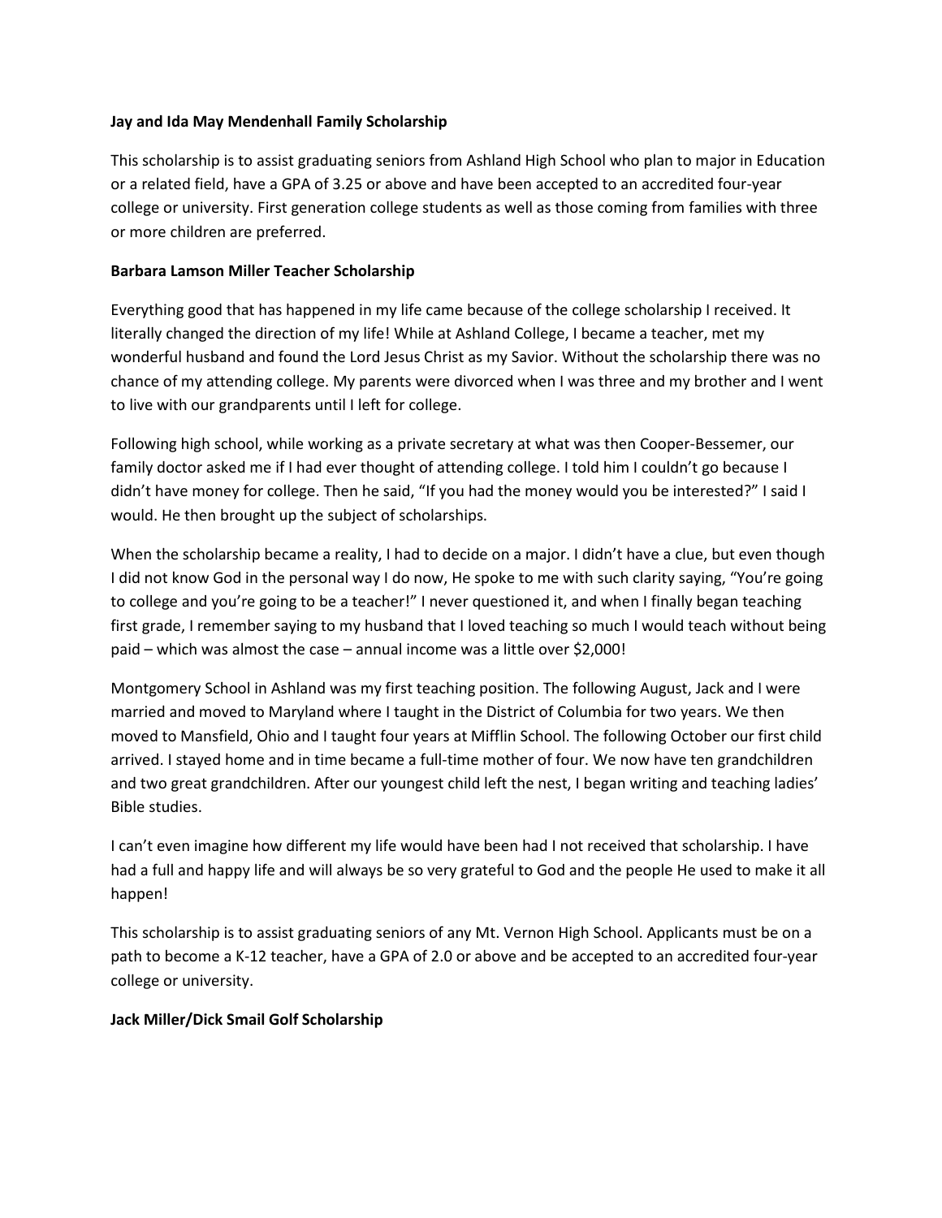**Jay and Ida May Mendenhall Family Scholarship**

This scholarship is to assist graduating seniors from Ashland High School who plan to major in Education or a related field, have a GPA of 3.25 or above and have been accepted to an accredited four-year college or university. First generation college students as well as those coming from families with three or more children are preferred.

**Barbara Lamson Miller Teacher Scholarship**

Everything good that has happened in my life came because of the college scholarship I received. It literally changed the direction of my life! While at Ashland College, I became a teacher, met my wonderful husband and found the Lord Jesus Christ as my Savior. Without the scholarship there was no chance of my attending college. My parents were divorced when I was three and my brother and I went to live with our grandparents until I left for college.

Following high school, while working as a private secretary at what was then Cooper-Bessemer, our family doctor asked me if I had ever thought of attending college. I told him I couldn't go because I didn't have money for college. Then he said, "If you had the money would you be interested?" I said I would. He then brought up the subject of scholarships.

When the scholarship became a reality, I had to decide on a major. I didn't have a clue, but even though I did not know God in the personal way I do now, He spoke to me with such clarity saying, "You're going to college and you're going to be a teacher!" I never questioned it, and when I finally began teaching first grade, I remember saying to my husband that I loved teaching so much I would teach without being paid – which was almost the case – annual income was a little over $2,000!

Montgomery School in Ashland was my first teaching position. The following August, Jack and I were married and moved to Maryland where I taught in the District of Columbia for two years. We then moved to Mansfield, Ohio and I taught four years at Mifflin School. The following October our first child arrived. I stayed home and in time became a full-time mother of four. We now have ten grandchildren and two great grandchildren. After our youngest child left the nest, I began writing and teaching ladies' Bible studies.

I can't even imagine how different my life would have been had I not received that scholarship. I have had a full and happy life and will always be so very grateful to God and the people He used to make it all happen!

This scholarship is to assist graduating seniors of any Mt. Vernon High School. Applicants must be on a path to become a K-12 teacher, have a GPA of 2.0 or above and be accepted to an accredited four-year college or university.

**Jack Miller/Dick Smail Golf Scholarship**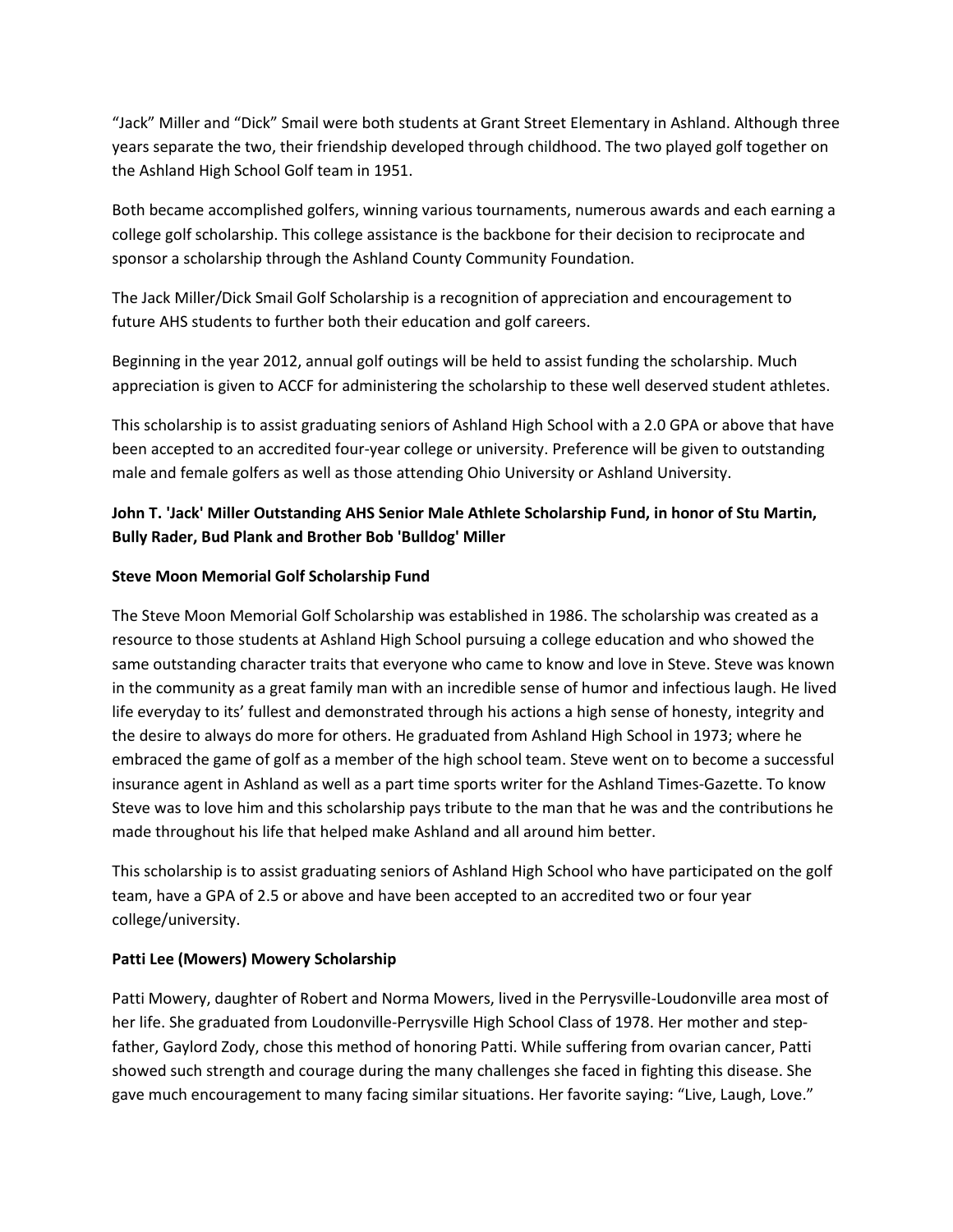“Jack” Miller and “Dick” Smail were both students at Grant Street Elementary in Ashland. Although three years separate the two, their friendship developed through childhood. The two played golf together on the Ashland High School Golf team in 1951.

Both became accomplished golfers, winning various tournaments, numerous awards and each earning a college golf scholarship. This college assistance is the backbone for their decision to reciprocate and sponsor a scholarship through the Ashland County Community Foundation.

The Jack Miller/Dick Smail Golf Scholarship is a recognition of appreciation and encouragement to future AHS students to further both their education and golf careers.

Beginning in the year 2012, annual golf outings will be held to assist funding the scholarship. Much appreciation is given to ACCF for administering the scholarship to these well deserved student athletes.

This scholarship is to assist graduating seniors of Ashland High School with a 2.0 GPA or above that have been accepted to an accredited four-year college or university. Preference will be given to outstanding male and female golfers as well as those attending Ohio University or Ashland University.

**John T. 'Jack' Miller Outstanding AHS Senior Male Athlete Scholarship Fund, in honor of Stu Martin, Bully Rader, Bud Plank and Brother Bob 'Bulldog' Miller**

**Steve Moon Memorial Golf Scholarship Fund**

The Steve Moon Memorial Golf Scholarship was established in 1986. The scholarship was created as a resource to those students at Ashland High School pursuing a college education and who showed the same outstanding character traits that everyone who came to know and love in Steve. Steve was known in the community as a great family man with an incredible sense of humor and infectious laugh. He lived life everyday to its’ fullest and demonstrated through his actions a high sense of honesty, integrity and the desire to always do more for others. He graduated from Ashland High School in 1973; where he embraced the game of golf as a member of the high school team. Steve went on to become a successful insurance agent in Ashland as well as a part time sports writer for the Ashland Times-Gazette. To know Steve was to love him and this scholarship pays tribute to the man that he was and the contributions he made throughout his life that helped make Ashland and all around him better.

This scholarship is to assist graduating seniors of Ashland High School who have participated on the golf team, have a GPA of 2.5 or above and have been accepted to an accredited two or four year college/university.

**Patti Lee (Mowers) Mowery Scholarship**

Patti Mowery, daughter of Robert and Norma Mowers, lived in the Perrysville-Loudonville area most of her life. She graduated from Loudonville-Perrysville High School Class of 1978. Her mother and step-father, Gaylord Zody, chose this method of honoring Patti. While suffering from ovarian cancer, Patti showed such strength and courage during the many challenges she faced in fighting this disease. She gave much encouragement to many facing similar situations. Her favorite saying: “Live, Laugh, Love.”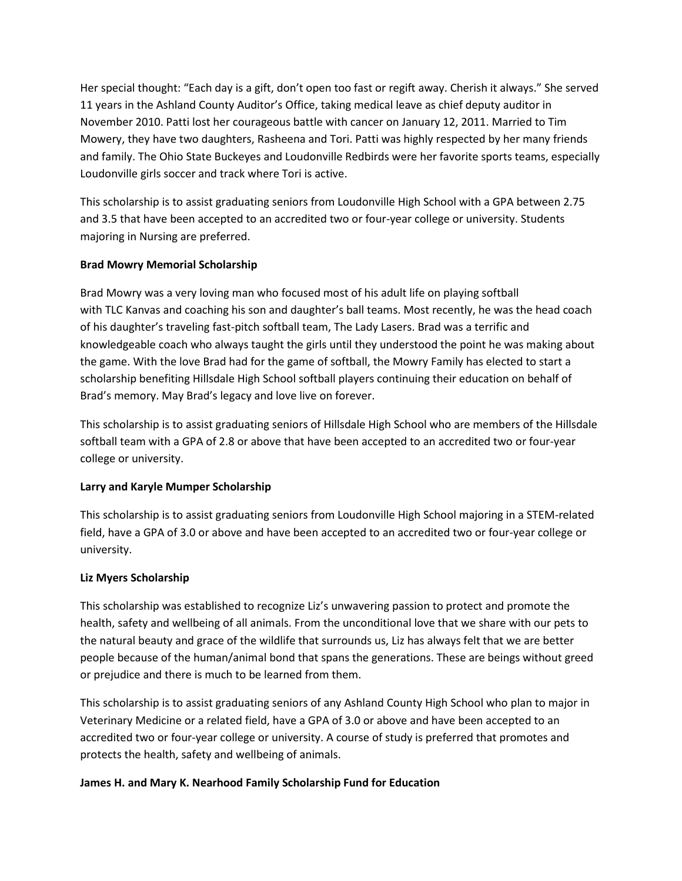Her special thought: “Each day is a gift, don’t open too fast or regift away. Cherish it always.” She served 11 years in the Ashland County Auditor’s Office, taking medical leave as chief deputy auditor in November 2010. Patti lost her courageous battle with cancer on January 12, 2011. Married to Tim Mowery, they have two daughters, Rasheena and Tori. Patti was highly respected by her many friends and family. The Ohio State Buckeyes and Loudonville Redbirds were her favorite sports teams, especially Loudonville girls soccer and track where Tori is active.

This scholarship is to assist graduating seniors from Loudonville High School with a GPA between 2.75 and 3.5 that have been accepted to an accredited two or four-year college or university. Students majoring in Nursing are preferred.

**Brad Mowry Memorial Scholarship**

Brad Mowry was a very loving man who focused most of his adult life on playing softball with TLC Kanvas and coaching his son and daughter’s ball teams. Most recently, he was the head coach of his daughter’s traveling fast-pitch softball team, The Lady Lasers. Brad was a terrific and knowledgeable coach who always taught the girls until they understood the point he was making about the game. With the love Brad had for the game of softball, the Mowry Family has elected to start a scholarship benefiting Hillsdale High School softball players continuing their education on behalf of Brad’s memory. May Brad’s legacy and love live on forever.

This scholarship is to assist graduating seniors of Hillsdale High School who are members of the Hillsdale softball team with a GPA of 2.8 or above that have been accepted to an accredited two or four-year college or university.

**Larry and Karyle Mumper Scholarship**

This scholarship is to assist graduating seniors from Loudonville High School majoring in a STEM-related field, have a GPA of 3.0 or above and have been accepted to an accredited two or four-year college or university.

**Liz Myers Scholarship**

This scholarship was established to recognize Liz’s unwavering passion to protect and promote the health, safety and wellbeing of all animals. From the unconditional love that we share with our pets to the natural beauty and grace of the wildlife that surrounds us, Liz has always felt that we are better people because of the human/animal bond that spans the generations. These are beings without greed or prejudice and there is much to be learned from them.

This scholarship is to assist graduating seniors of any Ashland County High School who plan to major in Veterinary Medicine or a related field, have a GPA of 3.0 or above and have been accepted to an accredited two or four-year college or university. A course of study is preferred that promotes and protects the health, safety and wellbeing of animals.

**James H. and Mary K. Nearhood Family Scholarship Fund for Education**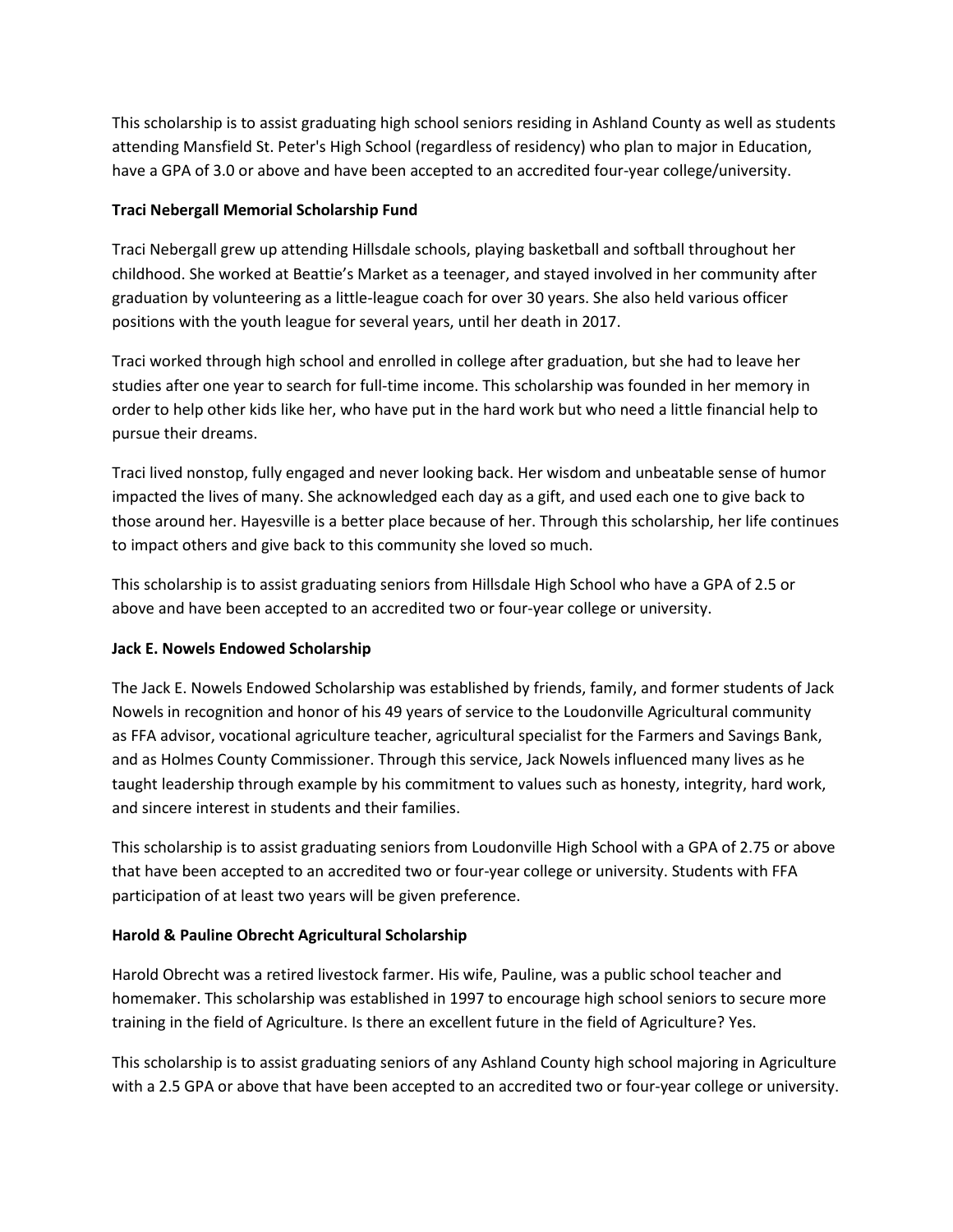This scholarship is to assist graduating high school seniors residing in Ashland County as well as students attending Mansfield St. Peter's High School (regardless of residency) who plan to major in Education, have a GPA of 3.0 or above and have been accepted to an accredited four-year college/university.

**Traci Nebergall Memorial Scholarship Fund**

Traci Nebergall grew up attending Hillsdale schools, playing basketball and softball throughout her childhood. She worked at Beattie's Market as a teenager, and stayed involved in her community after graduation by volunteering as a little-league coach for over 30 years. She also held various officer positions with the youth league for several years, until her death in 2017.

Traci worked through high school and enrolled in college after graduation, but she had to leave her studies after one year to search for full-time income. This scholarship was founded in her memory in order to help other kids like her, who have put in the hard work but who need a little financial help to pursue their dreams.

Traci lived nonstop, fully engaged and never looking back. Her wisdom and unbeatable sense of humor impacted the lives of many. She acknowledged each day as a gift, and used each one to give back to those around her. Hayesville is a better place because of her. Through this scholarship, her life continues to impact others and give back to this community she loved so much.

This scholarship is to assist graduating seniors from Hillsdale High School who have a GPA of 2.5 or above and have been accepted to an accredited two or four-year college or university.

**Jack E. Nowels Endowed Scholarship**

The Jack E. Nowels Endowed Scholarship was established by friends, family, and former students of Jack Nowels in recognition and honor of his 49 years of service to the Loudonville Agricultural community as FFA advisor, vocational agriculture teacher, agricultural specialist for the Farmers and Savings Bank, and as Holmes County Commissioner. Through this service, Jack Nowels influenced many lives as he taught leadership through example by his commitment to values such as honesty, integrity, hard work, and sincere interest in students and their families.

This scholarship is to assist graduating seniors from Loudonville High School with a GPA of 2.75 or above that have been accepted to an accredited two or four-year college or university. Students with FFA participation of at least two years will be given preference.

**Harold & Pauline Obrecht Agricultural Scholarship**

Harold Obrecht was a retired livestock farmer. His wife, Pauline, was a public school teacher and homemaker. This scholarship was established in 1997 to encourage high school seniors to secure more training in the field of Agriculture. Is there an excellent future in the field of Agriculture? Yes.

This scholarship is to assist graduating seniors of any Ashland County high school majoring in Agriculture with a 2.5 GPA or above that have been accepted to an accredited two or four-year college or university.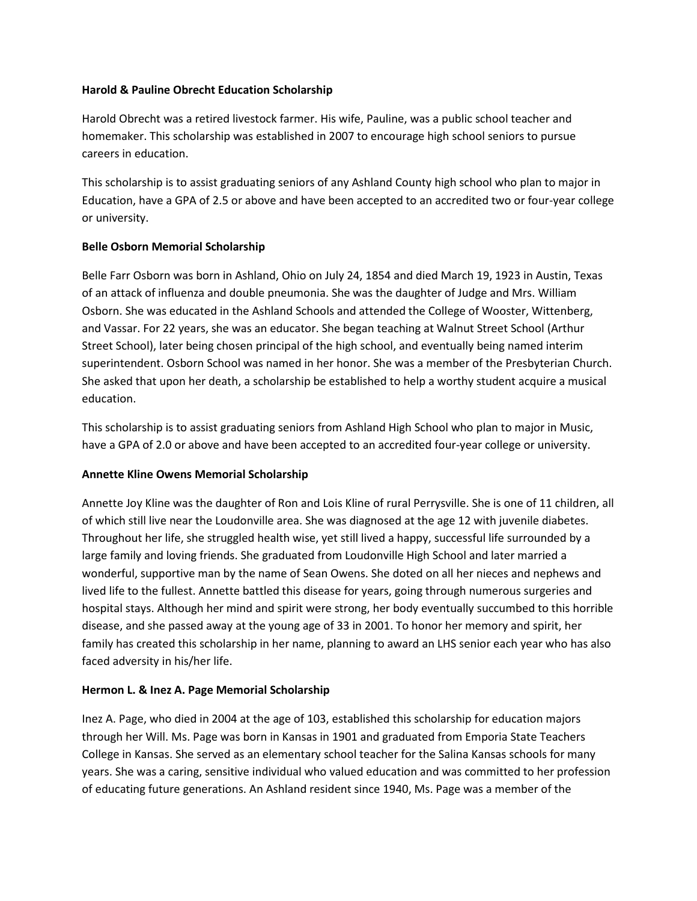**Harold & Pauline Obrecht Education Scholarship**

Harold Obrecht was a retired livestock farmer. His wife, Pauline, was a public school teacher and homemaker. This scholarship was established in 2007 to encourage high school seniors to pursue careers in education.

This scholarship is to assist graduating seniors of any Ashland County high school who plan to major in Education, have a GPA of 2.5 or above and have been accepted to an accredited two or four-year college or university.

**Belle Osborn Memorial Scholarship**

Belle Farr Osborn was born in Ashland, Ohio on July 24, 1854 and died March 19, 1923 in Austin, Texas of an attack of influenza and double pneumonia. She was the daughter of Judge and Mrs. William Osborn. She was educated in the Ashland Schools and attended the College of Wooster, Wittenberg, and Vassar. For 22 years, she was an educator. She began teaching at Walnut Street School (Arthur Street School), later being chosen principal of the high school, and eventually being named interim superintendent. Osborn School was named in her honor. She was a member of the Presbyterian Church. She asked that upon her death, a scholarship be established to help a worthy student acquire a musical education.

This scholarship is to assist graduating seniors from Ashland High School who plan to major in Music, have a GPA of 2.0 or above and have been accepted to an accredited four-year college or university.

**Annette Kline Owens Memorial Scholarship**

Annette Joy Kline was the daughter of Ron and Lois Kline of rural Perrysville. She is one of 11 children, all of which still live near the Loudonville area. She was diagnosed at the age 12 with juvenile diabetes. Throughout her life, she struggled health wise, yet still lived a happy, successful life surrounded by a large family and loving friends. She graduated from Loudonville High School and later married a wonderful, supportive man by the name of Sean Owens. She doted on all her nieces and nephews and lived life to the fullest. Annette battled this disease for years, going through numerous surgeries and hospital stays. Although her mind and spirit were strong, her body eventually succumbed to this horrible disease, and she passed away at the young age of 33 in 2001. To honor her memory and spirit, her family has created this scholarship in her name, planning to award an LHS senior each year who has also faced adversity in his/her life.

**Hermon L. & Inez A. Page Memorial Scholarship**

Inez A. Page, who died in 2004 at the age of 103, established this scholarship for education majors through her Will. Ms. Page was born in Kansas in 1901 and graduated from Emporia State Teachers College in Kansas. She served as an elementary school teacher for the Salina Kansas schools for many years. She was a caring, sensitive individual who valued education and was committed to her profession of educating future generations. An Ashland resident since 1940, Ms. Page was a member of the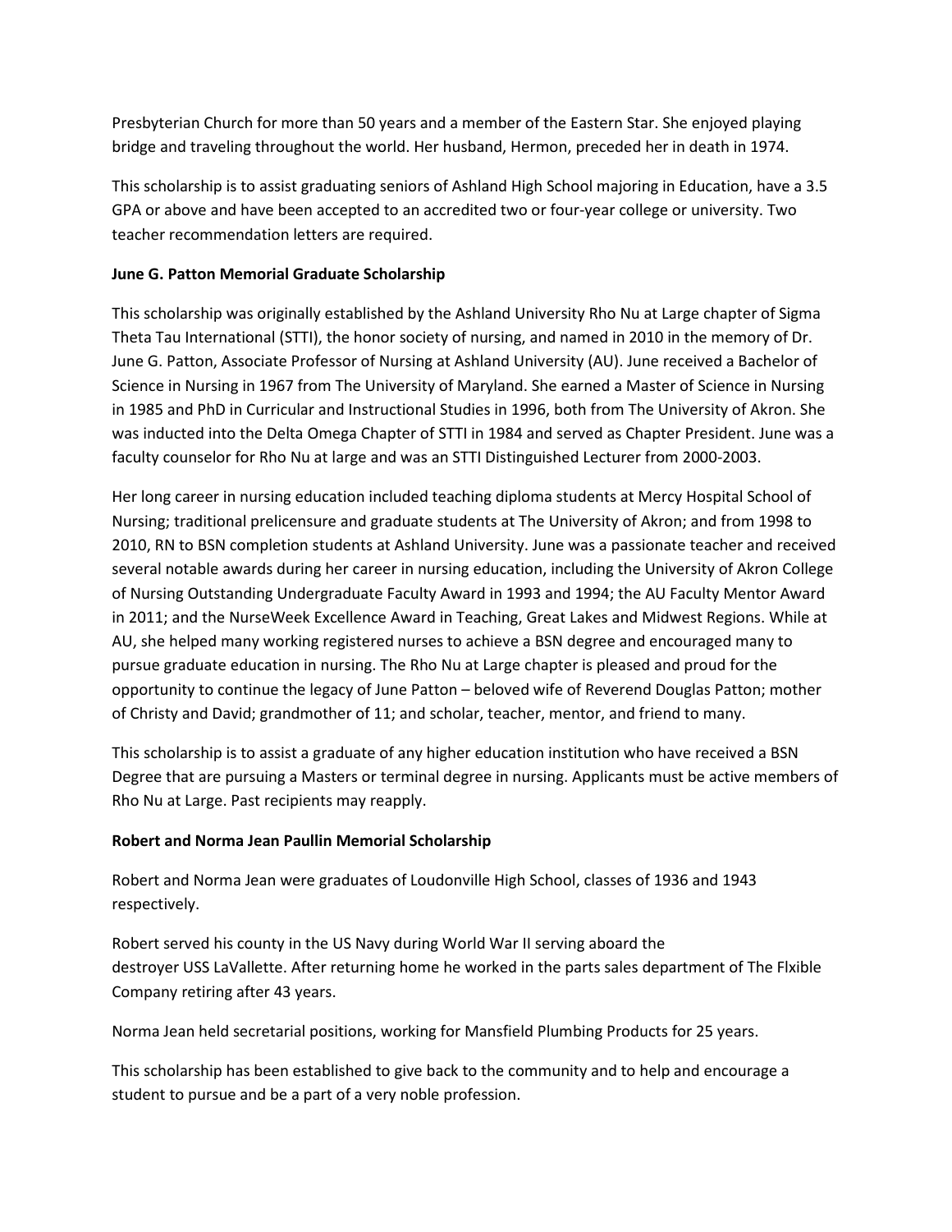Presbyterian Church for more than 50 years and a member of the Eastern Star. She enjoyed playing bridge and traveling throughout the world. Her husband, Hermon, preceded her in death in 1974.

This scholarship is to assist graduating seniors of Ashland High School majoring in Education, have a 3.5 GPA or above and have been accepted to an accredited two or four-year college or university. Two teacher recommendation letters are required.

**June G. Patton Memorial Graduate Scholarship**

This scholarship was originally established by the Ashland University Rho Nu at Large chapter of Sigma Theta Tau International (STTI), the honor society of nursing, and named in 2010 in the memory of Dr. June G. Patton, Associate Professor of Nursing at Ashland University (AU). June received a Bachelor of Science in Nursing in 1967 from The University of Maryland. She earned a Master of Science in Nursing in 1985 and PhD in Curricular and Instructional Studies in 1996, both from The University of Akron. She was inducted into the Delta Omega Chapter of STTI in 1984 and served as Chapter President. June was a faculty counselor for Rho Nu at large and was an STTI Distinguished Lecturer from 2000-2003.

Her long career in nursing education included teaching diploma students at Mercy Hospital School of Nursing; traditional prelicensure and graduate students at The University of Akron; and from 1998 to 2010, RN to BSN completion students at Ashland University. June was a passionate teacher and received several notable awards during her career in nursing education, including the University of Akron College of Nursing Outstanding Undergraduate Faculty Award in 1993 and 1994; the AU Faculty Mentor Award in 2011; and the NurseWeek Excellence Award in Teaching, Great Lakes and Midwest Regions. While at AU, she helped many working registered nurses to achieve a BSN degree and encouraged many to pursue graduate education in nursing. The Rho Nu at Large chapter is pleased and proud for the opportunity to continue the legacy of June Patton – beloved wife of Reverend Douglas Patton; mother of Christy and David; grandmother of 11; and scholar, teacher, mentor, and friend to many.

This scholarship is to assist a graduate of any higher education institution who have received a BSN Degree that are pursuing a Masters or terminal degree in nursing. Applicants must be active members of Rho Nu at Large. Past recipients may reapply.

**Robert and Norma Jean Paullin Memorial Scholarship**

Robert and Norma Jean were graduates of Loudonville High School, classes of 1936 and 1943 respectively.

Robert served his county in the US Navy during World War II serving aboard the destroyer USS LaVallette. After returning home he worked in the parts sales department of The Flxible Company retiring after 43 years.

Norma Jean held secretarial positions, working for Mansfield Plumbing Products for 25 years.

This scholarship has been established to give back to the community and to help and encourage a student to pursue and be a part of a very noble profession.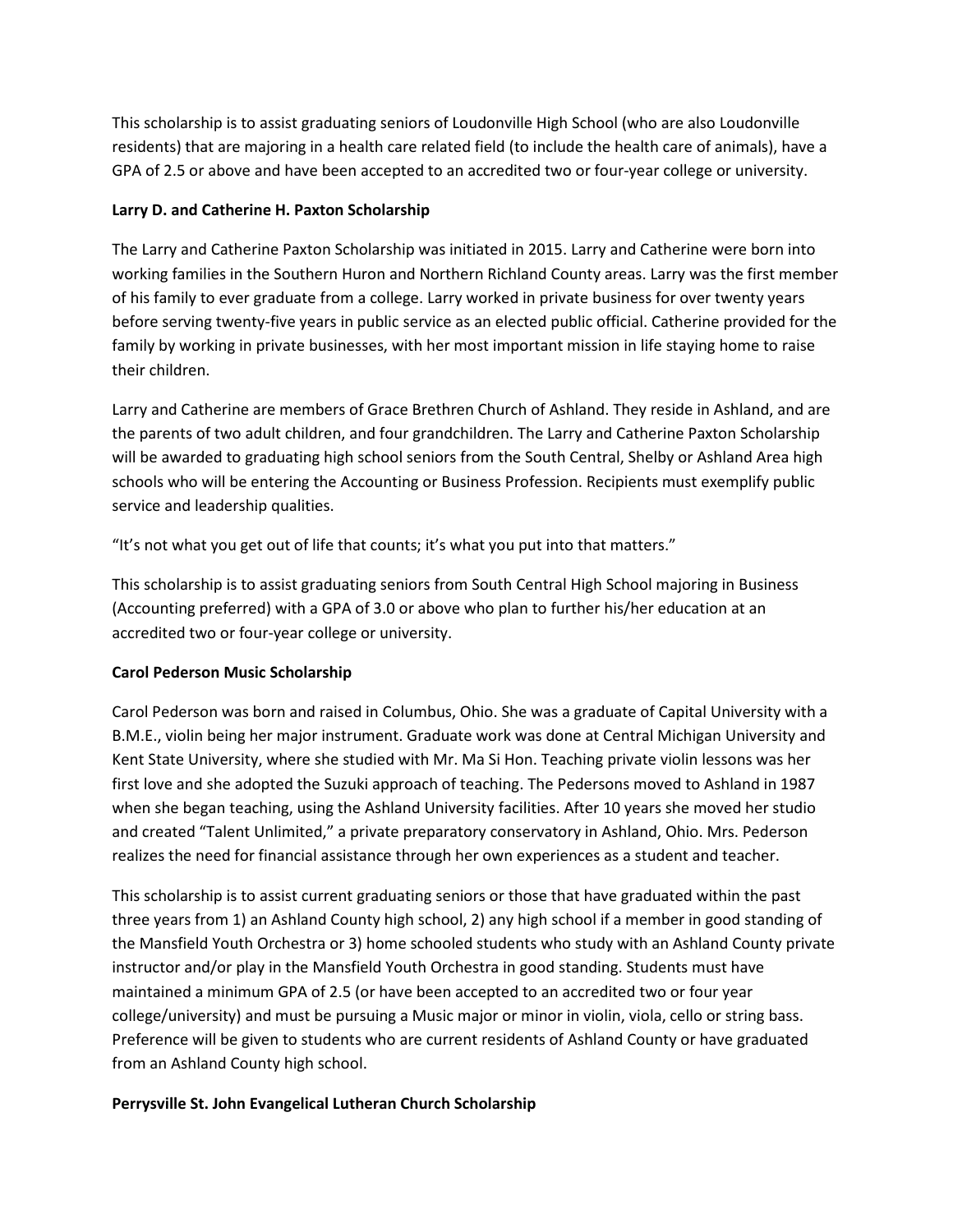This scholarship is to assist graduating seniors of Loudonville High School (who are also Loudonville residents) that are majoring in a health care related field (to include the health care of animals), have a GPA of 2.5 or above and have been accepted to an accredited two or four-year college or university.

**Larry D. and Catherine H. Paxton Scholarship**

The Larry and Catherine Paxton Scholarship was initiated in 2015. Larry and Catherine were born into working families in the Southern Huron and Northern Richland County areas. Larry was the first member of his family to ever graduate from a college. Larry worked in private business for over twenty years before serving twenty-five years in public service as an elected public official. Catherine provided for the family by working in private businesses, with her most important mission in life staying home to raise their children.

Larry and Catherine are members of Grace Brethren Church of Ashland. They reside in Ashland, and are the parents of two adult children, and four grandchildren. The Larry and Catherine Paxton Scholarship will be awarded to graduating high school seniors from the South Central, Shelby or Ashland Area high schools who will be entering the Accounting or Business Profession. Recipients must exemplify public service and leadership qualities.

"It's not what you get out of life that counts; it's what you put into that matters."

This scholarship is to assist graduating seniors from South Central High School majoring in Business (Accounting preferred) with a GPA of 3.0 or above who plan to further his/her education at an accredited two or four-year college or university.

**Carol Pederson Music Scholarship**

Carol Pederson was born and raised in Columbus, Ohio. She was a graduate of Capital University with a B.M.E., violin being her major instrument. Graduate work was done at Central Michigan University and Kent State University, where she studied with Mr. Ma Si Hon. Teaching private violin lessons was her first love and she adopted the Suzuki approach of teaching. The Pedersons moved to Ashland in 1987 when she began teaching, using the Ashland University facilities. After 10 years she moved her studio and created "Talent Unlimited," a private preparatory conservatory in Ashland, Ohio. Mrs. Pederson realizes the need for financial assistance through her own experiences as a student and teacher.

This scholarship is to assist current graduating seniors or those that have graduated within the past three years from 1) an Ashland County high school, 2) any high school if a member in good standing of the Mansfield Youth Orchestra or 3) home schooled students who study with an Ashland County private instructor and/or play in the Mansfield Youth Orchestra in good standing. Students must have maintained a minimum GPA of 2.5 (or have been accepted to an accredited two or four year college/university) and must be pursuing a Music major or minor in violin, viola, cello or string bass. Preference will be given to students who are current residents of Ashland County or have graduated from an Ashland County high school.

**Perrysville St. John Evangelical Lutheran Church Scholarship**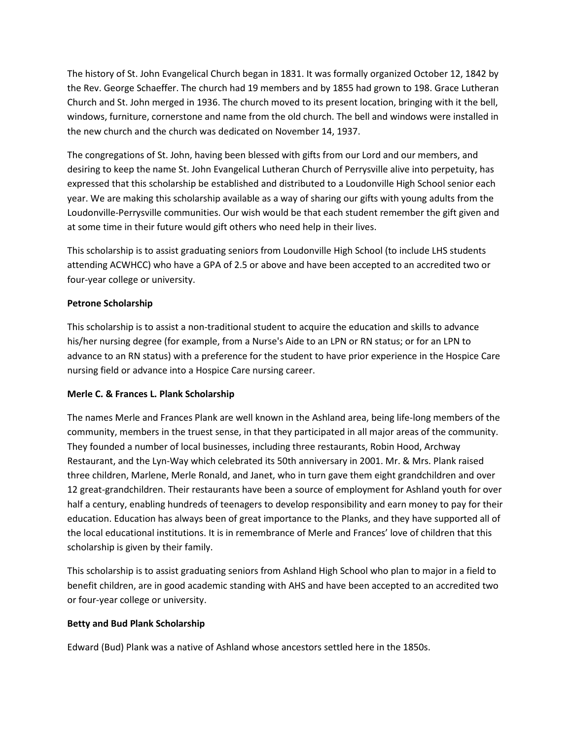The history of St. John Evangelical Church began in 1831. It was formally organized October 12, 1842 by the Rev. George Schaeffer. The church had 19 members and by 1855 had grown to 198. Grace Lutheran Church and St. John merged in 1936. The church moved to its present location, bringing with it the bell, windows, furniture, cornerstone and name from the old church. The bell and windows were installed in the new church and the church was dedicated on November 14, 1937.

The congregations of St. John, having been blessed with gifts from our Lord and our members, and desiring to keep the name St. John Evangelical Lutheran Church of Perrysville alive into perpetuity, has expressed that this scholarship be established and distributed to a Loudonville High School senior each year. We are making this scholarship available as a way of sharing our gifts with young adults from the Loudonville-Perrysville communities. Our wish would be that each student remember the gift given and at some time in their future would gift others who need help in their lives.

This scholarship is to assist graduating seniors from Loudonville High School (to include LHS students attending ACWHCC) who have a GPA of 2.5 or above and have been accepted to an accredited two or four-year college or university.

**Petrone Scholarship**

This scholarship is to assist a non-traditional student to acquire the education and skills to advance his/her nursing degree (for example, from a Nurse's Aide to an LPN or RN status; or for an LPN to advance to an RN status) with a preference for the student to have prior experience in the Hospice Care nursing field or advance into a Hospice Care nursing career.

**Merle C. & Frances L. Plank Scholarship**

The names Merle and Frances Plank are well known in the Ashland area, being life-long members of the community, members in the truest sense, in that they participated in all major areas of the community. They founded a number of local businesses, including three restaurants, Robin Hood, Archway Restaurant, and the Lyn-Way which celebrated its 50th anniversary in 2001. Mr. & Mrs. Plank raised three children, Marlene, Merle Ronald, and Janet, who in turn gave them eight grandchildren and over 12 great-grandchildren. Their restaurants have been a source of employment for Ashland youth for over half a century, enabling hundreds of teenagers to develop responsibility and earn money to pay for their education. Education has always been of great importance to the Planks, and they have supported all of the local educational institutions. It is in remembrance of Merle and Frances' love of children that this scholarship is given by their family.

This scholarship is to assist graduating seniors from Ashland High School who plan to major in a field to benefit children, are in good academic standing with AHS and have been accepted to an accredited two or four-year college or university.

**Betty and Bud Plank Scholarship**

Edward (Bud) Plank was a native of Ashland whose ancestors settled here in the 1850s.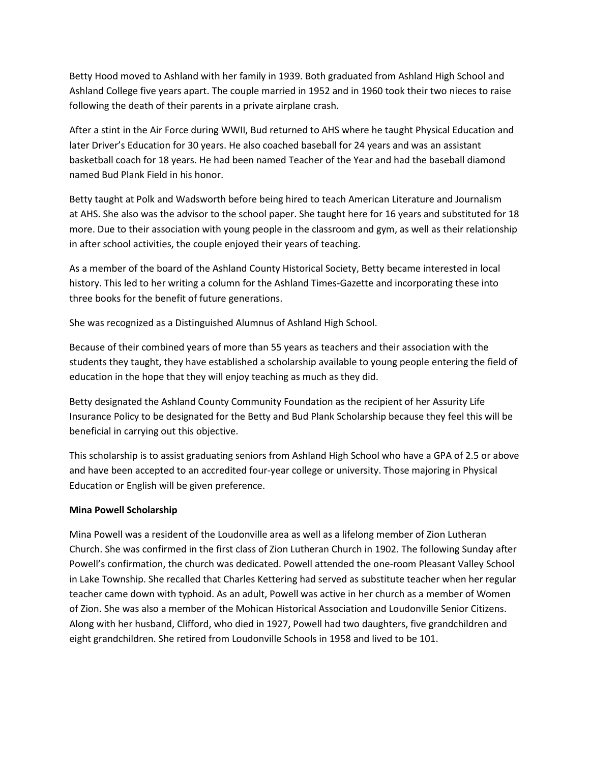Betty Hood moved to Ashland with her family in 1939. Both graduated from Ashland High School and Ashland College five years apart. The couple married in 1952 and in 1960 took their two nieces to raise following the death of their parents in a private airplane crash.

After a stint in the Air Force during WWII, Bud returned to AHS where he taught Physical Education and later Driver's Education for 30 years. He also coached baseball for 24 years and was an assistant basketball coach for 18 years. He had been named Teacher of the Year and had the baseball diamond named Bud Plank Field in his honor.

Betty taught at Polk and Wadsworth before being hired to teach American Literature and Journalism at AHS. She also was the advisor to the school paper. She taught here for 16 years and substituted for 18 more. Due to their association with young people in the classroom and gym, as well as their relationship in after school activities, the couple enjoyed their years of teaching.

As a member of the board of the Ashland County Historical Society, Betty became interested in local history. This led to her writing a column for the Ashland Times-Gazette and incorporating these into three books for the benefit of future generations.

She was recognized as a Distinguished Alumnus of Ashland High School.

Because of their combined years of more than 55 years as teachers and their association with the students they taught, they have established a scholarship available to young people entering the field of education in the hope that they will enjoy teaching as much as they did.

Betty designated the Ashland County Community Foundation as the recipient of her Assurity Life Insurance Policy to be designated for the Betty and Bud Plank Scholarship because they feel this will be beneficial in carrying out this objective.

This scholarship is to assist graduating seniors from Ashland High School who have a GPA of 2.5 or above and have been accepted to an accredited four-year college or university. Those majoring in Physical Education or English will be given preference.

**Mina Powell Scholarship**

Mina Powell was a resident of the Loudonville area as well as a lifelong member of Zion Lutheran Church. She was confirmed in the first class of Zion Lutheran Church in 1902. The following Sunday after Powell's confirmation, the church was dedicated. Powell attended the one-room Pleasant Valley School in Lake Township. She recalled that Charles Kettering had served as substitute teacher when her regular teacher came down with typhoid. As an adult, Powell was active in her church as a member of Women of Zion. She was also a member of the Mohican Historical Association and Loudonville Senior Citizens. Along with her husband, Clifford, who died in 1927, Powell had two daughters, five grandchildren and eight grandchildren. She retired from Loudonville Schools in 1958 and lived to be 101.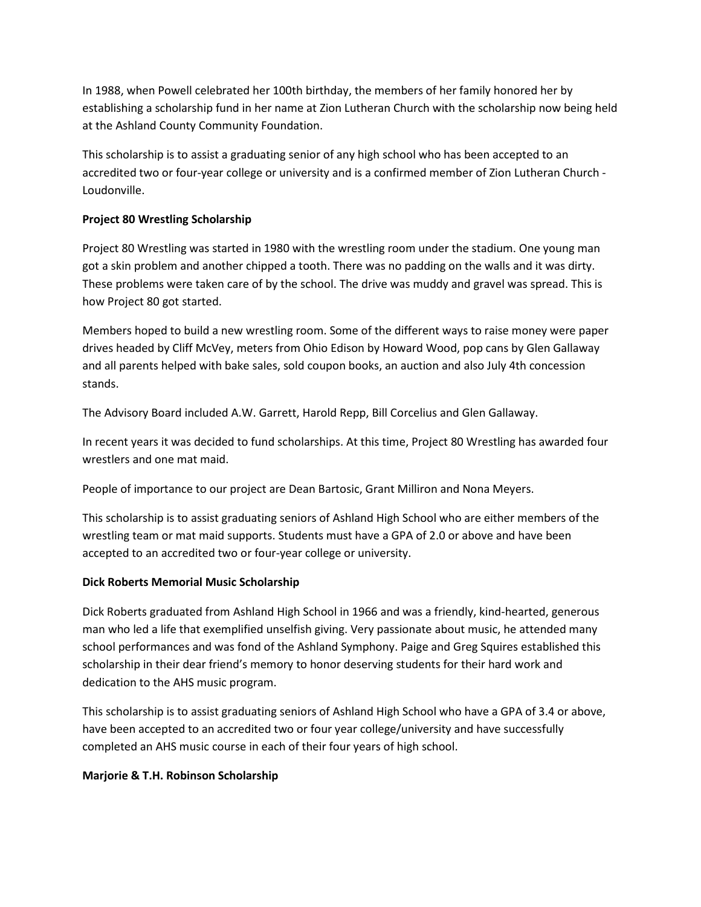In 1988, when Powell celebrated her 100th birthday, the members of her family honored her by establishing a scholarship fund in her name at Zion Lutheran Church with the scholarship now being held at the Ashland County Community Foundation.

This scholarship is to assist a graduating senior of any high school who has been accepted to an accredited two or four-year college or university and is a confirmed member of Zion Lutheran Church - Loudonville.

**Project 80 Wrestling Scholarship**

Project 80 Wrestling was started in 1980 with the wrestling room under the stadium. One young man got a skin problem and another chipped a tooth. There was no padding on the walls and it was dirty. These problems were taken care of by the school. The drive was muddy and gravel was spread. This is how Project 80 got started.

Members hoped to build a new wrestling room. Some of the different ways to raise money were paper drives headed by Cliff McVey, meters from Ohio Edison by Howard Wood, pop cans by Glen Gallaway and all parents helped with bake sales, sold coupon books, an auction and also July 4th concession stands.

The Advisory Board included A.W. Garrett, Harold Repp, Bill Corcelius and Glen Gallaway.

In recent years it was decided to fund scholarships. At this time, Project 80 Wrestling has awarded four wrestlers and one mat maid.

People of importance to our project are Dean Bartosic, Grant Milliron and Nona Meyers.

This scholarship is to assist graduating seniors of Ashland High School who are either members of the wrestling team or mat maid supports. Students must have a GPA of 2.0 or above and have been accepted to an accredited two or four-year college or university.

**Dick Roberts Memorial Music Scholarship**

Dick Roberts graduated from Ashland High School in 1966 and was a friendly, kind-hearted, generous man who led a life that exemplified unselfish giving. Very passionate about music, he attended many school performances and was fond of the Ashland Symphony. Paige and Greg Squires established this scholarship in their dear friend's memory to honor deserving students for their hard work and dedication to the AHS music program.

This scholarship is to assist graduating seniors of Ashland High School who have a GPA of 3.4 or above, have been accepted to an accredited two or four year college/university and have successfully completed an AHS music course in each of their four years of high school.

**Marjorie & T.H. Robinson Scholarship**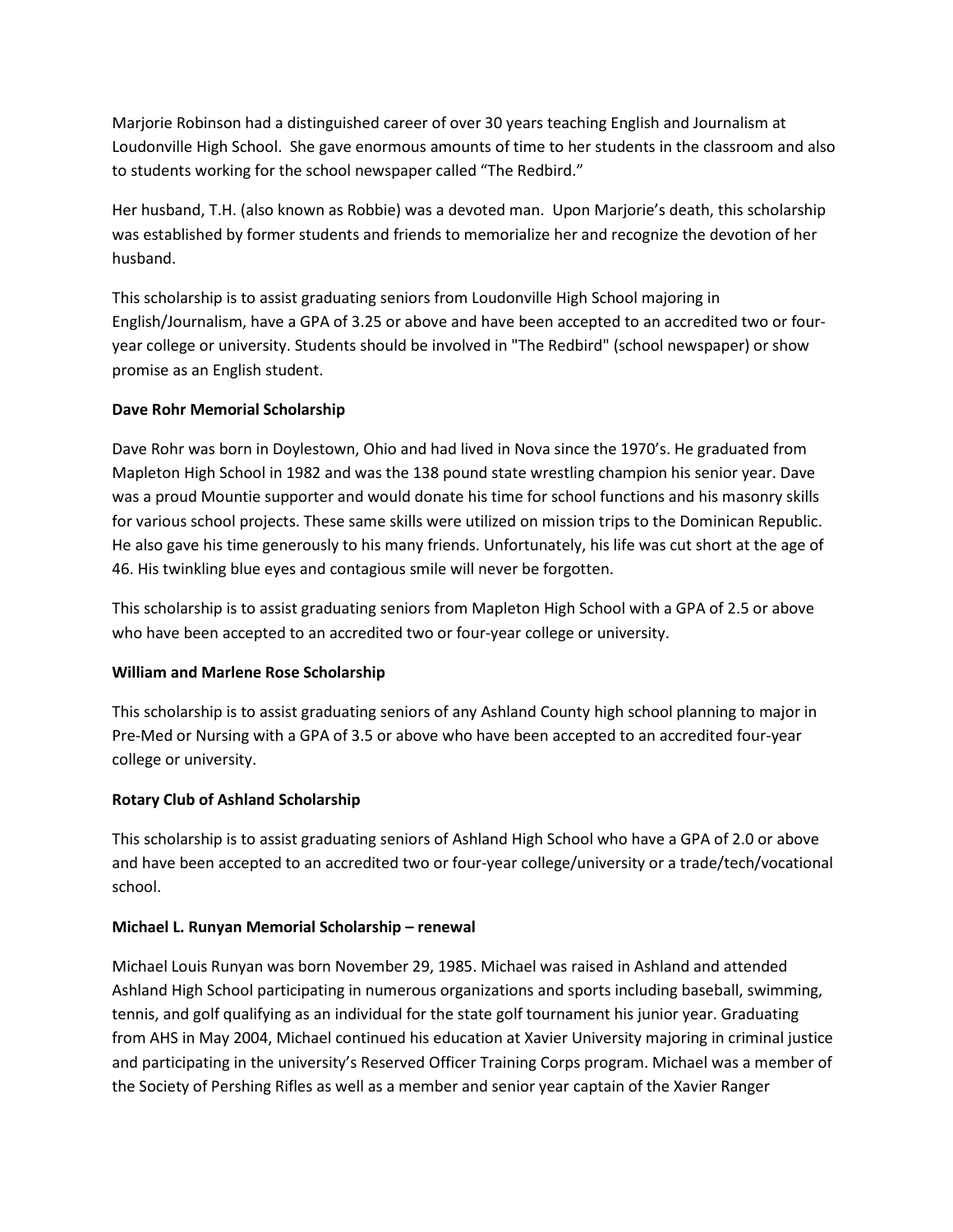Marjorie Robinson had a distinguished career of over 30 years teaching English and Journalism at Loudonville High School. She gave enormous amounts of time to her students in the classroom and also to students working for the school newspaper called "The Redbird."

Her husband, T.H. (also known as Robbie) was a devoted man. Upon Marjorie's death, this scholarship was established by former students and friends to memorialize her and recognize the devotion of her husband.

This scholarship is to assist graduating seniors from Loudonville High School majoring in English/Journalism, have a GPA of 3.25 or above and have been accepted to an accredited two or four-year college or university. Students should be involved in "The Redbird" (school newspaper) or show promise as an English student.

**Dave Rohr Memorial Scholarship**

Dave Rohr was born in Doylestown, Ohio and had lived in Nova since the 1970's. He graduated from Mapleton High School in 1982 and was the 138 pound state wrestling champion his senior year. Dave was a proud Mountie supporter and would donate his time for school functions and his masonry skills for various school projects. These same skills were utilized on mission trips to the Dominican Republic. He also gave his time generously to his many friends. Unfortunately, his life was cut short at the age of 46. His twinkling blue eyes and contagious smile will never be forgotten.

This scholarship is to assist graduating seniors from Mapleton High School with a GPA of 2.5 or above who have been accepted to an accredited two or four-year college or university.

**William and Marlene Rose Scholarship**

This scholarship is to assist graduating seniors of any Ashland County high school planning to major in Pre-Med or Nursing with a GPA of 3.5 or above who have been accepted to an accredited four-year college or university.

**Rotary Club of Ashland Scholarship**

This scholarship is to assist graduating seniors of Ashland High School who have a GPA of 2.0 or above and have been accepted to an accredited two or four-year college/university or a trade/tech/vocational school.

**Michael L. Runyan Memorial Scholarship – renewal**

Michael Louis Runyan was born November 29, 1985. Michael was raised in Ashland and attended Ashland High School participating in numerous organizations and sports including baseball, swimming, tennis, and golf qualifying as an individual for the state golf tournament his junior year. Graduating from AHS in May 2004, Michael continued his education at Xavier University majoring in criminal justice and participating in the university's Reserved Officer Training Corps program. Michael was a member of the Society of Pershing Rifles as well as a member and senior year captain of the Xavier Ranger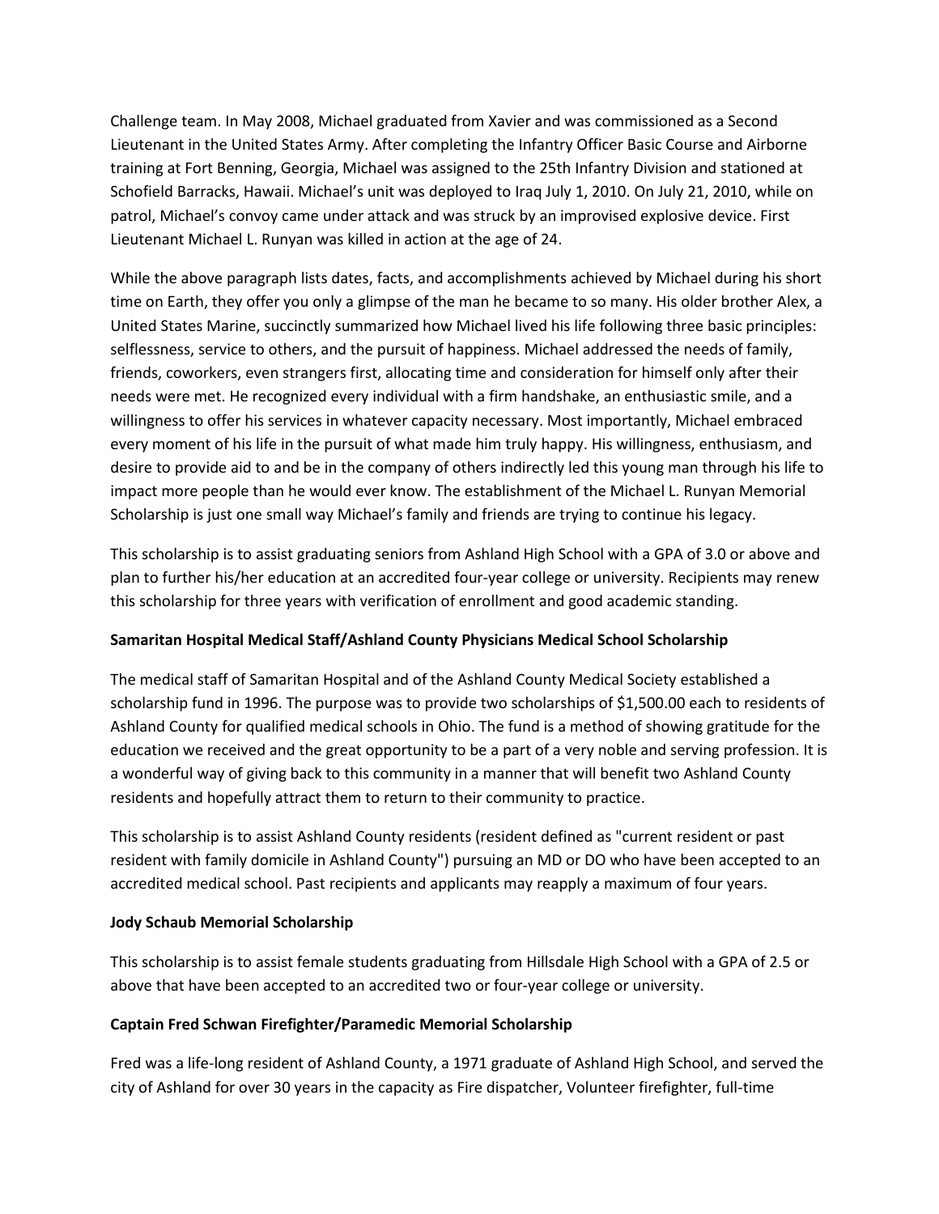Challenge team. In May 2008, Michael graduated from Xavier and was commissioned as a Second Lieutenant in the United States Army. After completing the Infantry Officer Basic Course and Airborne training at Fort Benning, Georgia, Michael was assigned to the 25th Infantry Division and stationed at Schofield Barracks, Hawaii. Michael's unit was deployed to Iraq July 1, 2010. On July 21, 2010, while on patrol, Michael's convoy came under attack and was struck by an improvised explosive device. First Lieutenant Michael L. Runyan was killed in action at the age of 24.

While the above paragraph lists dates, facts, and accomplishments achieved by Michael during his short time on Earth, they offer you only a glimpse of the man he became to so many. His older brother Alex, a United States Marine, succinctly summarized how Michael lived his life following three basic principles: selflessness, service to others, and the pursuit of happiness. Michael addressed the needs of family, friends, coworkers, even strangers first, allocating time and consideration for himself only after their needs were met. He recognized every individual with a firm handshake, an enthusiastic smile, and a willingness to offer his services in whatever capacity necessary. Most importantly, Michael embraced every moment of his life in the pursuit of what made him truly happy. His willingness, enthusiasm, and desire to provide aid to and be in the company of others indirectly led this young man through his life to impact more people than he would ever know. The establishment of the Michael L. Runyan Memorial Scholarship is just one small way Michael's family and friends are trying to continue his legacy.

This scholarship is to assist graduating seniors from Ashland High School with a GPA of 3.0 or above and plan to further his/her education at an accredited four-year college or university. Recipients may renew this scholarship for three years with verification of enrollment and good academic standing.

**Samaritan Hospital Medical Staff/Ashland County Physicians Medical School Scholarship**

The medical staff of Samaritan Hospital and of the Ashland County Medical Society established a scholarship fund in 1996. The purpose was to provide two scholarships of $1,500.00 each to residents of Ashland County for qualified medical schools in Ohio. The fund is a method of showing gratitude for the education we received and the great opportunity to be a part of a very noble and serving profession. It is a wonderful way of giving back to this community in a manner that will benefit two Ashland County residents and hopefully attract them to return to their community to practice.

This scholarship is to assist Ashland County residents (resident defined as "current resident or past resident with family domicile in Ashland County") pursuing an MD or DO who have been accepted to an accredited medical school. Past recipients and applicants may reapply a maximum of four years.

**Jody Schaub Memorial Scholarship**

This scholarship is to assist female students graduating from Hillsdale High School with a GPA of 2.5 or above that have been accepted to an accredited two or four-year college or university.

**Captain Fred Schwan Firefighter/Paramedic Memorial Scholarship**

Fred was a life-long resident of Ashland County, a 1971 graduate of Ashland High School, and served the city of Ashland for over 30 years in the capacity as Fire dispatcher, Volunteer firefighter, full-time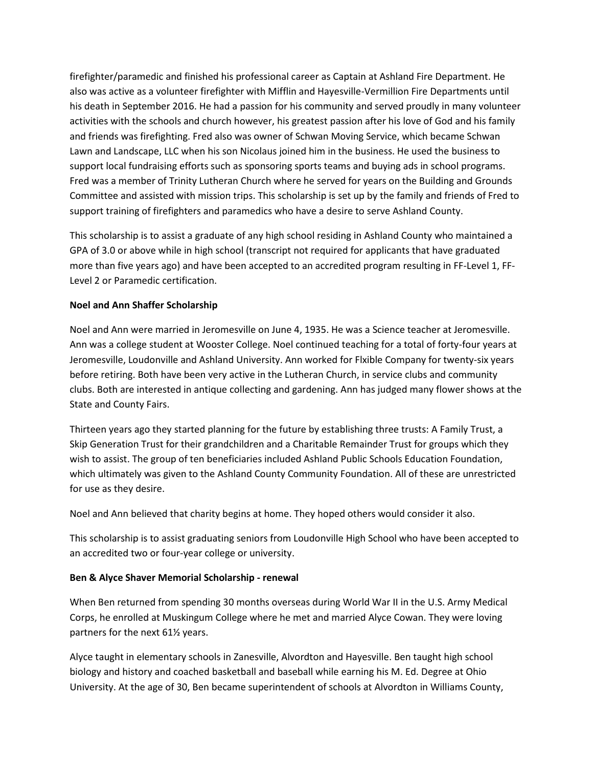firefighter/paramedic and finished his professional career as Captain at Ashland Fire Department. He also was active as a volunteer firefighter with Mifflin and Hayesville-Vermillion Fire Departments until his death in September 2016. He had a passion for his community and served proudly in many volunteer activities with the schools and church however, his greatest passion after his love of God and his family and friends was firefighting. Fred also was owner of Schwan Moving Service, which became Schwan Lawn and Landscape, LLC when his son Nicolaus joined him in the business. He used the business to support local fundraising efforts such as sponsoring sports teams and buying ads in school programs. Fred was a member of Trinity Lutheran Church where he served for years on the Building and Grounds Committee and assisted with mission trips. This scholarship is set up by the family and friends of Fred to support training of firefighters and paramedics who have a desire to serve Ashland County.

This scholarship is to assist a graduate of any high school residing in Ashland County who maintained a GPA of 3.0 or above while in high school (transcript not required for applicants that have graduated more than five years ago) and have been accepted to an accredited program resulting in FF-Level 1, FF-Level 2 or Paramedic certification.

**Noel and Ann Shaffer Scholarship**

Noel and Ann were married in Jeromesville on June 4, 1935. He was a Science teacher at Jeromesville. Ann was a college student at Wooster College. Noel continued teaching for a total of forty-four years at Jeromesville, Loudonville and Ashland University. Ann worked for Flxible Company for twenty-six years before retiring. Both have been very active in the Lutheran Church, in service clubs and community clubs. Both are interested in antique collecting and gardening. Ann has judged many flower shows at the State and County Fairs.

Thirteen years ago they started planning for the future by establishing three trusts: A Family Trust, a Skip Generation Trust for their grandchildren and a Charitable Remainder Trust for groups which they wish to assist. The group of ten beneficiaries included Ashland Public Schools Education Foundation, which ultimately was given to the Ashland County Community Foundation. All of these are unrestricted for use as they desire.

Noel and Ann believed that charity begins at home. They hoped others would consider it also.

This scholarship is to assist graduating seniors from Loudonville High School who have been accepted to an accredited two or four-year college or university.

**Ben & Alyce Shaver Memorial Scholarship - renewal**

When Ben returned from spending 30 months overseas during World War II in the U.S. Army Medical Corps, he enrolled at Muskingum College where he met and married Alyce Cowan. They were loving partners for the next 61½ years.

Alyce taught in elementary schools in Zanesville, Alvordton and Hayesville. Ben taught high school biology and history and coached basketball and baseball while earning his M. Ed. Degree at Ohio University. At the age of 30, Ben became superintendent of schools at Alvordton in Williams County,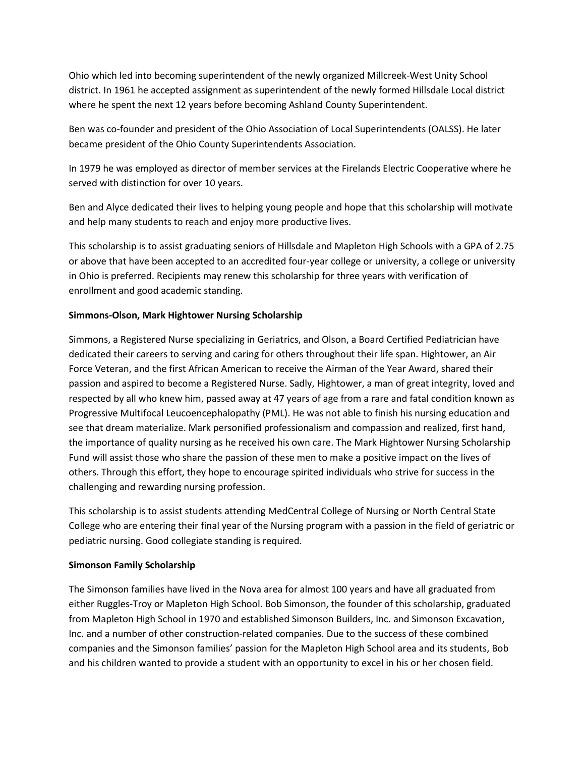Ohio which led into becoming superintendent of the newly organized Millcreek-West Unity School district. In 1961 he accepted assignment as superintendent of the newly formed Hillsdale Local district where he spent the next 12 years before becoming Ashland County Superintendent.

Ben was co-founder and president of the Ohio Association of Local Superintendents (OALSS). He later became president of the Ohio County Superintendents Association.

In 1979 he was employed as director of member services at the Firelands Electric Cooperative where he served with distinction for over 10 years.

Ben and Alyce dedicated their lives to helping young people and hope that this scholarship will motivate and help many students to reach and enjoy more productive lives.

This scholarship is to assist graduating seniors of Hillsdale and Mapleton High Schools with a GPA of 2.75 or above that have been accepted to an accredited four-year college or university, a college or university in Ohio is preferred. Recipients may renew this scholarship for three years with verification of enrollment and good academic standing.

**Simmons-Olson, Mark Hightower Nursing Scholarship**

Simmons, a Registered Nurse specializing in Geriatrics, and Olson, a Board Certified Pediatrician have dedicated their careers to serving and caring for others throughout their life span. Hightower, an Air Force Veteran, and the first African American to receive the Airman of the Year Award, shared their passion and aspired to become a Registered Nurse. Sadly, Hightower, a man of great integrity, loved and respected by all who knew him, passed away at 47 years of age from a rare and fatal condition known as Progressive Multifocal Leucoencephalopathy (PML). He was not able to finish his nursing education and see that dream materialize. Mark personified professionalism and compassion and realized, first hand, the importance of quality nursing as he received his own care. The Mark Hightower Nursing Scholarship Fund will assist those who share the passion of these men to make a positive impact on the lives of others. Through this effort, they hope to encourage spirited individuals who strive for success in the challenging and rewarding nursing profession.

This scholarship is to assist students attending MedCentral College of Nursing or North Central State College who are entering their final year of the Nursing program with a passion in the field of geriatric or pediatric nursing. Good collegiate standing is required.

**Simonson Family Scholarship**

The Simonson families have lived in the Nova area for almost 100 years and have all graduated from either Ruggles-Troy or Mapleton High School. Bob Simonson, the founder of this scholarship, graduated from Mapleton High School in 1970 and established Simonson Builders, Inc. and Simonson Excavation, Inc. and a number of other construction-related companies. Due to the success of these combined companies and the Simonson families' passion for the Mapleton High School area and its students, Bob and his children wanted to provide a student with an opportunity to excel in his or her chosen field.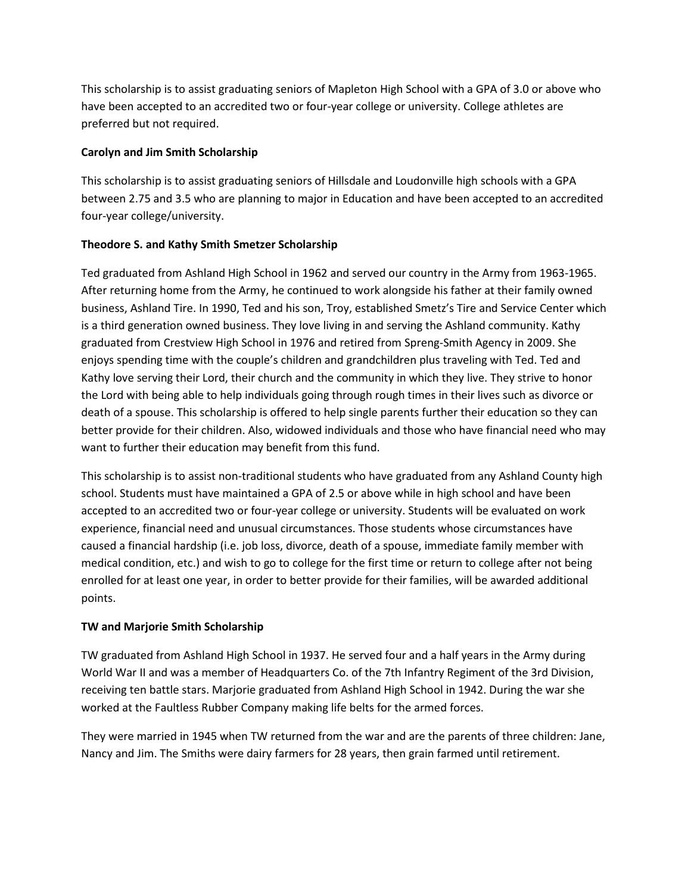This scholarship is to assist graduating seniors of Mapleton High School with a GPA of 3.0 or above who have been accepted to an accredited two or four-year college or university. College athletes are preferred but not required.

**Carolyn and Jim Smith Scholarship**

This scholarship is to assist graduating seniors of Hillsdale and Loudonville high schools with a GPA between 2.75 and 3.5 who are planning to major in Education and have been accepted to an accredited four-year college/university.

**Theodore S. and Kathy Smith Smetzer Scholarship**

Ted graduated from Ashland High School in 1962 and served our country in the Army from 1963-1965. After returning home from the Army, he continued to work alongside his father at their family owned business, Ashland Tire. In 1990, Ted and his son, Troy, established Smetz's Tire and Service Center which is a third generation owned business. They love living in and serving the Ashland community. Kathy graduated from Crestview High School in 1976 and retired from Spreng-Smith Agency in 2009. She enjoys spending time with the couple's children and grandchildren plus traveling with Ted. Ted and Kathy love serving their Lord, their church and the community in which they live. They strive to honor the Lord with being able to help individuals going through rough times in their lives such as divorce or death of a spouse. This scholarship is offered to help single parents further their education so they can better provide for their children. Also, widowed individuals and those who have financial need who may want to further their education may benefit from this fund.

This scholarship is to assist non-traditional students who have graduated from any Ashland County high school. Students must have maintained a GPA of 2.5 or above while in high school and have been accepted to an accredited two or four-year college or university. Students will be evaluated on work experience, financial need and unusual circumstances. Those students whose circumstances have caused a financial hardship (i.e. job loss, divorce, death of a spouse, immediate family member with medical condition, etc.) and wish to go to college for the first time or return to college after not being enrolled for at least one year, in order to better provide for their families, will be awarded additional points.

**TW and Marjorie Smith Scholarship**

TW graduated from Ashland High School in 1937. He served four and a half years in the Army during World War II and was a member of Headquarters Co. of the 7th Infantry Regiment of the 3rd Division, receiving ten battle stars. Marjorie graduated from Ashland High School in 1942. During the war she worked at the Faultless Rubber Company making life belts for the armed forces.

They were married in 1945 when TW returned from the war and are the parents of three children: Jane, Nancy and Jim. The Smiths were dairy farmers for 28 years, then grain farmed until retirement.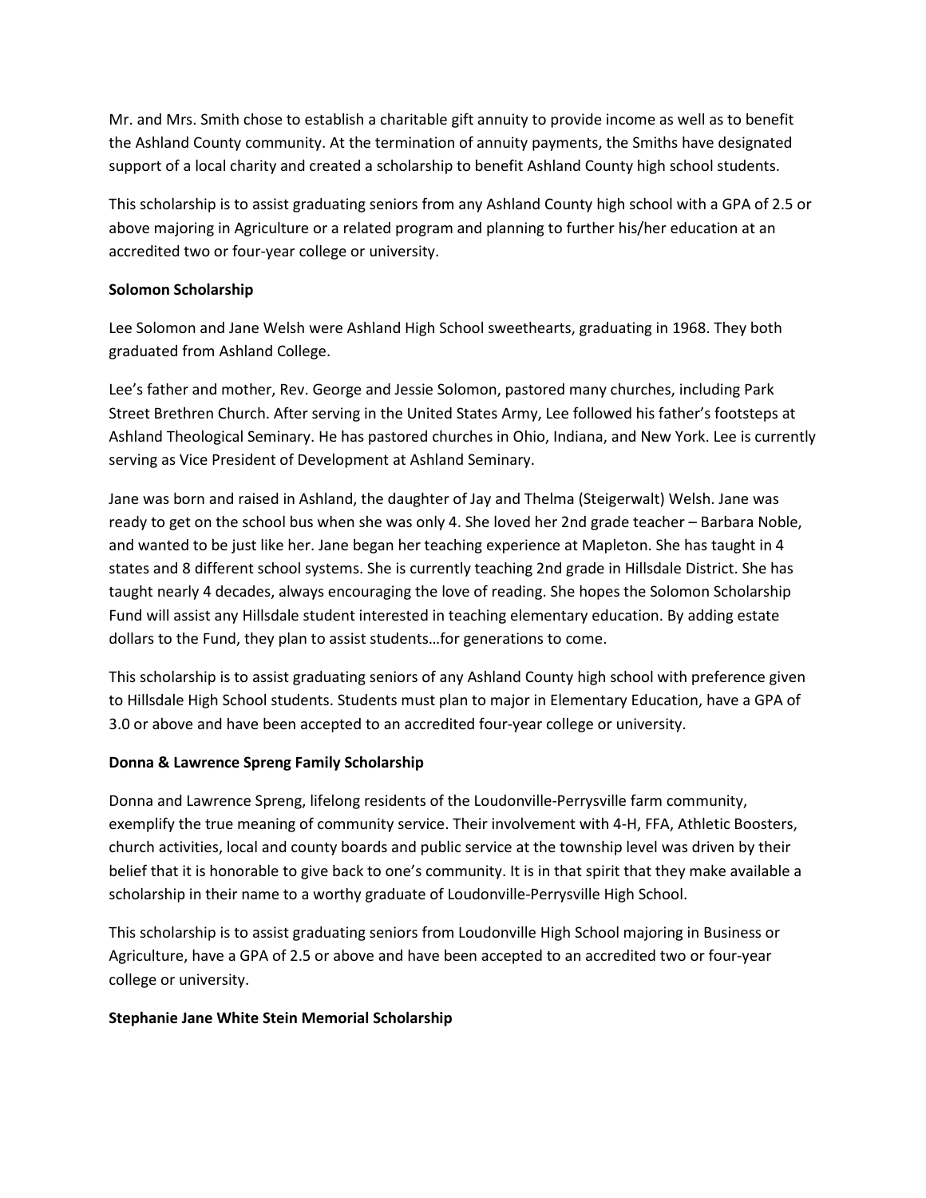Mr. and Mrs. Smith chose to establish a charitable gift annuity to provide income as well as to benefit the Ashland County community. At the termination of annuity payments, the Smiths have designated support of a local charity and created a scholarship to benefit Ashland County high school students.

This scholarship is to assist graduating seniors from any Ashland County high school with a GPA of 2.5 or above majoring in Agriculture or a related program and planning to further his/her education at an accredited two or four-year college or university.

**Solomon Scholarship**

Lee Solomon and Jane Welsh were Ashland High School sweethearts, graduating in 1968. They both graduated from Ashland College.

Lee's father and mother, Rev. George and Jessie Solomon, pastored many churches, including Park Street Brethren Church. After serving in the United States Army, Lee followed his father's footsteps at Ashland Theological Seminary. He has pastored churches in Ohio, Indiana, and New York. Lee is currently serving as Vice President of Development at Ashland Seminary.

Jane was born and raised in Ashland, the daughter of Jay and Thelma (Steigerwalt) Welsh. Jane was ready to get on the school bus when she was only 4. She loved her 2nd grade teacher – Barbara Noble, and wanted to be just like her. Jane began her teaching experience at Mapleton. She has taught in 4 states and 8 different school systems. She is currently teaching 2nd grade in Hillsdale District. She has taught nearly 4 decades, always encouraging the love of reading. She hopes the Solomon Scholarship Fund will assist any Hillsdale student interested in teaching elementary education. By adding estate dollars to the Fund, they plan to assist students…for generations to come.

This scholarship is to assist graduating seniors of any Ashland County high school with preference given to Hillsdale High School students. Students must plan to major in Elementary Education, have a GPA of 3.0 or above and have been accepted to an accredited four-year college or university.

**Donna & Lawrence Spreng Family Scholarship**

Donna and Lawrence Spreng, lifelong residents of the Loudonville-Perrysville farm community, exemplify the true meaning of community service. Their involvement with 4-H, FFA, Athletic Boosters, church activities, local and county boards and public service at the township level was driven by their belief that it is honorable to give back to one's community. It is in that spirit that they make available a scholarship in their name to a worthy graduate of Loudonville-Perrysville High School.

This scholarship is to assist graduating seniors from Loudonville High School majoring in Business or Agriculture, have a GPA of 2.5 or above and have been accepted to an accredited two or four-year college or university.

**Stephanie Jane White Stein Memorial Scholarship**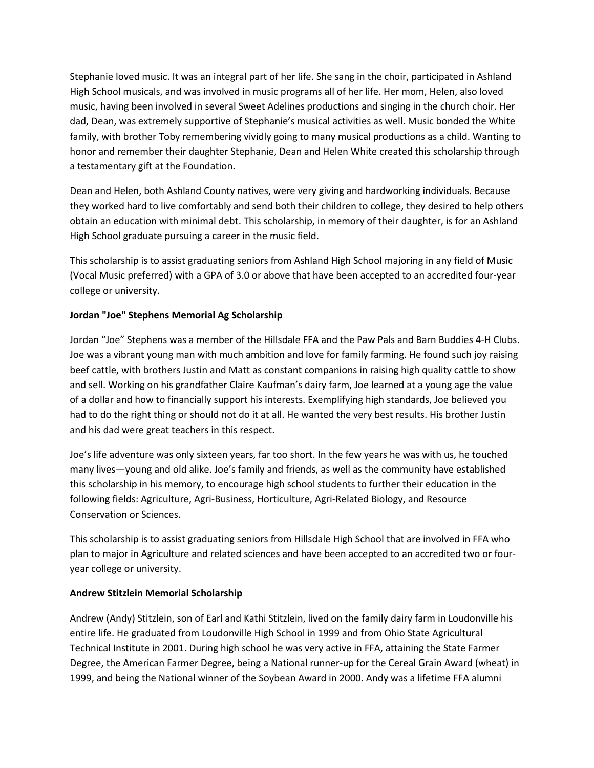Stephanie loved music. It was an integral part of her life. She sang in the choir, participated in Ashland High School musicals, and was involved in music programs all of her life. Her mom, Helen, also loved music, having been involved in several Sweet Adelines productions and singing in the church choir. Her dad, Dean, was extremely supportive of Stephanie's musical activities as well. Music bonded the White family, with brother Toby remembering vividly going to many musical productions as a child. Wanting to honor and remember their daughter Stephanie, Dean and Helen White created this scholarship through a testamentary gift at the Foundation.

Dean and Helen, both Ashland County natives, were very giving and hardworking individuals. Because they worked hard to live comfortably and send both their children to college, they desired to help others obtain an education with minimal debt. This scholarship, in memory of their daughter, is for an Ashland High School graduate pursuing a career in the music field.

This scholarship is to assist graduating seniors from Ashland High School majoring in any field of Music (Vocal Music preferred) with a GPA of 3.0 or above that have been accepted to an accredited four-year college or university.

**Jordan "Joe" Stephens Memorial Ag Scholarship**

Jordan "Joe" Stephens was a member of the Hillsdale FFA and the Paw Pals and Barn Buddies 4-H Clubs. Joe was a vibrant young man with much ambition and love for family farming. He found such joy raising beef cattle, with brothers Justin and Matt as constant companions in raising high quality cattle to show and sell. Working on his grandfather Claire Kaufman's dairy farm, Joe learned at a young age the value of a dollar and how to financially support his interests. Exemplifying high standards, Joe believed you had to do the right thing or should not do it at all. He wanted the very best results. His brother Justin and his dad were great teachers in this respect.

Joe's life adventure was only sixteen years, far too short. In the few years he was with us, he touched many lives—young and old alike. Joe's family and friends, as well as the community have established this scholarship in his memory, to encourage high school students to further their education in the following fields: Agriculture, Agri-Business, Horticulture, Agri-Related Biology, and Resource Conservation or Sciences.

This scholarship is to assist graduating seniors from Hillsdale High School that are involved in FFA who plan to major in Agriculture and related sciences and have been accepted to an accredited two or four-year college or university.

**Andrew Stitzlein Memorial Scholarship**

Andrew (Andy) Stitzlein, son of Earl and Kathi Stitzlein, lived on the family dairy farm in Loudonville his entire life. He graduated from Loudonville High School in 1999 and from Ohio State Agricultural Technical Institute in 2001. During high school he was very active in FFA, attaining the State Farmer Degree, the American Farmer Degree, being a National runner-up for the Cereal Grain Award (wheat) in 1999, and being the National winner of the Soybean Award in 2000. Andy was a lifetime FFA alumni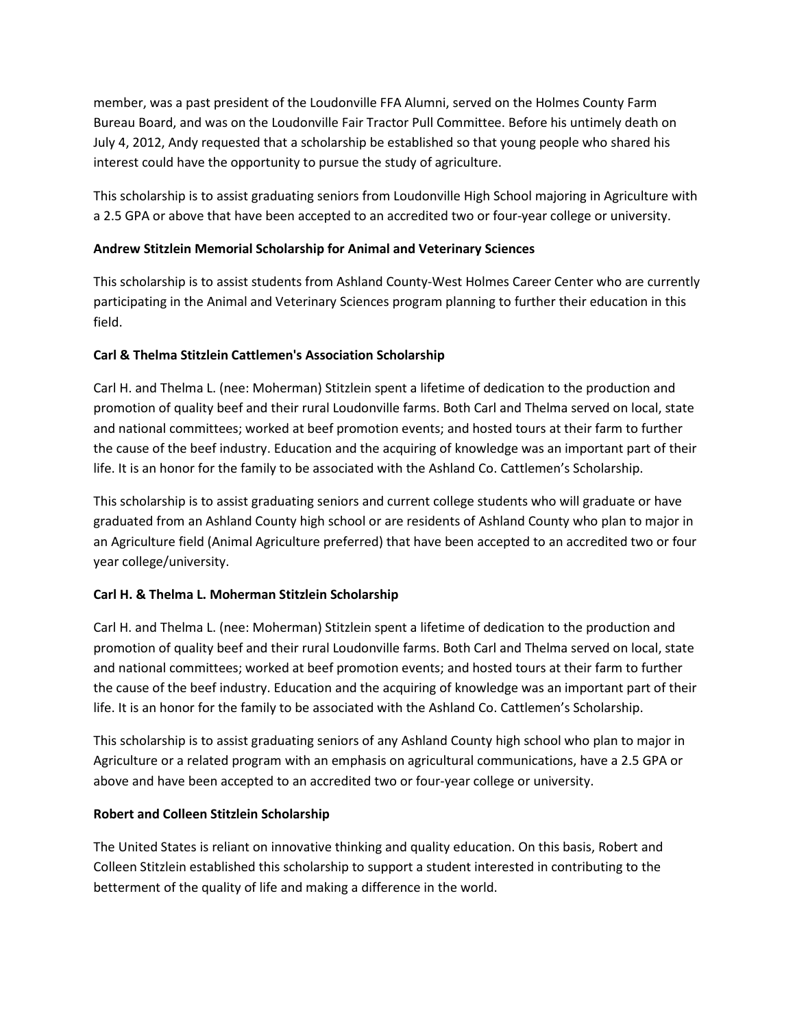member, was a past president of the Loudonville FFA Alumni, served on the Holmes County Farm Bureau Board, and was on the Loudonville Fair Tractor Pull Committee. Before his untimely death on July 4, 2012, Andy requested that a scholarship be established so that young people who shared his interest could have the opportunity to pursue the study of agriculture.

This scholarship is to assist graduating seniors from Loudonville High School majoring in Agriculture with a 2.5 GPA or above that have been accepted to an accredited two or four-year college or university.

**Andrew Stitzlein Memorial Scholarship for Animal and Veterinary Sciences**

This scholarship is to assist students from Ashland County-West Holmes Career Center who are currently participating in the Animal and Veterinary Sciences program planning to further their education in this field.

**Carl & Thelma Stitzlein Cattlemen's Association Scholarship**

Carl H. and Thelma L. (nee: Moherman) Stitzlein spent a lifetime of dedication to the production and promotion of quality beef and their rural Loudonville farms. Both Carl and Thelma served on local, state and national committees; worked at beef promotion events; and hosted tours at their farm to further the cause of the beef industry. Education and the acquiring of knowledge was an important part of their life. It is an honor for the family to be associated with the Ashland Co. Cattlemen's Scholarship.

This scholarship is to assist graduating seniors and current college students who will graduate or have graduated from an Ashland County high school or are residents of Ashland County who plan to major in an Agriculture field (Animal Agriculture preferred) that have been accepted to an accredited two or four year college/university.

**Carl H. & Thelma L. Moherman Stitzlein Scholarship**

Carl H. and Thelma L. (nee: Moherman) Stitzlein spent a lifetime of dedication to the production and promotion of quality beef and their rural Loudonville farms. Both Carl and Thelma served on local, state and national committees; worked at beef promotion events; and hosted tours at their farm to further the cause of the beef industry. Education and the acquiring of knowledge was an important part of their life. It is an honor for the family to be associated with the Ashland Co. Cattlemen's Scholarship.

This scholarship is to assist graduating seniors of any Ashland County high school who plan to major in Agriculture or a related program with an emphasis on agricultural communications, have a 2.5 GPA or above and have been accepted to an accredited two or four-year college or university.

**Robert and Colleen Stitzlein Scholarship**

The United States is reliant on innovative thinking and quality education. On this basis, Robert and Colleen Stitzlein established this scholarship to support a student interested in contributing to the betterment of the quality of life and making a difference in the world.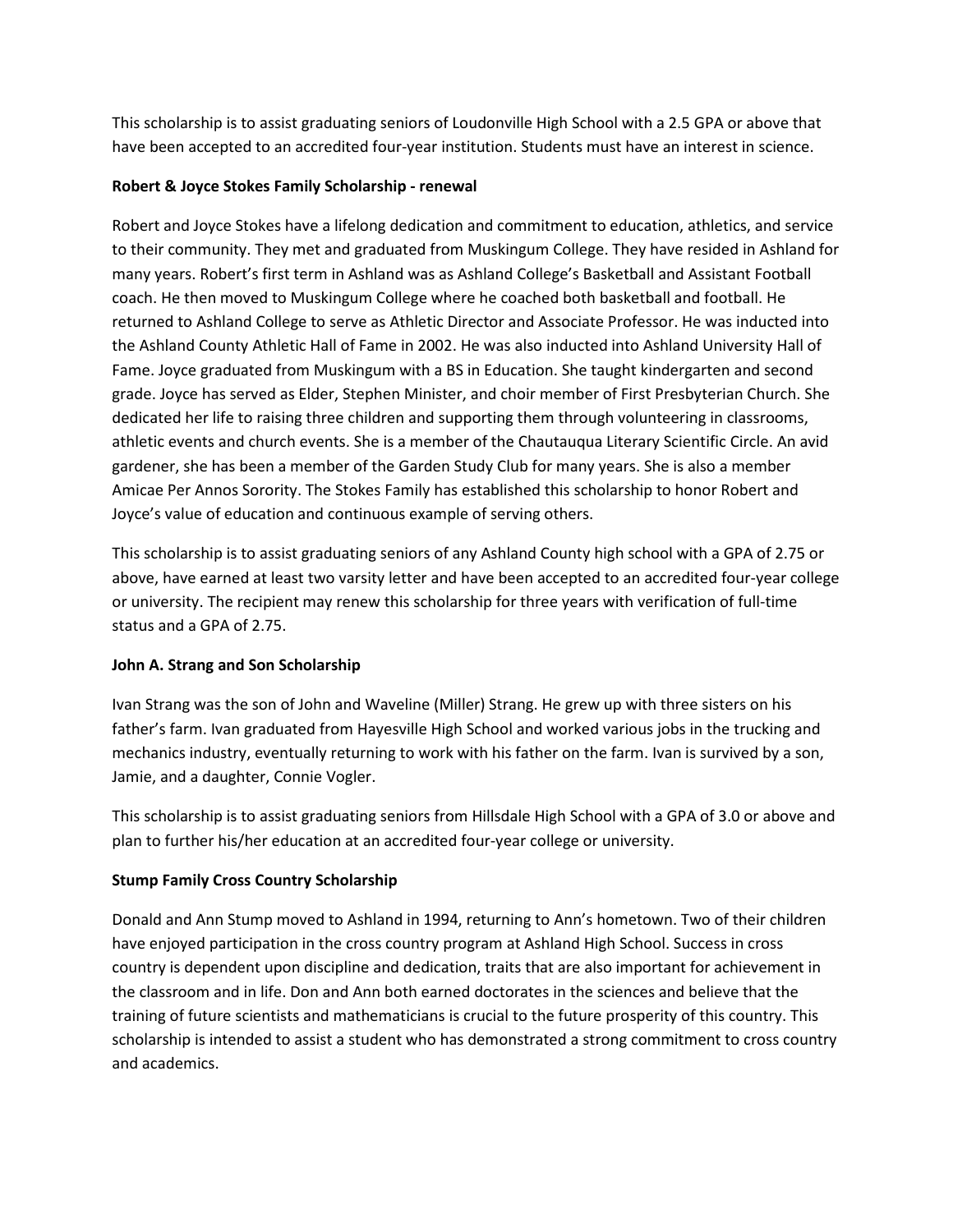This scholarship is to assist graduating seniors of Loudonville High School with a 2.5 GPA or above that have been accepted to an accredited four-year institution. Students must have an interest in science.

**Robert & Joyce Stokes Family Scholarship - renewal**

Robert and Joyce Stokes have a lifelong dedication and commitment to education, athletics, and service to their community. They met and graduated from Muskingum College. They have resided in Ashland for many years. Robert's first term in Ashland was as Ashland College's Basketball and Assistant Football coach. He then moved to Muskingum College where he coached both basketball and football. He returned to Ashland College to serve as Athletic Director and Associate Professor. He was inducted into the Ashland County Athletic Hall of Fame in 2002. He was also inducted into Ashland University Hall of Fame. Joyce graduated from Muskingum with a BS in Education. She taught kindergarten and second grade. Joyce has served as Elder, Stephen Minister, and choir member of First Presbyterian Church. She dedicated her life to raising three children and supporting them through volunteering in classrooms, athletic events and church events. She is a member of the Chautauqua Literary Scientific Circle. An avid gardener, she has been a member of the Garden Study Club for many years. She is also a member Amicae Per Annos Sorority. The Stokes Family has established this scholarship to honor Robert and Joyce's value of education and continuous example of serving others.

This scholarship is to assist graduating seniors of any Ashland County high school with a GPA of 2.75 or above, have earned at least two varsity letter and have been accepted to an accredited four-year college or university. The recipient may renew this scholarship for three years with verification of full-time status and a GPA of 2.75.

**John A. Strang and Son Scholarship**

Ivan Strang was the son of John and Waveline (Miller) Strang. He grew up with three sisters on his father's farm. Ivan graduated from Hayesville High School and worked various jobs in the trucking and mechanics industry, eventually returning to work with his father on the farm. Ivan is survived by a son, Jamie, and a daughter, Connie Vogler.

This scholarship is to assist graduating seniors from Hillsdale High School with a GPA of 3.0 or above and plan to further his/her education at an accredited four-year college or university.

**Stump Family Cross Country Scholarship**

Donald and Ann Stump moved to Ashland in 1994, returning to Ann's hometown. Two of their children have enjoyed participation in the cross country program at Ashland High School. Success in cross country is dependent upon discipline and dedication, traits that are also important for achievement in the classroom and in life. Don and Ann both earned doctorates in the sciences and believe that the training of future scientists and mathematicians is crucial to the future prosperity of this country. This scholarship is intended to assist a student who has demonstrated a strong commitment to cross country and academics.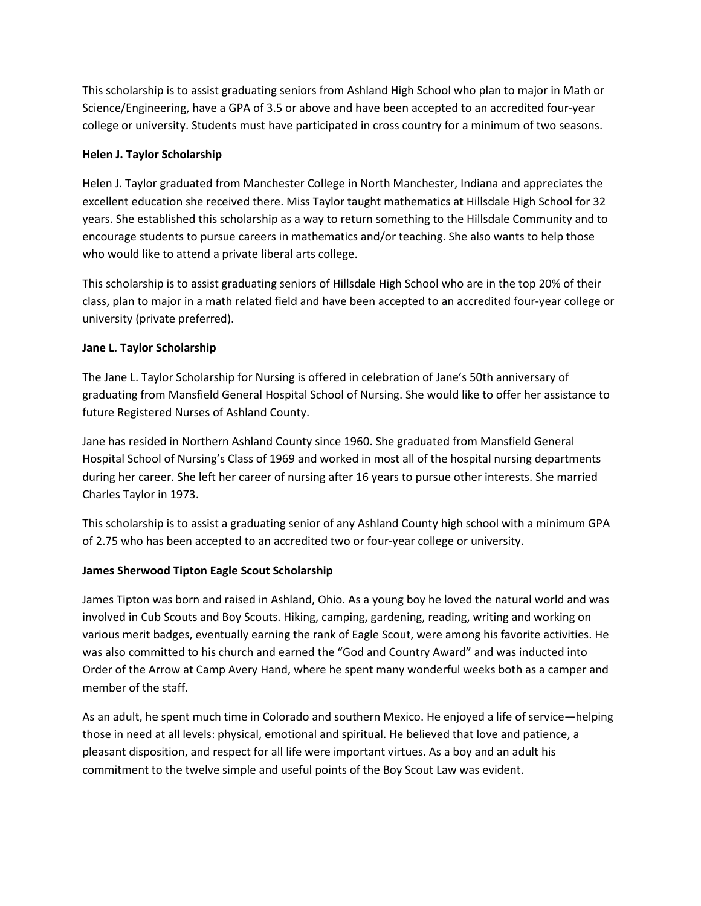This scholarship is to assist graduating seniors from Ashland High School who plan to major in Math or Science/Engineering, have a GPA of 3.5 or above and have been accepted to an accredited four-year college or university. Students must have participated in cross country for a minimum of two seasons.

**Helen J. Taylor Scholarship**

Helen J. Taylor graduated from Manchester College in North Manchester, Indiana and appreciates the excellent education she received there. Miss Taylor taught mathematics at Hillsdale High School for 32 years. She established this scholarship as a way to return something to the Hillsdale Community and to encourage students to pursue careers in mathematics and/or teaching. She also wants to help those who would like to attend a private liberal arts college.

This scholarship is to assist graduating seniors of Hillsdale High School who are in the top 20% of their class, plan to major in a math related field and have been accepted to an accredited four-year college or university (private preferred).

**Jane L. Taylor Scholarship**

The Jane L. Taylor Scholarship for Nursing is offered in celebration of Jane's 50th anniversary of graduating from Mansfield General Hospital School of Nursing. She would like to offer her assistance to future Registered Nurses of Ashland County.

Jane has resided in Northern Ashland County since 1960. She graduated from Mansfield General Hospital School of Nursing's Class of 1969 and worked in most all of the hospital nursing departments during her career. She left her career of nursing after 16 years to pursue other interests. She married Charles Taylor in 1973.

This scholarship is to assist a graduating senior of any Ashland County high school with a minimum GPA of 2.75 who has been accepted to an accredited two or four-year college or university.

**James Sherwood Tipton Eagle Scout Scholarship**

James Tipton was born and raised in Ashland, Ohio. As a young boy he loved the natural world and was involved in Cub Scouts and Boy Scouts. Hiking, camping, gardening, reading, writing and working on various merit badges, eventually earning the rank of Eagle Scout, were among his favorite activities. He was also committed to his church and earned the "God and Country Award" and was inducted into Order of the Arrow at Camp Avery Hand, where he spent many wonderful weeks both as a camper and member of the staff.

As an adult, he spent much time in Colorado and southern Mexico. He enjoyed a life of service—helping those in need at all levels: physical, emotional and spiritual. He believed that love and patience, a pleasant disposition, and respect for all life were important virtues. As a boy and an adult his commitment to the twelve simple and useful points of the Boy Scout Law was evident.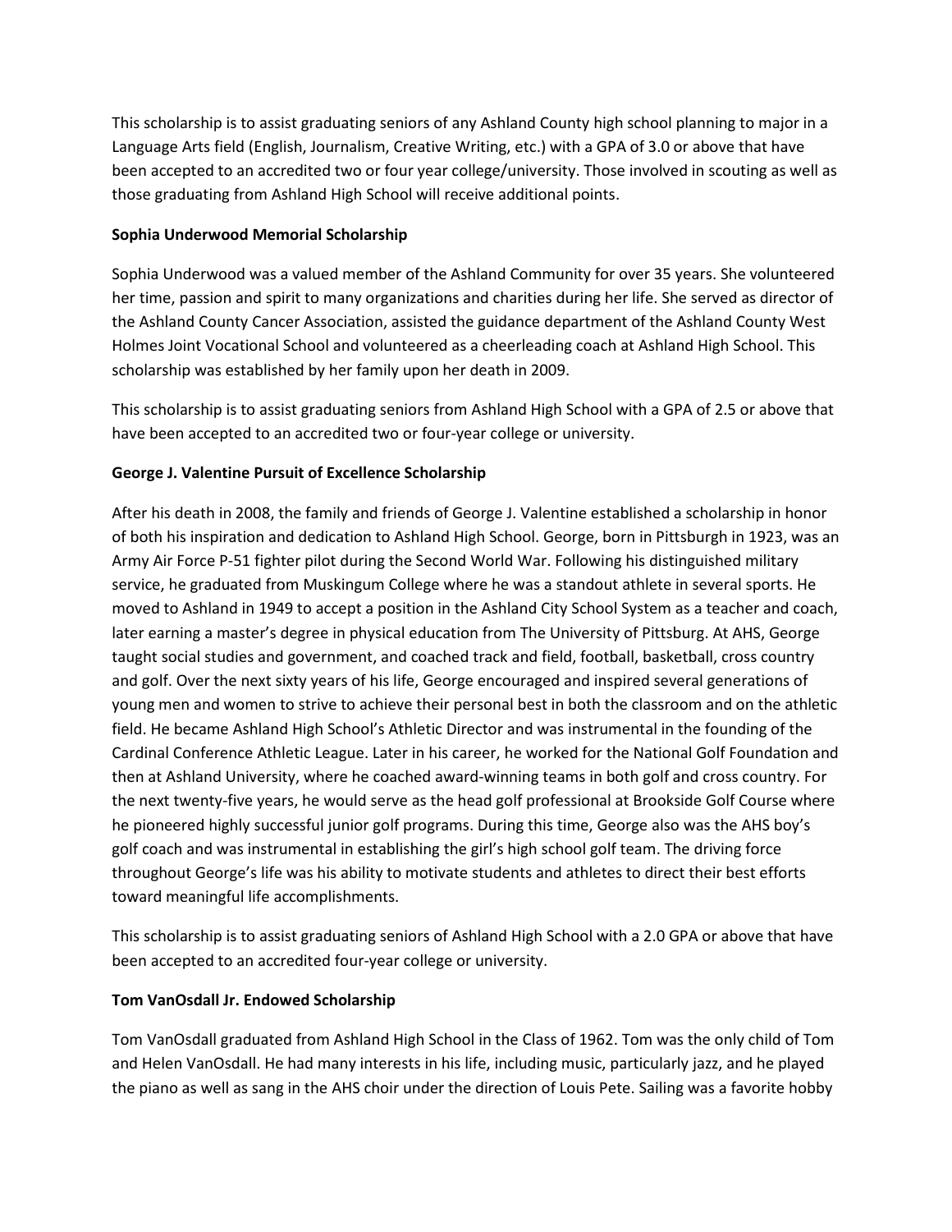This scholarship is to assist graduating seniors of any Ashland County high school planning to major in a Language Arts field (English, Journalism, Creative Writing, etc.) with a GPA of 3.0 or above that have been accepted to an accredited two or four year college/university. Those involved in scouting as well as those graduating from Ashland High School will receive additional points.

**Sophia Underwood Memorial Scholarship**

Sophia Underwood was a valued member of the Ashland Community for over 35 years. She volunteered her time, passion and spirit to many organizations and charities during her life. She served as director of the Ashland County Cancer Association, assisted the guidance department of the Ashland County West Holmes Joint Vocational School and volunteered as a cheerleading coach at Ashland High School. This scholarship was established by her family upon her death in 2009.

This scholarship is to assist graduating seniors from Ashland High School with a GPA of 2.5 or above that have been accepted to an accredited two or four-year college or university.

**George J. Valentine Pursuit of Excellence Scholarship**

After his death in 2008, the family and friends of George J. Valentine established a scholarship in honor of both his inspiration and dedication to Ashland High School. George, born in Pittsburgh in 1923, was an Army Air Force P-51 fighter pilot during the Second World War. Following his distinguished military service, he graduated from Muskingum College where he was a standout athlete in several sports. He moved to Ashland in 1949 to accept a position in the Ashland City School System as a teacher and coach, later earning a master's degree in physical education from The University of Pittsburg. At AHS, George taught social studies and government, and coached track and field, football, basketball, cross country and golf. Over the next sixty years of his life, George encouraged and inspired several generations of young men and women to strive to achieve their personal best in both the classroom and on the athletic field. He became Ashland High School's Athletic Director and was instrumental in the founding of the Cardinal Conference Athletic League. Later in his career, he worked for the National Golf Foundation and then at Ashland University, where he coached award-winning teams in both golf and cross country. For the next twenty-five years, he would serve as the head golf professional at Brookside Golf Course where he pioneered highly successful junior golf programs. During this time, George also was the AHS boy's golf coach and was instrumental in establishing the girl's high school golf team. The driving force throughout George's life was his ability to motivate students and athletes to direct their best efforts toward meaningful life accomplishments.

This scholarship is to assist graduating seniors of Ashland High School with a 2.0 GPA or above that have been accepted to an accredited four-year college or university.

**Tom VanOsdall Jr. Endowed Scholarship**

Tom VanOsdall graduated from Ashland High School in the Class of 1962. Tom was the only child of Tom and Helen VanOsdall. He had many interests in his life, including music, particularly jazz, and he played the piano as well as sang in the AHS choir under the direction of Louis Pete. Sailing was a favorite hobby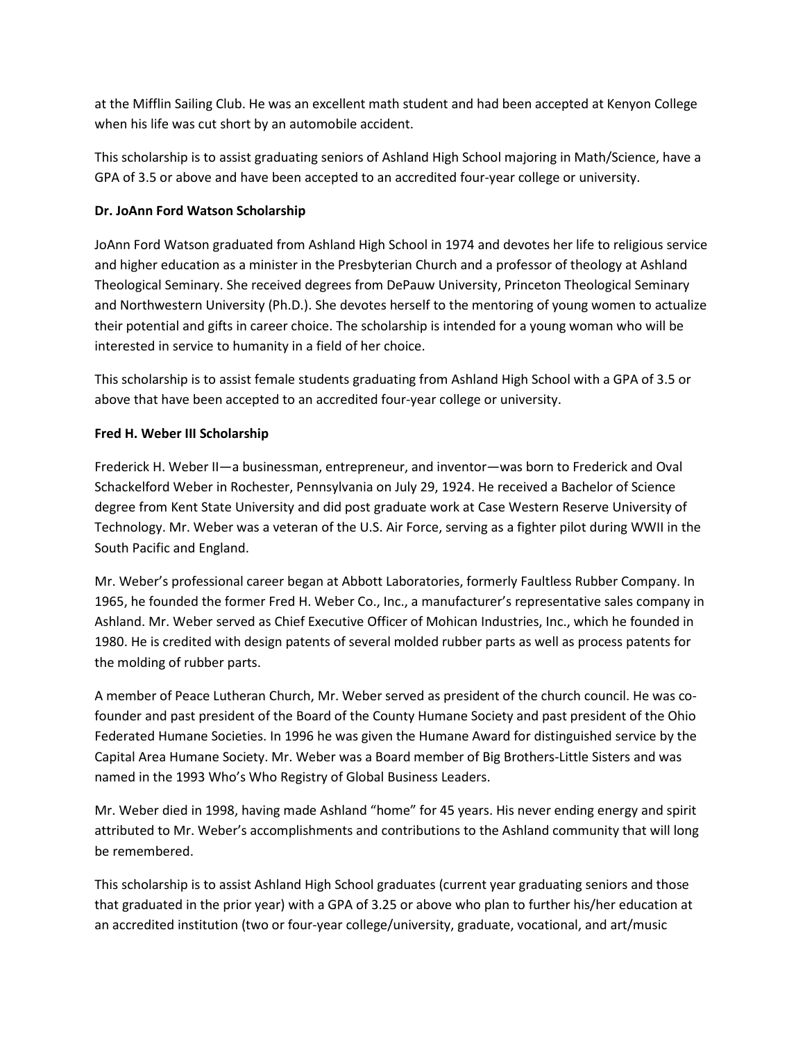at the Mifflin Sailing Club. He was an excellent math student and had been accepted at Kenyon College when his life was cut short by an automobile accident.

This scholarship is to assist graduating seniors of Ashland High School majoring in Math/Science, have a GPA of 3.5 or above and have been accepted to an accredited four-year college or university.

**Dr. JoAnn Ford Watson Scholarship**

JoAnn Ford Watson graduated from Ashland High School in 1974 and devotes her life to religious service and higher education as a minister in the Presbyterian Church and a professor of theology at Ashland Theological Seminary. She received degrees from DePauw University, Princeton Theological Seminary and Northwestern University (Ph.D.). She devotes herself to the mentoring of young women to actualize their potential and gifts in career choice. The scholarship is intended for a young woman who will be interested in service to humanity in a field of her choice.

This scholarship is to assist female students graduating from Ashland High School with a GPA of 3.5 or above that have been accepted to an accredited four-year college or university.

**Fred H. Weber III Scholarship**

Frederick H. Weber II—a businessman, entrepreneur, and inventor—was born to Frederick and Oval Schackelford Weber in Rochester, Pennsylvania on July 29, 1924. He received a Bachelor of Science degree from Kent State University and did post graduate work at Case Western Reserve University of Technology. Mr. Weber was a veteran of the U.S. Air Force, serving as a fighter pilot during WWII in the South Pacific and England.

Mr. Weber's professional career began at Abbott Laboratories, formerly Faultless Rubber Company. In 1965, he founded the former Fred H. Weber Co., Inc., a manufacturer's representative sales company in Ashland. Mr. Weber served as Chief Executive Officer of Mohican Industries, Inc., which he founded in 1980. He is credited with design patents of several molded rubber parts as well as process patents for the molding of rubber parts.

A member of Peace Lutheran Church, Mr. Weber served as president of the church council. He was co-founder and past president of the Board of the County Humane Society and past president of the Ohio Federated Humane Societies. In 1996 he was given the Humane Award for distinguished service by the Capital Area Humane Society. Mr. Weber was a Board member of Big Brothers-Little Sisters and was named in the 1993 Who's Who Registry of Global Business Leaders.

Mr. Weber died in 1998, having made Ashland "home" for 45 years. His never ending energy and spirit attributed to Mr. Weber's accomplishments and contributions to the Ashland community that will long be remembered.

This scholarship is to assist Ashland High School graduates (current year graduating seniors and those that graduated in the prior year) with a GPA of 3.25 or above who plan to further his/her education at an accredited institution (two or four-year college/university, graduate, vocational, and art/music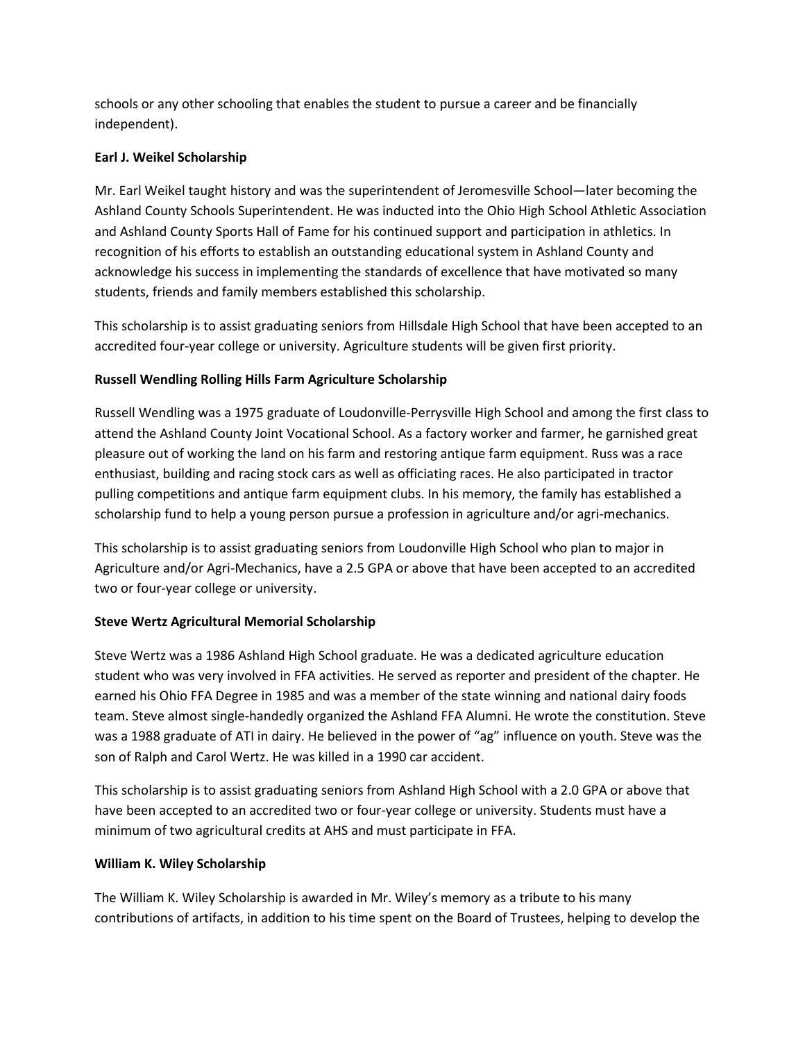schools or any other schooling that enables the student to pursue a career and be financially independent).

**Earl J. Weikel Scholarship**

Mr. Earl Weikel taught history and was the superintendent of Jeromesville School—later becoming the Ashland County Schools Superintendent. He was inducted into the Ohio High School Athletic Association and Ashland County Sports Hall of Fame for his continued support and participation in athletics. In recognition of his efforts to establish an outstanding educational system in Ashland County and acknowledge his success in implementing the standards of excellence that have motivated so many students, friends and family members established this scholarship.

This scholarship is to assist graduating seniors from Hillsdale High School that have been accepted to an accredited four-year college or university. Agriculture students will be given first priority.

**Russell Wendling Rolling Hills Farm Agriculture Scholarship**

Russell Wendling was a 1975 graduate of Loudonville-Perrysville High School and among the first class to attend the Ashland County Joint Vocational School. As a factory worker and farmer, he garnished great pleasure out of working the land on his farm and restoring antique farm equipment. Russ was a race enthusiast, building and racing stock cars as well as officiating races. He also participated in tractor pulling competitions and antique farm equipment clubs. In his memory, the family has established a scholarship fund to help a young person pursue a profession in agriculture and/or agri-mechanics.

This scholarship is to assist graduating seniors from Loudonville High School who plan to major in Agriculture and/or Agri-Mechanics, have a 2.5 GPA or above that have been accepted to an accredited two or four-year college or university.

**Steve Wertz Agricultural Memorial Scholarship**

Steve Wertz was a 1986 Ashland High School graduate. He was a dedicated agriculture education student who was very involved in FFA activities. He served as reporter and president of the chapter. He earned his Ohio FFA Degree in 1985 and was a member of the state winning and national dairy foods team. Steve almost single-handedly organized the Ashland FFA Alumni. He wrote the constitution. Steve was a 1988 graduate of ATI in dairy. He believed in the power of "ag" influence on youth. Steve was the son of Ralph and Carol Wertz. He was killed in a 1990 car accident.

This scholarship is to assist graduating seniors from Ashland High School with a 2.0 GPA or above that have been accepted to an accredited two or four-year college or university. Students must have a minimum of two agricultural credits at AHS and must participate in FFA.

**William K. Wiley Scholarship**

The William K. Wiley Scholarship is awarded in Mr. Wiley's memory as a tribute to his many contributions of artifacts, in addition to his time spent on the Board of Trustees, helping to develop the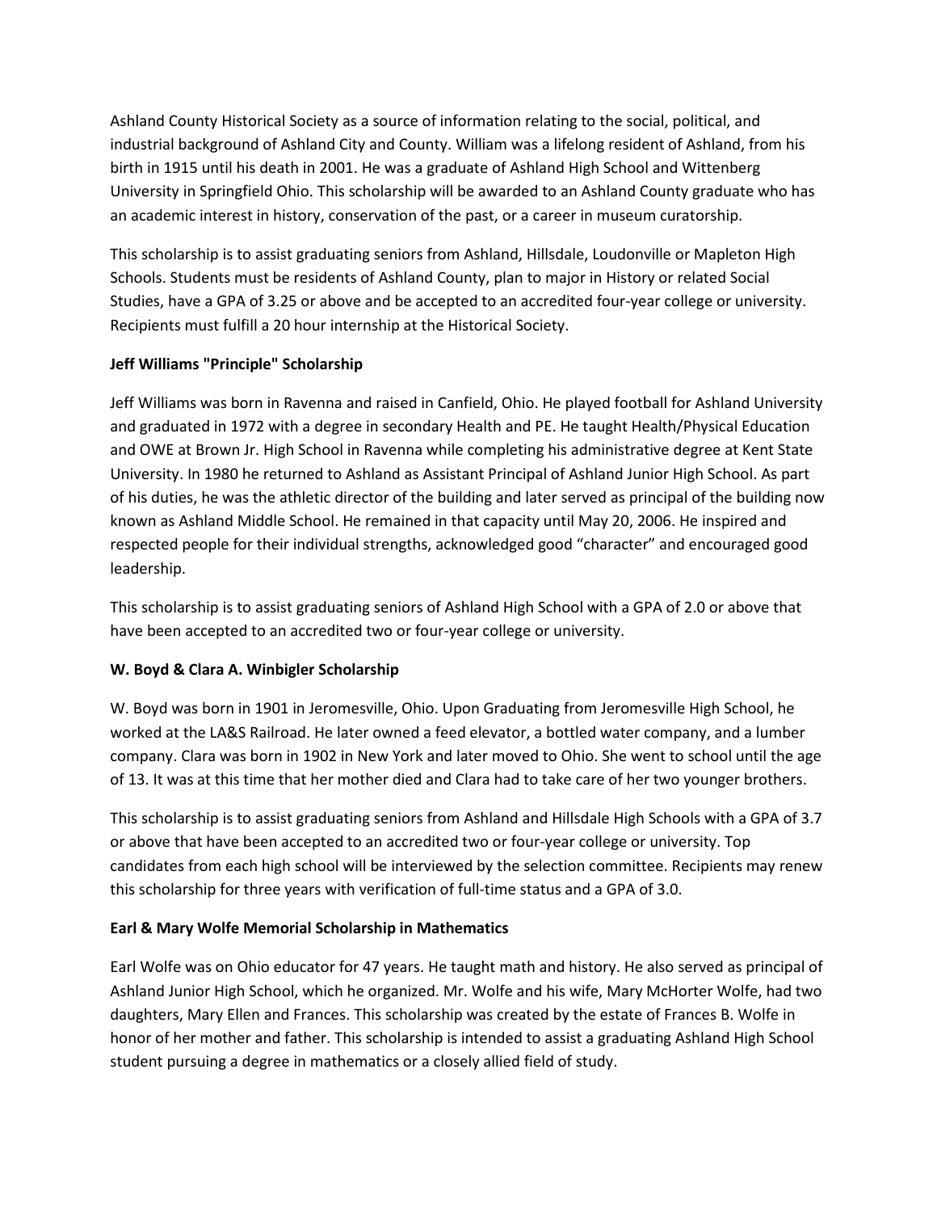Ashland County Historical Society as a source of information relating to the social, political, and industrial background of Ashland City and County. William was a lifelong resident of Ashland, from his birth in 1915 until his death in 2001. He was a graduate of Ashland High School and Wittenberg University in Springfield Ohio. This scholarship will be awarded to an Ashland County graduate who has an academic interest in history, conservation of the past, or a career in museum curatorship.

This scholarship is to assist graduating seniors from Ashland, Hillsdale, Loudonville or Mapleton High Schools. Students must be residents of Ashland County, plan to major in History or related Social Studies, have a GPA of 3.25 or above and be accepted to an accredited four-year college or university. Recipients must fulfill a 20 hour internship at the Historical Society.

**Jeff Williams "Principle" Scholarship**

Jeff Williams was born in Ravenna and raised in Canfield, Ohio. He played football for Ashland University and graduated in 1972 with a degree in secondary Health and PE. He taught Health/Physical Education and OWE at Brown Jr. High School in Ravenna while completing his administrative degree at Kent State University. In 1980 he returned to Ashland as Assistant Principal of Ashland Junior High School. As part of his duties, he was the athletic director of the building and later served as principal of the building now known as Ashland Middle School. He remained in that capacity until May 20, 2006. He inspired and respected people for their individual strengths, acknowledged good "character" and encouraged good leadership.

This scholarship is to assist graduating seniors of Ashland High School with a GPA of 2.0 or above that have been accepted to an accredited two or four-year college or university.

**W. Boyd & Clara A. Winbigler Scholarship**

W. Boyd was born in 1901 in Jeromesville, Ohio. Upon Graduating from Jeromesville High School, he worked at the LA&S Railroad. He later owned a feed elevator, a bottled water company, and a lumber company. Clara was born in 1902 in New York and later moved to Ohio. She went to school until the age of 13. It was at this time that her mother died and Clara had to take care of her two younger brothers.

This scholarship is to assist graduating seniors from Ashland and Hillsdale High Schools with a GPA of 3.7 or above that have been accepted to an accredited two or four-year college or university. Top candidates from each high school will be interviewed by the selection committee. Recipients may renew this scholarship for three years with verification of full-time status and a GPA of 3.0.

**Earl & Mary Wolfe Memorial Scholarship in Mathematics**

Earl Wolfe was on Ohio educator for 47 years. He taught math and history. He also served as principal of Ashland Junior High School, which he organized. Mr. Wolfe and his wife, Mary McHorter Wolfe, had two daughters, Mary Ellen and Frances. This scholarship was created by the estate of Frances B. Wolfe in honor of her mother and father. This scholarship is intended to assist a graduating Ashland High School student pursuing a degree in mathematics or a closely allied field of study.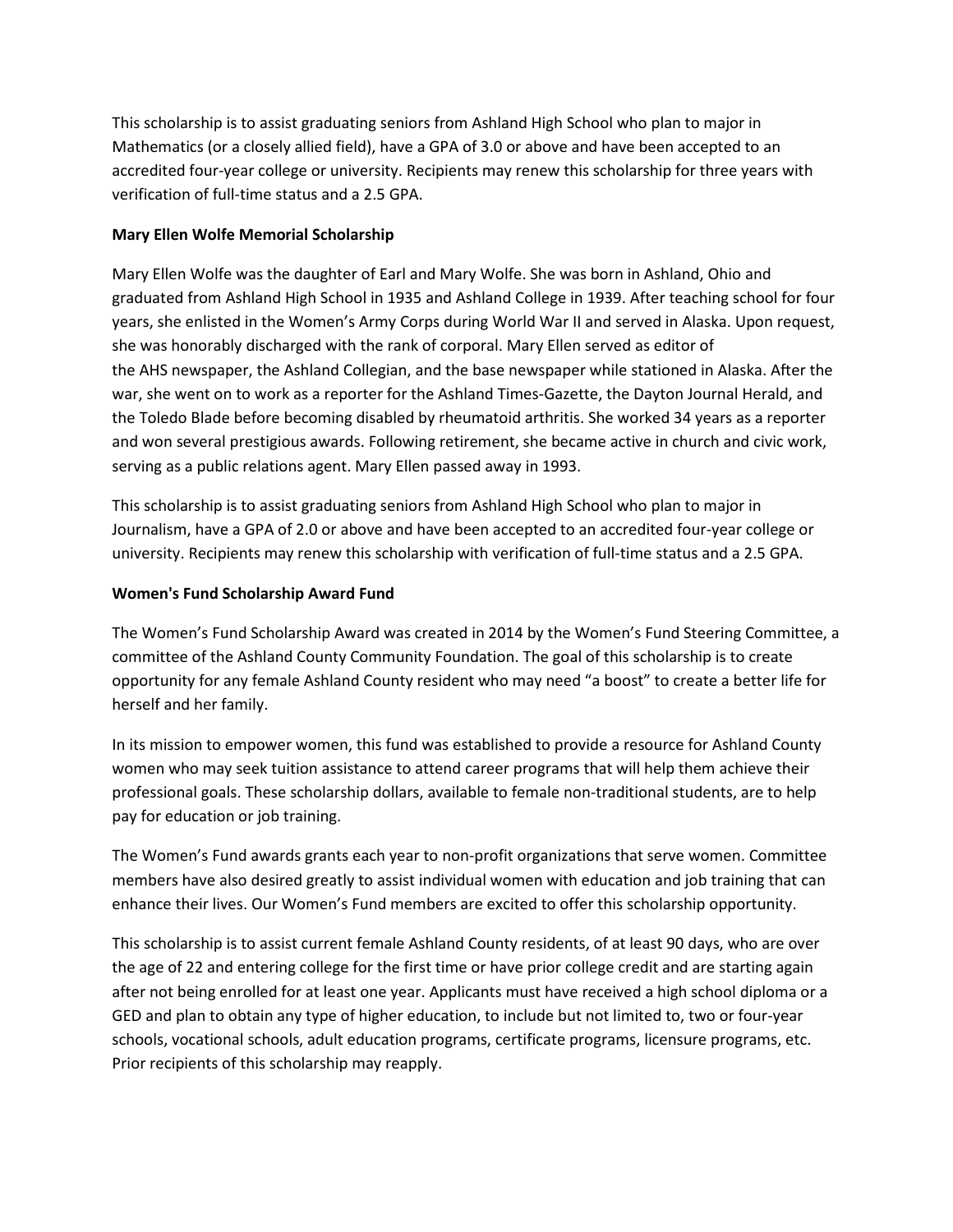This scholarship is to assist graduating seniors from Ashland High School who plan to major in Mathematics (or a closely allied field), have a GPA of 3.0 or above and have been accepted to an accredited four-year college or university. Recipients may renew this scholarship for three years with verification of full-time status and a 2.5 GPA.

**Mary Ellen Wolfe Memorial Scholarship**

Mary Ellen Wolfe was the daughter of Earl and Mary Wolfe. She was born in Ashland, Ohio and graduated from Ashland High School in 1935 and Ashland College in 1939. After teaching school for four years, she enlisted in the Women's Army Corps during World War II and served in Alaska. Upon request, she was honorably discharged with the rank of corporal. Mary Ellen served as editor of the AHS newspaper, the Ashland Collegian, and the base newspaper while stationed in Alaska. After the war, she went on to work as a reporter for the Ashland Times-Gazette, the Dayton Journal Herald, and the Toledo Blade before becoming disabled by rheumatoid arthritis. She worked 34 years as a reporter and won several prestigious awards. Following retirement, she became active in church and civic work, serving as a public relations agent. Mary Ellen passed away in 1993.

This scholarship is to assist graduating seniors from Ashland High School who plan to major in Journalism, have a GPA of 2.0 or above and have been accepted to an accredited four-year college or university. Recipients may renew this scholarship with verification of full-time status and a 2.5 GPA.

**Women's Fund Scholarship Award Fund**

The Women's Fund Scholarship Award was created in 2014 by the Women's Fund Steering Committee, a committee of the Ashland County Community Foundation. The goal of this scholarship is to create opportunity for any female Ashland County resident who may need "a boost" to create a better life for herself and her family.

In its mission to empower women, this fund was established to provide a resource for Ashland County women who may seek tuition assistance to attend career programs that will help them achieve their professional goals. These scholarship dollars, available to female non-traditional students, are to help pay for education or job training.

The Women's Fund awards grants each year to non-profit organizations that serve women. Committee members have also desired greatly to assist individual women with education and job training that can enhance their lives. Our Women's Fund members are excited to offer this scholarship opportunity.

This scholarship is to assist current female Ashland County residents, of at least 90 days, who are over the age of 22 and entering college for the first time or have prior college credit and are starting again after not being enrolled for at least one year. Applicants must have received a high school diploma or a GED and plan to obtain any type of higher education, to include but not limited to, two or four-year schools, vocational schools, adult education programs, certificate programs, licensure programs, etc. Prior recipients of this scholarship may reapply.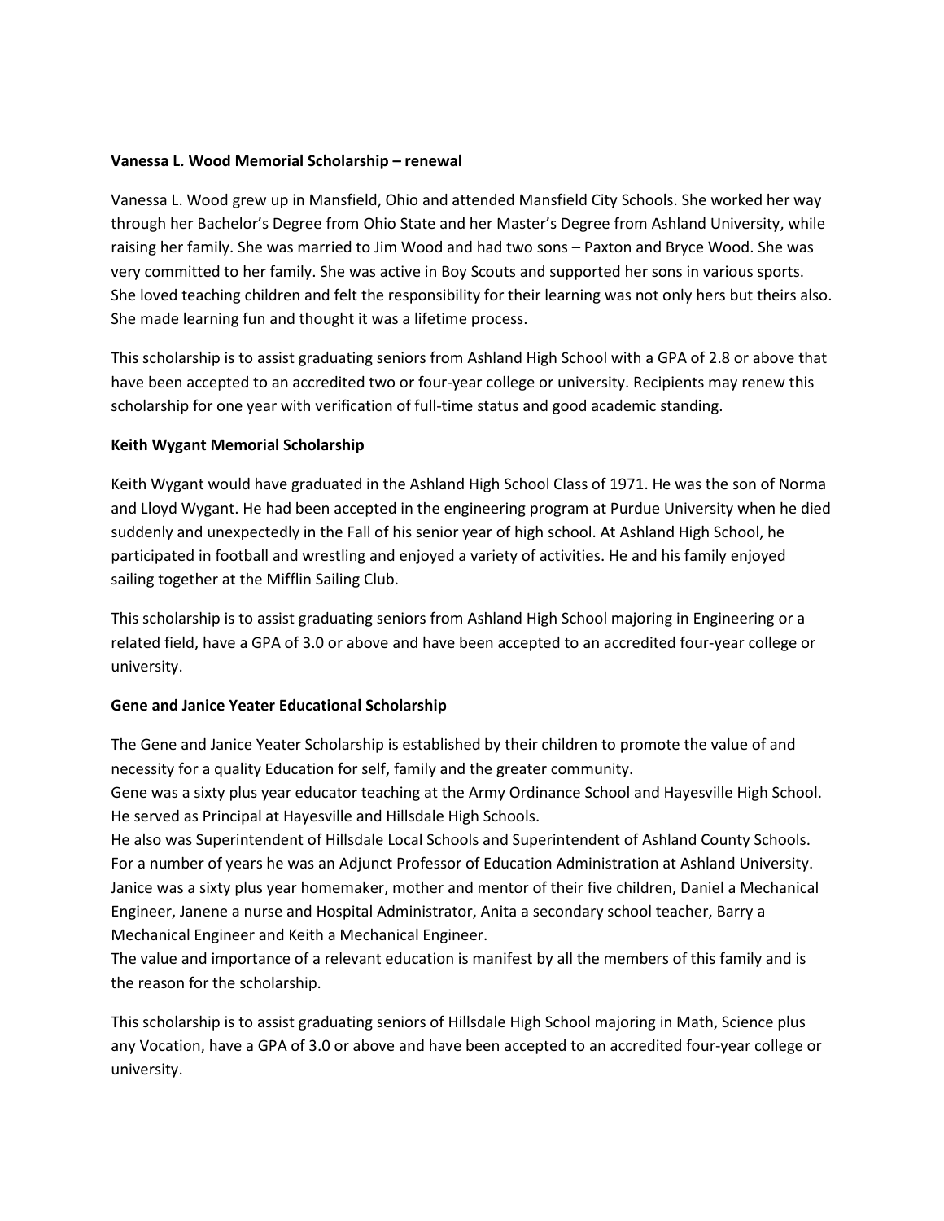**Vanessa L. Wood Memorial Scholarship – renewal**

Vanessa L. Wood grew up in Mansfield, Ohio and attended Mansfield City Schools. She worked her way through her Bachelor's Degree from Ohio State and her Master's Degree from Ashland University, while raising her family. She was married to Jim Wood and had two sons – Paxton and Bryce Wood. She was very committed to her family. She was active in Boy Scouts and supported her sons in various sports. She loved teaching children and felt the responsibility for their learning was not only hers but theirs also. She made learning fun and thought it was a lifetime process.

This scholarship is to assist graduating seniors from Ashland High School with a GPA of 2.8 or above that have been accepted to an accredited two or four-year college or university. Recipients may renew this scholarship for one year with verification of full-time status and good academic standing.

**Keith Wygant Memorial Scholarship**

Keith Wygant would have graduated in the Ashland High School Class of 1971. He was the son of Norma and Lloyd Wygant. He had been accepted in the engineering program at Purdue University when he died suddenly and unexpectedly in the Fall of his senior year of high school. At Ashland High School, he participated in football and wrestling and enjoyed a variety of activities. He and his family enjoyed sailing together at the Mifflin Sailing Club.

This scholarship is to assist graduating seniors from Ashland High School majoring in Engineering or a related field, have a GPA of 3.0 or above and have been accepted to an accredited four-year college or university.

**Gene and Janice Yeater Educational Scholarship**

The Gene and Janice Yeater Scholarship is established by their children to promote the value of and necessity for a quality Education for self, family and the greater community.
Gene was a sixty plus year educator teaching at the Army Ordinance School and Hayesville High School. He served as Principal at Hayesville and Hillsdale High Schools.
He also was Superintendent of Hillsdale Local Schools and Superintendent of Ashland County Schools. For a number of years he was an Adjunct Professor of Education Administration at Ashland University.
Janice was a sixty plus year homemaker, mother and mentor of their five children, Daniel a Mechanical Engineer, Janene a nurse and Hospital Administrator, Anita a secondary school teacher, Barry a Mechanical Engineer and Keith a Mechanical Engineer.
The value and importance of a relevant education is manifest by all the members of this family and is the reason for the scholarship.

This scholarship is to assist graduating seniors of Hillsdale High School majoring in Math, Science plus any Vocation, have a GPA of 3.0 or above and have been accepted to an accredited four-year college or university.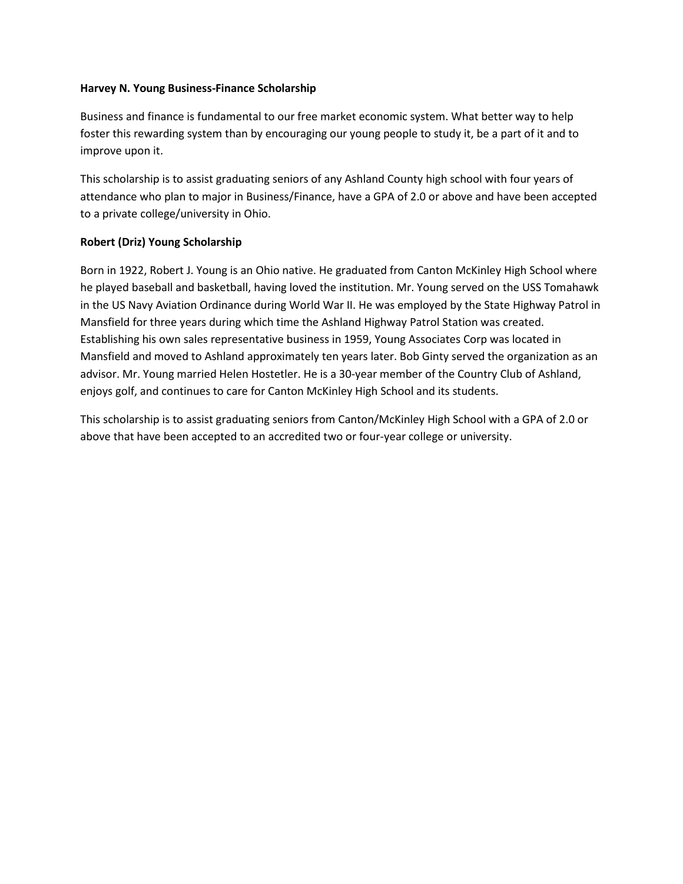**Harvey N. Young Business-Finance Scholarship**

Business and finance is fundamental to our free market economic system. What better way to help foster this rewarding system than by encouraging our young people to study it, be a part of it and to improve upon it.

This scholarship is to assist graduating seniors of any Ashland County high school with four years of attendance who plan to major in Business/Finance, have a GPA of 2.0 or above and have been accepted to a private college/university in Ohio.

**Robert (Driz) Young Scholarship**

Born in 1922, Robert J. Young is an Ohio native. He graduated from Canton McKinley High School where he played baseball and basketball, having loved the institution. Mr. Young served on the USS Tomahawk in the US Navy Aviation Ordinance during World War II. He was employed by the State Highway Patrol in Mansfield for three years during which time the Ashland Highway Patrol Station was created. Establishing his own sales representative business in 1959, Young Associates Corp was located in Mansfield and moved to Ashland approximately ten years later. Bob Ginty served the organization as an advisor. Mr. Young married Helen Hostetler. He is a 30-year member of the Country Club of Ashland, enjoys golf, and continues to care for Canton McKinley High School and its students.

This scholarship is to assist graduating seniors from Canton/McKinley High School with a GPA of 2.0 or above that have been accepted to an accredited two or four-year college or university.